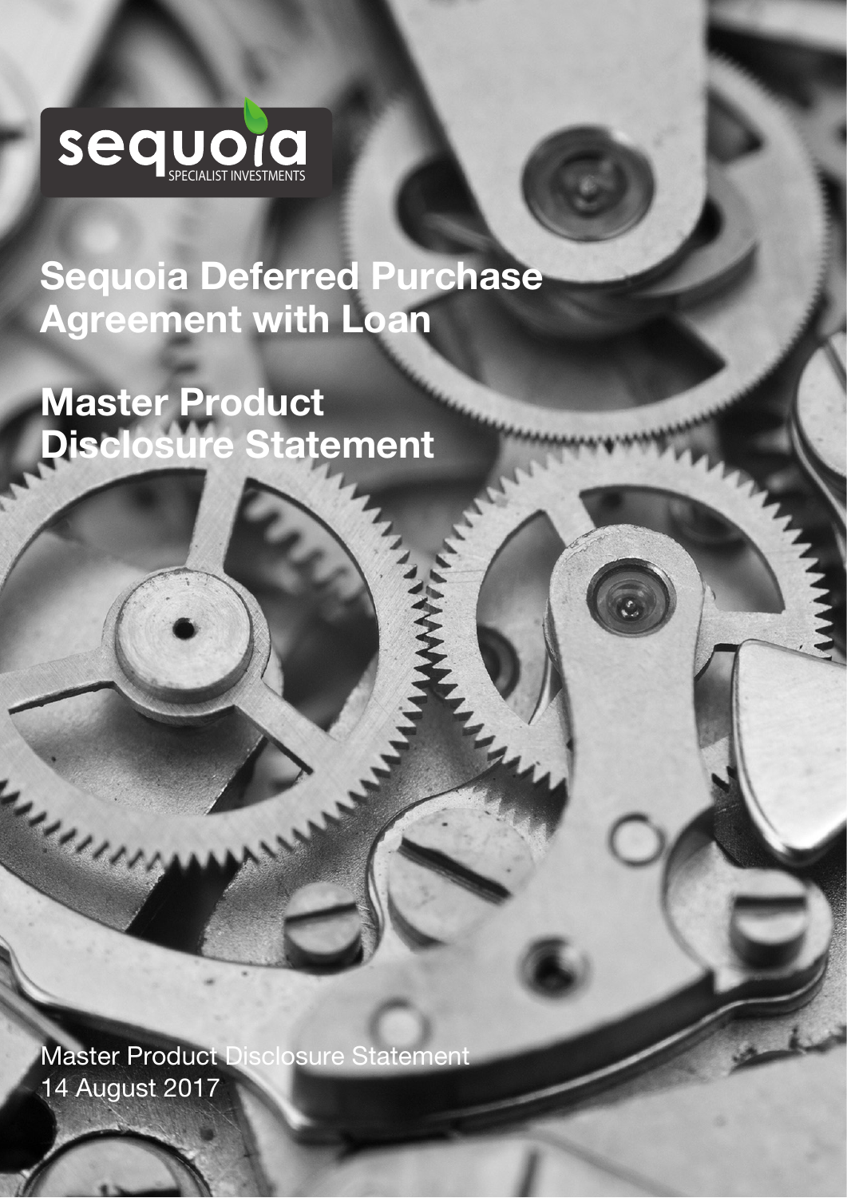sequoia SPECIALIST INVESTMENTS

# Sequoia Deferred Purchase Agreement with Loan

# Master Product Disclosure Statement

Master Product Disclosure Statement
14 August 2017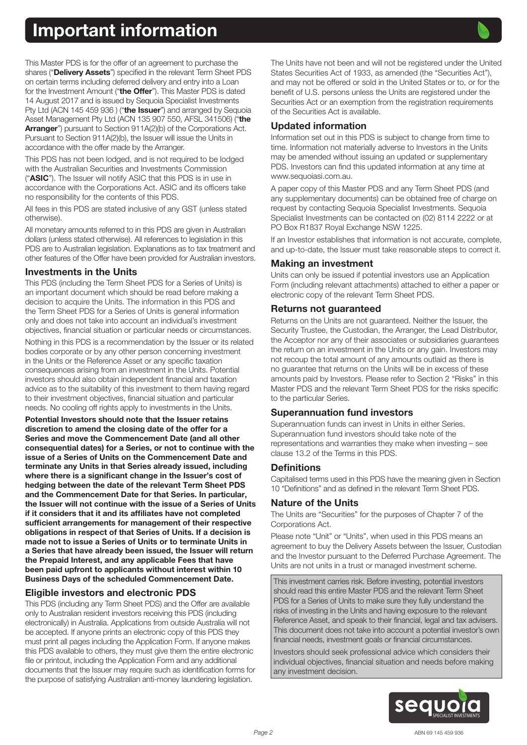# Important information

This Master PDS is for the offer of an agreement to purchase the shares ("**Delivery Assets**") specified in the relevant Term Sheet PDS on certain terms including deferred delivery and entry into a Loan for the Investment Amount ("**the Offer**"). This Master PDS is dated 14 August 2017 and is issued by Sequoia Specialist Investments Pty Ltd (ACN 145 459 936 ) ("**the Issuer**") and arranged by Sequoia Asset Management Pty Ltd (ACN 135 907 550, AFSL 341506) ("**the Arranger**") pursuant to Section 911A(2)(b) of the Corporations Act. Pursuant to Section 911A(2)(b), the Issuer will issue the Units in accordance with the offer made by the Arranger.

This PDS has not been lodged, and is not required to be lodged with the Australian Securities and Investments Commission ("**ASIC**"). The Issuer will notify ASIC that this PDS is in use in accordance with the Corporations Act. ASIC and its officers take no responsibility for the contents of this PDS.

All fees in this PDS are stated inclusive of any GST (unless stated otherwise).

All monetary amounts referred to in this PDS are given in Australian dollars (unless stated otherwise). All references to legislation in this PDS are to Australian legislation. Explanations as to tax treatment and other features of the Offer have been provided for Australian investors.

## Investments in the Units

This PDS (including the Term Sheet PDS for a Series of Units) is an important document which should be read before making a decision to acquire the Units. The information in this PDS and the Term Sheet PDS for a Series of Units is general information only and does not take into account an individual's investment objectives, financial situation or particular needs or circumstances.

Nothing in this PDS is a recommendation by the Issuer or its related bodies corporate or by any other person concerning investment in the Units or the Reference Asset or any specific taxation consequences arising from an investment in the Units. Potential investors should also obtain independent financial and taxation advice as to the suitability of this investment to them having regard to their investment objectives, financial situation and particular needs. No cooling off rights apply to investments in the Units.

**Potential Investors should note that the Issuer retains discretion to amend the closing date of the offer for a Series and move the Commencement Date (and all other consequential dates) for a Series, or not to continue with the issue of a Series of Units on the Commencement Date and terminate any Units in that Series already issued, including where there is a significant change in the Issuer's cost of hedging between the date of the relevant Term Sheet PDS and the Commencement Date for that Series. In particular, the Issuer will not continue with the issue of a Series of Units if it considers that it and its affiliates have not completed sufficient arrangements for management of their respective obligations in respect of that Series of Units. If a decision is made not to issue a Series of Units or to terminate Units in a Series that have already been issued, the Issuer will return the Prepaid Interest, and any applicable Fees that have been paid upfront to applicants without interest within 10 Business Days of the scheduled Commencement Date.**

## Eligible investors and electronic PDS

This PDS (including any Term Sheet PDS) and the Offer are available only to Australian resident investors receiving this PDS (including electronically) in Australia. Applications from outside Australia will not be accepted. If anyone prints an electronic copy of this PDS they must print all pages including the Application Form. If anyone makes this PDS available to others, they must give them the entire electronic file or printout, including the Application Form and any additional documents that the Issuer may require such as identification forms for the purpose of satisfying Australian anti-money laundering legislation.

The Units have not been and will not be registered under the United States Securities Act of 1933, as amended (the "Securities Act"), and may not be offered or sold in the United States or to, or for the benefit of U.S. persons unless the Units are registered under the Securities Act or an exemption from the registration requirements of the Securities Act is available.

## Updated information

Information set out in this PDS is subject to change from time to time. Information not materially adverse to Investors in the Units may be amended without issuing an updated or supplementary PDS. Investors can find this updated information at any time at www.sequoiasi.com.au.

A paper copy of this Master PDS and any Term Sheet PDS (and any supplementary documents) can be obtained free of charge on request by contacting Sequoia Specialist Investments. Sequoia Specialist Investments can be contacted on (02) 8114 2222 or at PO Box R1837 Royal Exchange NSW 1225.

If an Investor establishes that information is not accurate, complete, and up-to-date, the Issuer must take reasonable steps to correct it.

## Making an investment

Units can only be issued if potential investors use an Application Form (including relevant attachments) attached to either a paper or electronic copy of the relevant Term Sheet PDS.

## Returns not guaranteed

Returns on the Units are not guaranteed. Neither the Issuer, the Security Trustee, the Custodian, the Arranger, the Lead Distributor, the Acceptor nor any of their associates or subsidiaries guarantees the return on an investment in the Units or any gain. Investors may not recoup the total amount of any amounts outlaid as there is no guarantee that returns on the Units will be in excess of these amounts paid by Investors. Please refer to Section 2 "Risks" in this Master PDS and the relevant Term Sheet PDS for the risks specific to the particular Series.

## Superannuation fund investors

Superannuation funds can invest in Units in either Series. Superannuation fund investors should take note of the representations and warranties they make when investing – see clause 13.2 of the Terms in this PDS.

## Definitions

Capitalised terms used in this PDS have the meaning given in Section 10 "Definitions" and as defined in the relevant Term Sheet PDS.

## Nature of the Units

The Units are "Securities" for the purposes of Chapter 7 of the Corporations Act.

Please note "Unit" or "Units", when used in this PDS means an agreement to buy the Delivery Assets between the Issuer, Custodian and the Investor pursuant to the Deferred Purchase Agreement. The Units are not units in a trust or managed investment scheme.

This investment carries risk. Before investing, potential investors should read this entire Master PDS and the relevant Term Sheet PDS for a Series of Units to make sure they fully understand the risks of investing in the Units and having exposure to the relevant Reference Asset, and speak to their financial, legal and tax advisers. This document does not take into account a potential investor's own financial needs, investment goals or financial circumstances.

Investors should seek professional advice which considers their individual objectives, financial situation and needs before making any investment decision.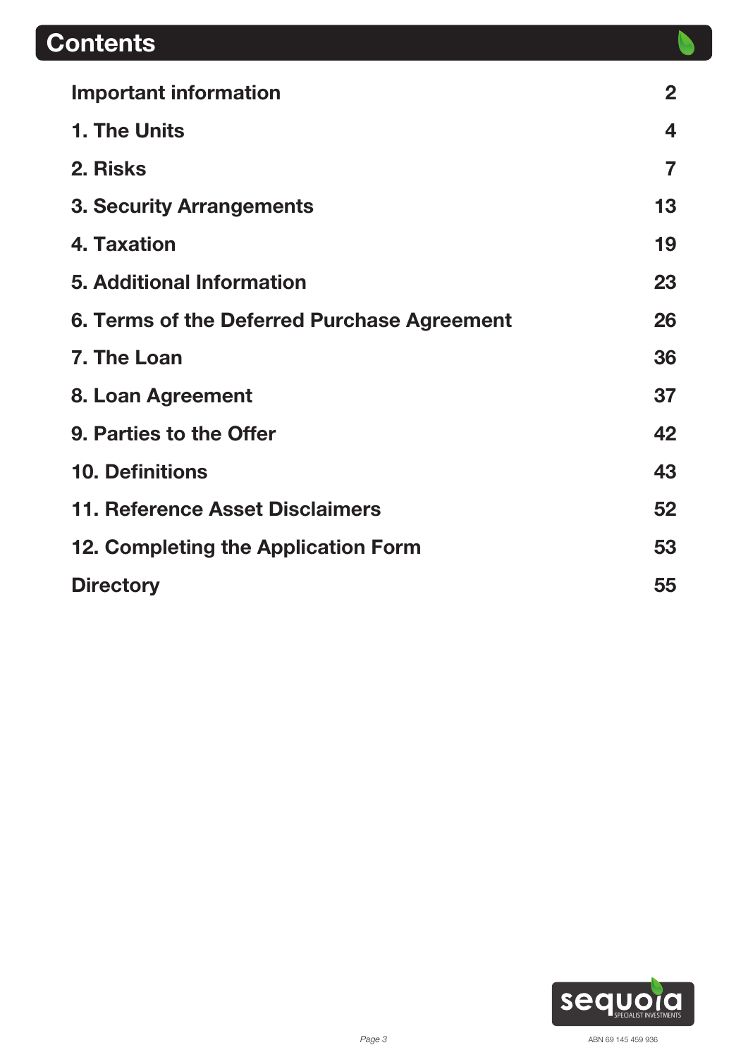# Contents

| | |
|---|---|
| **Important information** | **2** |
| **1. The Units** | **4** |
| **2. Risks** | **7** |
| **3. Security Arrangements** | **13** |
| **4. Taxation** | **19** |
| **5. Additional Information** | **23** |
| **6. Terms of the Deferred Purchase Agreement** | **26** |
| **7. The Loan** | **36** |
| **8. Loan Agreement** | **37** |
| **9. Parties to the Offer** | **42** |
| **10. Definitions** | **43** |
| **11. Reference Asset Disclaimers** | **52** |
| **12. Completing the Application Form** | **53** |
| **Directory** | **55** |

sequoia SPECIALIST INVESTMENTS

ABN 69 145 459 936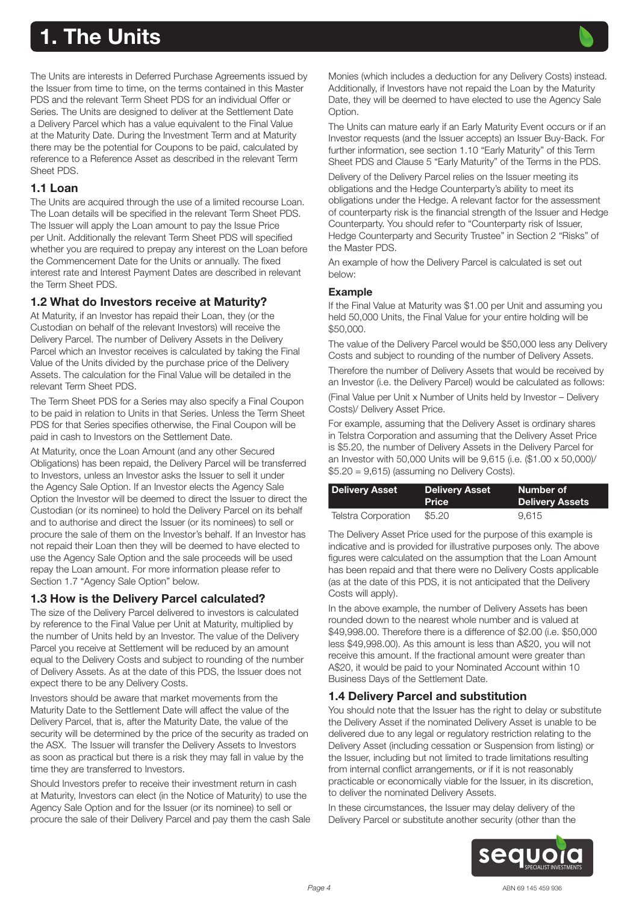# 1. The Units

The Units are interests in Deferred Purchase Agreements issued by the Issuer from time to time, on the terms contained in this Master PDS and the relevant Term Sheet PDS for an individual Offer or Series. The Units are designed to deliver at the Settlement Date a Delivery Parcel which has a value equivalent to the Final Value at the Maturity Date. During the Investment Term and at Maturity there may be the potential for Coupons to be paid, calculated by reference to a Reference Asset as described in the relevant Term Sheet PDS.

## 1.1 Loan

The Units are acquired through the use of a limited recourse Loan. The Loan details will be specified in the relevant Term Sheet PDS. The Issuer will apply the Loan amount to pay the Issue Price per Unit. Additionally the relevant Term Sheet PDS will specified whether you are required to prepay any interest on the Loan before the Commencement Date for the Units or annually. The fixed interest rate and Interest Payment Dates are described in relevant the Term Sheet PDS.

## 1.2 What do Investors receive at Maturity?

At Maturity, if an Investor has repaid their Loan, they (or the Custodian on behalf of the relevant Investors) will receive the Delivery Parcel. The number of Delivery Assets in the Delivery Parcel which an Investor receives is calculated by taking the Final Value of the Units divided by the purchase price of the Delivery Assets. The calculation for the Final Value will be detailed in the relevant Term Sheet PDS.

The Term Sheet PDS for a Series may also specify a Final Coupon to be paid in relation to Units in that Series. Unless the Term Sheet PDS for that Series specifies otherwise, the Final Coupon will be paid in cash to Investors on the Settlement Date.

At Maturity, once the Loan Amount (and any other Secured Obligations) has been repaid, the Delivery Parcel will be transferred to Investors, unless an Investor asks the Issuer to sell it under the Agency Sale Option. If an Investor elects the Agency Sale Option the Investor will be deemed to direct the Issuer to direct the Custodian (or its nominee) to hold the Delivery Parcel on its behalf and to authorise and direct the Issuer (or its nominees) to sell or procure the sale of them on the Investor's behalf. If an Investor has not repaid their Loan then they will be deemed to have elected to use the Agency Sale Option and the sale proceeds will be used repay the Loan amount. For more information please refer to Section 1.7 "Agency Sale Option" below.

## 1.3 How is the Delivery Parcel calculated?

The size of the Delivery Parcel delivered to investors is calculated by reference to the Final Value per Unit at Maturity, multiplied by the number of Units held by an Investor. The value of the Delivery Parcel you receive at Settlement will be reduced by an amount equal to the Delivery Costs and subject to rounding of the number of Delivery Assets. As at the date of this PDS, the Issuer does not expect there to be any Delivery Costs.

Investors should be aware that market movements from the Maturity Date to the Settlement Date will affect the value of the Delivery Parcel, that is, after the Maturity Date, the value of the security will be determined by the price of the security as traded on the ASX. The Issuer will transfer the Delivery Assets to Investors as soon as practical but there is a risk they may fall in value by the time they are transferred to Investors.

Should Investors prefer to receive their investment return in cash at Maturity, Investors can elect (in the Notice of Maturity) to use the Agency Sale Option and for the Issuer (or its nominee) to sell or procure the sale of their Delivery Parcel and pay them the cash Sale Monies (which includes a deduction for any Delivery Costs) instead. Additionally, if Investors have not repaid the Loan by the Maturity Date, they will be deemed to have elected to use the Agency Sale Option.

The Units can mature early if an Early Maturity Event occurs or if an Investor requests (and the Issuer accepts) an Issuer Buy-Back. For further information, see section 1.10 "Early Maturity" of this Term Sheet PDS and Clause 5 "Early Maturity" of the Terms in the PDS.

Delivery of the Delivery Parcel relies on the Issuer meeting its obligations and the Hedge Counterparty's ability to meet its obligations under the Hedge. A relevant factor for the assessment of counterparty risk is the financial strength of the Issuer and Hedge Counterparty. You should refer to "Counterparty risk of Issuer, Hedge Counterparty and Security Trustee" in Section 2 "Risks" of the Master PDS.

An example of how the Delivery Parcel is calculated is set out below:

### Example

If the Final Value at Maturity was $1.00 per Unit and assuming you held 50,000 Units, the Final Value for your entire holding will be $50,000.

The value of the Delivery Parcel would be $50,000 less any Delivery Costs and subject to rounding of the number of Delivery Assets.

Therefore the number of Delivery Assets that would be received by an Investor (i.e. the Delivery Parcel) would be calculated as follows:

(Final Value per Unit x Number of Units held by Investor – Delivery Costs)/ Delivery Asset Price.

For example, assuming that the Delivery Asset is ordinary shares in Telstra Corporation and assuming that the Delivery Asset Price is $5.20, the number of Delivery Assets in the Delivery Parcel for an Investor with 50,000 Units will be 9,615 (i.e. ($1.00 x 50,000)/ $5.20 = 9,615) (assuming no Delivery Costs).

| Delivery Asset | Delivery Asset Price | Number of Delivery Assets |
|---|---|---|
| Telstra Corporation | $5.20 | 9,615 |

The Delivery Asset Price used for the purpose of this example is indicative and is provided for illustrative purposes only. The above figures were calculated on the assumption that the Loan Amount has been repaid and that there were no Delivery Costs applicable (as at the date of this PDS, it is not anticipated that the Delivery Costs will apply).

In the above example, the number of Delivery Assets has been rounded down to the nearest whole number and is valued at $49,998.00. Therefore there is a difference of $2.00 (i.e. $50,000 less $49,998.00). As this amount is less than A$20, you will not receive this amount. If the fractional amount were greater than A$20, it would be paid to your Nominated Account within 10 Business Days of the Settlement Date.

## 1.4 Delivery Parcel and substitution

You should note that the Issuer has the right to delay or substitute the Delivery Asset if the nominated Delivery Asset is unable to be delivered due to any legal or regulatory restriction relating to the Delivery Asset (including cessation or Suspension from listing) or the Issuer, including but not limited to trade limitations resulting from internal conflict arrangements, or if it is not reasonably practicable or economically viable for the Issuer, in its discretion, to deliver the nominated Delivery Assets.

In these circumstances, the Issuer may delay delivery of the Delivery Parcel or substitute another security (other than the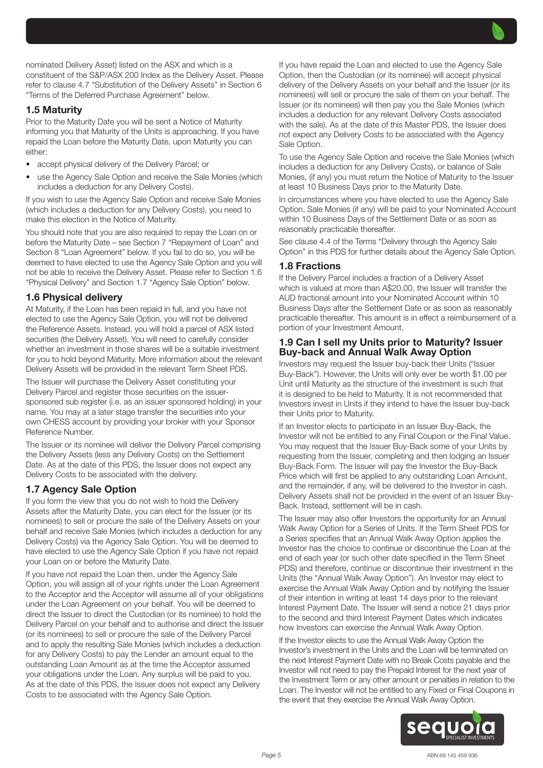nominated Delivery Asset) listed on the ASX and which is a constituent of the S&P/ASX 200 Index as the Delivery Asset. Please refer to clause 4.7 "Substitution of the Delivery Assets" in Section 6 "Terms of the Deferred Purchase Agreement" below.

## 1.5 Maturity

Prior to the Maturity Date you will be sent a Notice of Maturity informing you that Maturity of the Units is approaching. If you have repaid the Loan before the Maturity Date, upon Maturity you can either:

- accept physical delivery of the Delivery Parcel; or
- use the Agency Sale Option and receive the Sale Monies (which includes a deduction for any Delivery Costs).

If you wish to use the Agency Sale Option and receive Sale Monies (which includes a deduction for any Delivery Costs), you need to make this election in the Notice of Maturity.

You should note that you are also required to repay the Loan on or before the Maturity Date – see Section 7 "Repayment of Loan" and Section 8 "Loan Agreement" below. If you fail to do so, you will be deemed to have elected to use the Agency Sale Option and you will not be able to receive the Delivery Asset. Please refer to Section 1.6 "Physical Delivery" and Section 1.7 "Agency Sale Option" below.

## 1.6 Physical delivery

At Maturity, if the Loan has been repaid in full, and you have not elected to use the Agency Sale Option, you will not be delivered the Reference Assets. Instead, you will hold a parcel of ASX listed securities (the Delivery Asset). You will need to carefully consider whether an investment in those shares will be a suitable investment for you to hold beyond Maturity. More information about the relevant Delivery Assets will be provided in the relevant Term Sheet PDS.

The Issuer will purchase the Delivery Asset constituting your Delivery Parcel and register those securities on the issuer-sponsored sub register (i.e. as an issuer sponsored holding) in your name. You may at a later stage transfer the securities into your own CHESS account by providing your broker with your Sponsor Reference Number.

The Issuer or its nominee will deliver the Delivery Parcel comprising the Delivery Assets (less any Delivery Costs) on the Settlement Date. As at the date of this PDS, the Issuer does not expect any Delivery Costs to be associated with the delivery.

## 1.7 Agency Sale Option

If you form the view that you do not wish to hold the Delivery Assets after the Maturity Date, you can elect for the Issuer (or its nominees) to sell or procure the sale of the Delivery Assets on your behalf and receive Sale Monies (which includes a deduction for any Delivery Costs) via the Agency Sale Option. You will be deemed to have elected to use the Agency Sale Option if you have not repaid your Loan on or before the Maturity Date.

If you have not repaid the Loan then, under the Agency Sale Option, you will assign all of your rights under the Loan Agreement to the Acceptor and the Acceptor will assume all of your obligations under the Loan Agreement on your behalf. You will be deemed to direct the Issuer to direct the Custodian (or its nominee) to hold the Delivery Parcel on your behalf and to authorise and direct the Issuer (or its nominees) to sell or procure the sale of the Delivery Parcel and to apply the resulting Sale Monies (which includes a deduction for any Delivery Costs) to pay the Lender an amount equal to the outstanding Loan Amount as at the time the Acceptor assumed your obligations under the Loan. Any surplus will be paid to you. As at the date of this PDS, the Issuer does not expect any Delivery Costs to be associated with the Agency Sale Option.

If you have repaid the Loan and elected to use the Agency Sale Option, then the Custodian (or its nominee) will accept physical delivery of the Delivery Assets on your behalf and the Issuer (or its nominees) will sell or procure the sale of them on your behalf. The Issuer (or its nominees) will then pay you the Sale Monies (which includes a deduction for any relevant Delivery Costs associated with the sale). As at the date of this Master PDS, the Issuer does not expect any Delivery Costs to be associated with the Agency Sale Option.

To use the Agency Sale Option and receive the Sale Monies (which includes a deduction for any Delivery Costs), or balance of Sale Monies, (if any) you must return the Notice of Maturity to the Issuer at least 10 Business Days prior to the Maturity Date.

In circumstances where you have elected to use the Agency Sale Option, Sale Monies (if any) will be paid to your Nominated Account within 10 Business Days of the Settlement Date or as soon as reasonably practicable thereafter.

See clause 4.4 of the Terms "Delivery through the Agency Sale Option" in this PDS for further details about the Agency Sale Option.

## 1.8 Fractions

If the Delivery Parcel includes a fraction of a Delivery Asset which is valued at more than A$20.00, the Issuer will transfer the AUD fractional amount into your Nominated Account within 10 Business Days after the Settlement Date or as soon as reasonably practicable thereafter. This amount is in effect a reimbursement of a portion of your Investment Amount.

## 1.9 Can I sell my Units prior to Maturity? Issuer Buy-back and Annual Walk Away Option

Investors may request the Issuer buy-back their Units ("Issuer Buy-Back"). However, the Units will only ever be worth $1.00 per Unit until Maturity as the structure of the investment is such that it is designed to be held to Maturity. It is not recommended that Investors invest in Units if they intend to have the Issuer buy-back their Units prior to Maturity.

If an Investor elects to participate in an Issuer Buy-Back, the Investor will not be entitled to any Final Coupon or the Final Value. You may request that the Issuer Buy-Back some of your Units by requesting from the Issuer, completing and then lodging an Issuer Buy-Back Form. The Issuer will pay the Investor the Buy-Back Price which will first be applied to any outstanding Loan Amount, and the remainder, if any, will be delivered to the Investor in cash. Delivery Assets shall not be provided in the event of an Issuer Buy-Back. Instead, settlement will be in cash.

The Issuer may also offer Investors the opportunity for an Annual Walk Away Option for a Series of Units. If the Term Sheet PDS for a Series specifies that an Annual Walk Away Option applies the Investor has the choice to continue or discontinue the Loan at the end of each year (or such other date specified in the Term Sheet PDS) and therefore, continue or discontinue their investment in the Units (the "Annual Walk Away Option"). An Investor may elect to exercise the Annual Walk Away Option and by notifying the Issuer of their intention in writing at least 14 days prior to the relevant Interest Payment Date. The Issuer will send a notice 21 days prior to the second and third Interest Payment Dates which indicates how Investors can exercise the Annual Walk Away Option.

If the Investor elects to use the Annual Walk Away Option the Investor's investment in the Units and the Loan will be terminated on the next Interest Payment Date with no Break Costs payable and the Investor will not need to pay the Prepaid Interest for the next year of the Investment Term or any other amount or penalties in relation to the Loan. The Investor will not be entitled to any Fixed or Final Coupons in the event that they exercise the Annual Walk Away Option.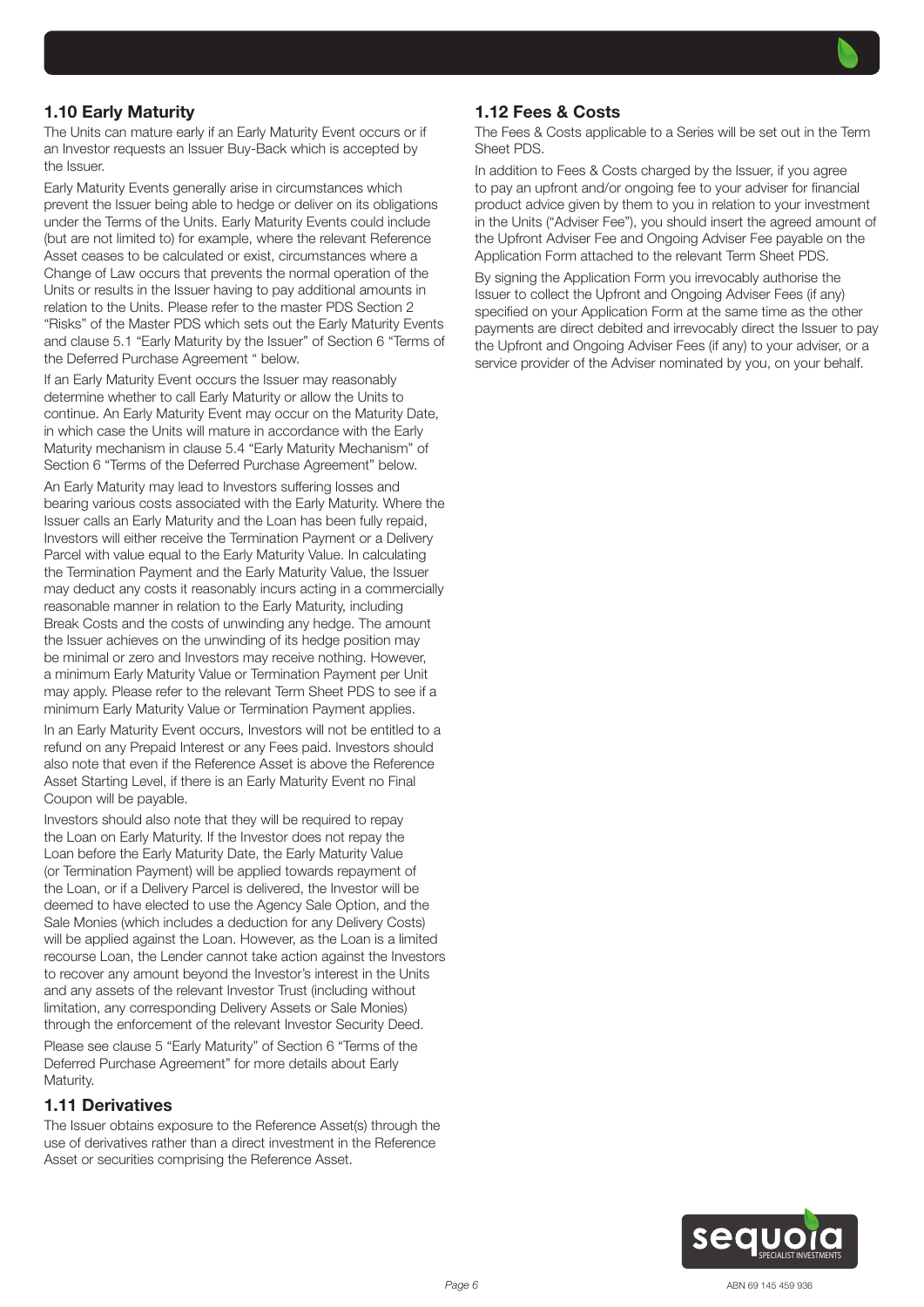## 1.10 Early Maturity

The Units can mature early if an Early Maturity Event occurs or if an Investor requests an Issuer Buy-Back which is accepted by the Issuer.

Early Maturity Events generally arise in circumstances which prevent the Issuer being able to hedge or deliver on its obligations under the Terms of the Units. Early Maturity Events could include (but are not limited to) for example, where the relevant Reference Asset ceases to be calculated or exist, circumstances where a Change of Law occurs that prevents the normal operation of the Units or results in the Issuer having to pay additional amounts in relation to the Units. Please refer to the master PDS Section 2 "Risks" of the Master PDS which sets out the Early Maturity Events and clause 5.1 "Early Maturity by the Issuer" of Section 6 "Terms of the Deferred Purchase Agreement " below.

If an Early Maturity Event occurs the Issuer may reasonably determine whether to call Early Maturity or allow the Units to continue. An Early Maturity Event may occur on the Maturity Date, in which case the Units will mature in accordance with the Early Maturity mechanism in clause 5.4 "Early Maturity Mechanism" of Section 6 "Terms of the Deferred Purchase Agreement" below.

An Early Maturity may lead to Investors suffering losses and bearing various costs associated with the Early Maturity. Where the Issuer calls an Early Maturity and the Loan has been fully repaid, Investors will either receive the Termination Payment or a Delivery Parcel with value equal to the Early Maturity Value. In calculating the Termination Payment and the Early Maturity Value, the Issuer may deduct any costs it reasonably incurs acting in a commercially reasonable manner in relation to the Early Maturity, including Break Costs and the costs of unwinding any hedge. The amount the Issuer achieves on the unwinding of its hedge position may be minimal or zero and Investors may receive nothing. However, a minimum Early Maturity Value or Termination Payment per Unit may apply. Please refer to the relevant Term Sheet PDS to see if a minimum Early Maturity Value or Termination Payment applies.

In an Early Maturity Event occurs, Investors will not be entitled to a refund on any Prepaid Interest or any Fees paid. Investors should also note that even if the Reference Asset is above the Reference Asset Starting Level, if there is an Early Maturity Event no Final Coupon will be payable.

Investors should also note that they will be required to repay the Loan on Early Maturity. If the Investor does not repay the Loan before the Early Maturity Date, the Early Maturity Value (or Termination Payment) will be applied towards repayment of the Loan, or if a Delivery Parcel is delivered, the Investor will be deemed to have elected to use the Agency Sale Option, and the Sale Monies (which includes a deduction for any Delivery Costs) will be applied against the Loan. However, as the Loan is a limited recourse Loan, the Lender cannot take action against the Investors to recover any amount beyond the Investor's interest in the Units and any assets of the relevant Investor Trust (including without limitation, any corresponding Delivery Assets or Sale Monies) through the enforcement of the relevant Investor Security Deed.

Please see clause 5 "Early Maturity" of Section 6 "Terms of the Deferred Purchase Agreement" for more details about Early Maturity.

## 1.11 Derivatives

The Issuer obtains exposure to the Reference Asset(s) through the use of derivatives rather than a direct investment in the Reference Asset or securities comprising the Reference Asset.

## 1.12 Fees & Costs

The Fees & Costs applicable to a Series will be set out in the Term Sheet PDS.

In addition to Fees & Costs charged by the Issuer, if you agree to pay an upfront and/or ongoing fee to your adviser for financial product advice given by them to you in relation to your investment in the Units ("Adviser Fee"), you should insert the agreed amount of the Upfront Adviser Fee and Ongoing Adviser Fee payable on the Application Form attached to the relevant Term Sheet PDS.

By signing the Application Form you irrevocably authorise the Issuer to collect the Upfront and Ongoing Adviser Fees (if any) specified on your Application Form at the same time as the other payments are direct debited and irrevocably direct the Issuer to pay the Upfront and Ongoing Adviser Fees (if any) to your adviser, or a service provider of the Adviser nominated by you, on your behalf.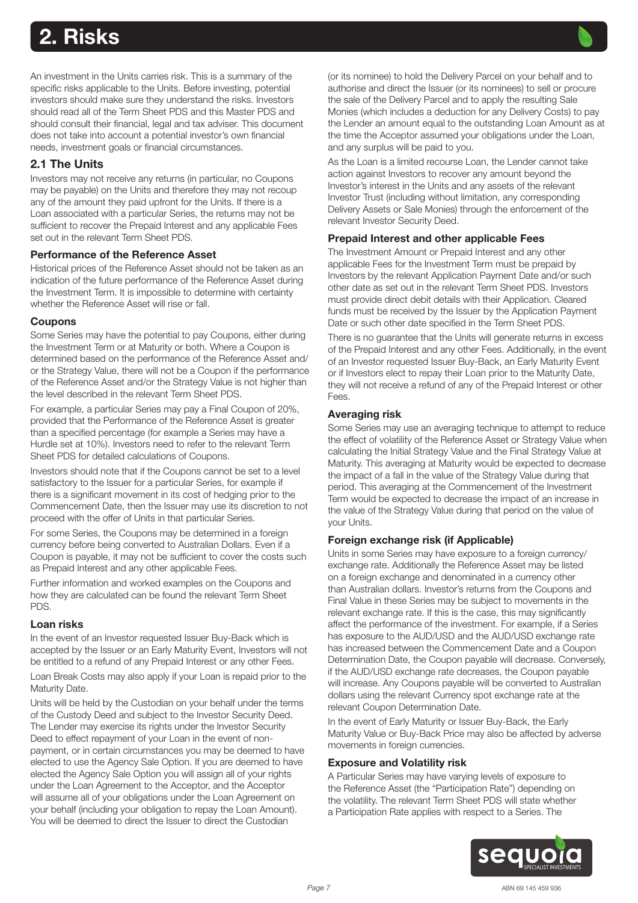# 2. Risks

An investment in the Units carries risk. This is a summary of the specific risks applicable to the Units. Before investing, potential investors should make sure they understand the risks. Investors should read all of the Term Sheet PDS and this Master PDS and should consult their financial, legal and tax adviser. This document does not take into account a potential investor's own financial needs, investment goals or financial circumstances.

## 2.1 The Units

Investors may not receive any returns (in particular, no Coupons may be payable) on the Units and therefore they may not recoup any of the amount they paid upfront for the Units. If there is a Loan associated with a particular Series, the returns may not be sufficient to recover the Prepaid Interest and any applicable Fees set out in the relevant Term Sheet PDS.

### Performance of the Reference Asset

Historical prices of the Reference Asset should not be taken as an indication of the future performance of the Reference Asset during the Investment Term. It is impossible to determine with certainty whether the Reference Asset will rise or fall.

### Coupons

Some Series may have the potential to pay Coupons, either during the Investment Term or at Maturity or both. Where a Coupon is determined based on the performance of the Reference Asset and/or the Strategy Value, there will not be a Coupon if the performance of the Reference Asset and/or the Strategy Value is not higher than the level described in the relevant Term Sheet PDS.

For example, a particular Series may pay a Final Coupon of 20%, provided that the Performance of the Reference Asset is greater than a specified percentage (for example a Series may have a Hurdle set at 10%). Investors need to refer to the relevant Term Sheet PDS for detailed calculations of Coupons.

Investors should note that if the Coupons cannot be set to a level satisfactory to the Issuer for a particular Series, for example if there is a significant movement in its cost of hedging prior to the Commencement Date, then the Issuer may use its discretion to not proceed with the offer of Units in that particular Series.

For some Series, the Coupons may be determined in a foreign currency before being converted to Australian Dollars. Even if a Coupon is payable, it may not be sufficient to cover the costs such as Prepaid Interest and any other applicable Fees.

Further information and worked examples on the Coupons and how they are calculated can be found the relevant Term Sheet PDS.

### Loan risks

In the event of an Investor requested Issuer Buy-Back which is accepted by the Issuer or an Early Maturity Event, Investors will not be entitled to a refund of any Prepaid Interest or any other Fees.

Loan Break Costs may also apply if your Loan is repaid prior to the Maturity Date.

Units will be held by the Custodian on your behalf under the terms of the Custody Deed and subject to the Investor Security Deed. The Lender may exercise its rights under the Investor Security Deed to effect repayment of your Loan in the event of non-payment, or in certain circumstances you may be deemed to have elected to use the Agency Sale Option. If you are deemed to have elected the Agency Sale Option you will assign all of your rights under the Loan Agreement to the Acceptor, and the Acceptor will assume all of your obligations under the Loan Agreement on your behalf (including your obligation to repay the Loan Amount). You will be deemed to direct the Issuer to direct the Custodian (or its nominee) to hold the Delivery Parcel on your behalf and to authorise and direct the Issuer (or its nominees) to sell or procure the sale of the Delivery Parcel and to apply the resulting Sale Monies (which includes a deduction for any Delivery Costs) to pay the Lender an amount equal to the outstanding Loan Amount as at the time the Acceptor assumed your obligations under the Loan, and any surplus will be paid to you.

As the Loan is a limited recourse Loan, the Lender cannot take action against Investors to recover any amount beyond the Investor's interest in the Units and any assets of the relevant Investor Trust (including without limitation, any corresponding Delivery Assets or Sale Monies) through the enforcement of the relevant Investor Security Deed.

### Prepaid Interest and other applicable Fees

The Investment Amount or Prepaid Interest and any other applicable Fees for the Investment Term must be prepaid by Investors by the relevant Application Payment Date and/or such other date as set out in the relevant Term Sheet PDS. Investors must provide direct debit details with their Application. Cleared funds must be received by the Issuer by the Application Payment Date or such other date specified in the Term Sheet PDS.

There is no guarantee that the Units will generate returns in excess of the Prepaid Interest and any other Fees. Additionally, in the event of an Investor requested Issuer Buy-Back, an Early Maturity Event or if Investors elect to repay their Loan prior to the Maturity Date, they will not receive a refund of any of the Prepaid Interest or other Fees.

### Averaging risk

Some Series may use an averaging technique to attempt to reduce the effect of volatility of the Reference Asset or Strategy Value when calculating the Initial Strategy Value and the Final Strategy Value at Maturity. This averaging at Maturity would be expected to decrease the impact of a fall in the value of the Strategy Value during that period. This averaging at the Commencement of the Investment Term would be expected to decrease the impact of an increase in the value of the Strategy Value during that period on the value of your Units.

### Foreign exchange risk (if Applicable)

Units in some Series may have exposure to a foreign currency/exchange rate. Additionally the Reference Asset may be listed on a foreign exchange and denominated in a currency other than Australian dollars. Investor's returns from the Coupons and Final Value in these Series may be subject to movements in the relevant exchange rate. If this is the case, this may significantly affect the performance of the investment. For example, if a Series has exposure to the AUD/USD and the AUD/USD exchange rate has increased between the Commencement Date and a Coupon Determination Date, the Coupon payable will decrease. Conversely, if the AUD/USD exchange rate decreases, the Coupon payable will increase. Any Coupons payable will be converted to Australian dollars using the relevant Currency spot exchange rate at the relevant Coupon Determination Date.

In the event of Early Maturity or Issuer Buy-Back, the Early Maturity Value or Buy-Back Price may also be affected by adverse movements in foreign currencies.

### Exposure and Volatility risk

A Particular Series may have varying levels of exposure to the Reference Asset (the "Participation Rate") depending on the volatility. The relevant Term Sheet PDS will state whether a Participation Rate applies with respect to a Series. The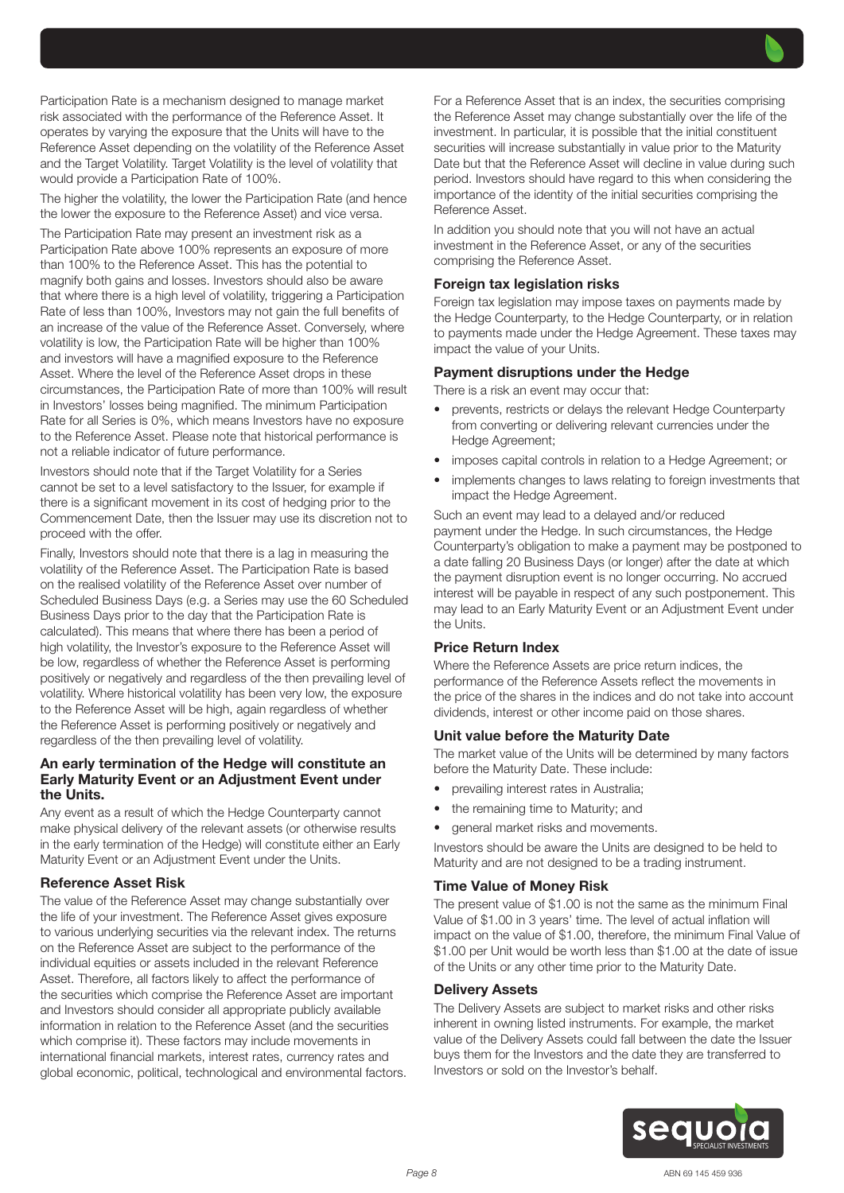Participation Rate is a mechanism designed to manage market risk associated with the performance of the Reference Asset. It operates by varying the exposure that the Units will have to the Reference Asset depending on the volatility of the Reference Asset and the Target Volatility. Target Volatility is the level of volatility that would provide a Participation Rate of 100%.

The higher the volatility, the lower the Participation Rate (and hence the lower the exposure to the Reference Asset) and vice versa.

The Participation Rate may present an investment risk as a Participation Rate above 100% represents an exposure of more than 100% to the Reference Asset. This has the potential to magnify both gains and losses. Investors should also be aware that where there is a high level of volatility, triggering a Participation Rate of less than 100%, Investors may not gain the full benefits of an increase of the value of the Reference Asset. Conversely, where volatility is low, the Participation Rate will be higher than 100% and investors will have a magnified exposure to the Reference Asset. Where the level of the Reference Asset drops in these circumstances, the Participation Rate of more than 100% will result in Investors' losses being magnified. The minimum Participation Rate for all Series is 0%, which means Investors have no exposure to the Reference Asset. Please note that historical performance is not a reliable indicator of future performance.

Investors should note that if the Target Volatility for a Series cannot be set to a level satisfactory to the Issuer, for example if there is a significant movement in its cost of hedging prior to the Commencement Date, then the Issuer may use its discretion not to proceed with the offer.

Finally, Investors should note that there is a lag in measuring the volatility of the Reference Asset. The Participation Rate is based on the realised volatility of the Reference Asset over number of Scheduled Business Days (e.g. a Series may use the 60 Scheduled Business Days prior to the day that the Participation Rate is calculated). This means that where there has been a period of high volatility, the Investor's exposure to the Reference Asset will be low, regardless of whether the Reference Asset is performing positively or negatively and regardless of the then prevailing level of volatility. Where historical volatility has been very low, the exposure to the Reference Asset will be high, again regardless of whether the Reference Asset is performing positively or negatively and regardless of the then prevailing level of volatility.

### An early termination of the Hedge will constitute an Early Maturity Event or an Adjustment Event under the Units.

Any event as a result of which the Hedge Counterparty cannot make physical delivery of the relevant assets (or otherwise results in the early termination of the Hedge) will constitute either an Early Maturity Event or an Adjustment Event under the Units.

### Reference Asset Risk

The value of the Reference Asset may change substantially over the life of your investment. The Reference Asset gives exposure to various underlying securities via the relevant index. The returns on the Reference Asset are subject to the performance of the individual equities or assets included in the relevant Reference Asset. Therefore, all factors likely to affect the performance of the securities which comprise the Reference Asset are important and Investors should consider all appropriate publicly available information in relation to the Reference Asset (and the securities which comprise it). These factors may include movements in international financial markets, interest rates, currency rates and global economic, political, technological and environmental factors.

For a Reference Asset that is an index, the securities comprising the Reference Asset may change substantially over the life of the investment. In particular, it is possible that the initial constituent securities will increase substantially in value prior to the Maturity Date but that the Reference Asset will decline in value during such period. Investors should have regard to this when considering the importance of the identity of the initial securities comprising the Reference Asset.

In addition you should note that you will not have an actual investment in the Reference Asset, or any of the securities comprising the Reference Asset.

### Foreign tax legislation risks

Foreign tax legislation may impose taxes on payments made by the Hedge Counterparty, to the Hedge Counterparty, or in relation to payments made under the Hedge Agreement. These taxes may impact the value of your Units.

### Payment disruptions under the Hedge

There is a risk an event may occur that:

- prevents, restricts or delays the relevant Hedge Counterparty from converting or delivering relevant currencies under the Hedge Agreement;
- imposes capital controls in relation to a Hedge Agreement; or
- implements changes to laws relating to foreign investments that impact the Hedge Agreement.

Such an event may lead to a delayed and/or reduced payment under the Hedge. In such circumstances, the Hedge Counterparty's obligation to make a payment may be postponed to a date falling 20 Business Days (or longer) after the date at which the payment disruption event is no longer occurring. No accrued interest will be payable in respect of any such postponement. This may lead to an Early Maturity Event or an Adjustment Event under the Units.

### Price Return Index

Where the Reference Assets are price return indices, the performance of the Reference Assets reflect the movements in the price of the shares in the indices and do not take into account dividends, interest or other income paid on those shares.

### Unit value before the Maturity Date

The market value of the Units will be determined by many factors before the Maturity Date. These include:

- prevailing interest rates in Australia;
- the remaining time to Maturity; and
- general market risks and movements.

Investors should be aware the Units are designed to be held to Maturity and are not designed to be a trading instrument.

### Time Value of Money Risk

The present value of $1.00 is not the same as the minimum Final Value of $1.00 in 3 years' time. The level of actual inflation will impact on the value of $1.00, therefore, the minimum Final Value of $1.00 per Unit would be worth less than $1.00 at the date of issue of the Units or any other time prior to the Maturity Date.

### Delivery Assets

The Delivery Assets are subject to market risks and other risks inherent in owning listed instruments. For example, the market value of the Delivery Assets could fall between the date the Issuer buys them for the Investors and the date they are transferred to Investors or sold on the Investor's behalf.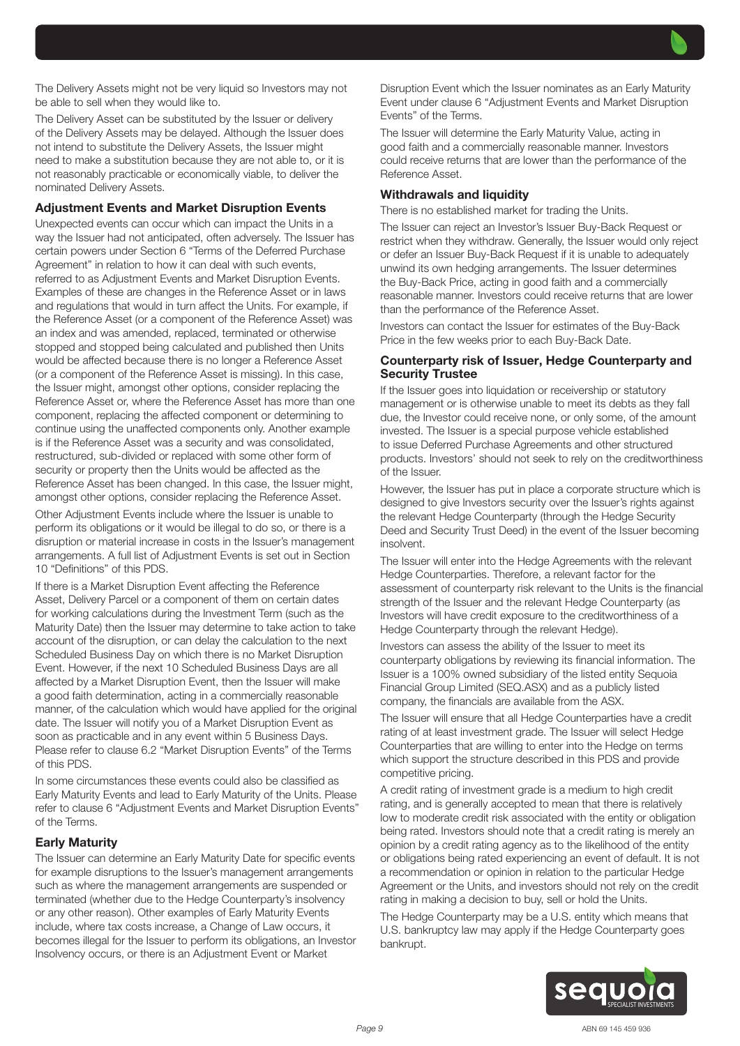The Delivery Assets might not be very liquid so Investors may not be able to sell when they would like to.

The Delivery Asset can be substituted by the Issuer or delivery of the Delivery Assets may be delayed. Although the Issuer does not intend to substitute the Delivery Assets, the Issuer might need to make a substitution because they are not able to, or it is not reasonably practicable or economically viable, to deliver the nominated Delivery Assets.

### Adjustment Events and Market Disruption Events

Unexpected events can occur which can impact the Units in a way the Issuer had not anticipated, often adversely. The Issuer has certain powers under Section 6 "Terms of the Deferred Purchase Agreement" in relation to how it can deal with such events, referred to as Adjustment Events and Market Disruption Events. Examples of these are changes in the Reference Asset or in laws and regulations that would in turn affect the Units. For example, if the Reference Asset (or a component of the Reference Asset) was an index and was amended, replaced, terminated or otherwise stopped and stopped being calculated and published then Units would be affected because there is no longer a Reference Asset (or a component of the Reference Asset is missing). In this case, the Issuer might, amongst other options, consider replacing the Reference Asset or, where the Reference Asset has more than one component, replacing the affected component or determining to continue using the unaffected components only. Another example is if the Reference Asset was a security and was consolidated, restructured, sub-divided or replaced with some other form of security or property then the Units would be affected as the Reference Asset has been changed. In this case, the Issuer might, amongst other options, consider replacing the Reference Asset.

Other Adjustment Events include where the Issuer is unable to perform its obligations or it would be illegal to do so, or there is a disruption or material increase in costs in the Issuer's management arrangements. A full list of Adjustment Events is set out in Section 10 "Definitions" of this PDS.

If there is a Market Disruption Event affecting the Reference Asset, Delivery Parcel or a component of them on certain dates for working calculations during the Investment Term (such as the Maturity Date) then the Issuer may determine to take action to take account of the disruption, or can delay the calculation to the next Scheduled Business Day on which there is no Market Disruption Event. However, if the next 10 Scheduled Business Days are all affected by a Market Disruption Event, then the Issuer will make a good faith determination, acting in a commercially reasonable manner, of the calculation which would have applied for the original date. The Issuer will notify you of a Market Disruption Event as soon as practicable and in any event within 5 Business Days. Please refer to clause 6.2 "Market Disruption Events" of the Terms of this PDS.

In some circumstances these events could also be classified as Early Maturity Events and lead to Early Maturity of the Units. Please refer to clause 6 "Adjustment Events and Market Disruption Events" of the Terms.

### Early Maturity

The Issuer can determine an Early Maturity Date for specific events for example disruptions to the Issuer's management arrangements such as where the management arrangements are suspended or terminated (whether due to the Hedge Counterparty's insolvency or any other reason). Other examples of Early Maturity Events include, where tax costs increase, a Change of Law occurs, it becomes illegal for the Issuer to perform its obligations, an Investor Insolvency occurs, or there is an Adjustment Event or Market Disruption Event which the Issuer nominates as an Early Maturity Event under clause 6 "Adjustment Events and Market Disruption Events" of the Terms.

The Issuer will determine the Early Maturity Value, acting in good faith and a commercially reasonable manner. Investors could receive returns that are lower than the performance of the Reference Asset.

### Withdrawals and liquidity

There is no established market for trading the Units.

The Issuer can reject an Investor's Issuer Buy-Back Request or restrict when they withdraw. Generally, the Issuer would only reject or defer an Issuer Buy-Back Request if it is unable to adequately unwind its own hedging arrangements. The Issuer determines the Buy-Back Price, acting in good faith and a commercially reasonable manner. Investors could receive returns that are lower than the performance of the Reference Asset.

Investors can contact the Issuer for estimates of the Buy-Back Price in the few weeks prior to each Buy-Back Date.

### Counterparty risk of Issuer, Hedge Counterparty and Security Trustee

If the Issuer goes into liquidation or receivership or statutory management or is otherwise unable to meet its debts as they fall due, the Investor could receive none, or only some, of the amount invested. The Issuer is a special purpose vehicle established to issue Deferred Purchase Agreements and other structured products. Investors' should not seek to rely on the creditworthiness of the Issuer.

However, the Issuer has put in place a corporate structure which is designed to give Investors security over the Issuer's rights against the relevant Hedge Counterparty (through the Hedge Security Deed and Security Trust Deed) in the event of the Issuer becoming insolvent.

The Issuer will enter into the Hedge Agreements with the relevant Hedge Counterparties. Therefore, a relevant factor for the assessment of counterparty risk relevant to the Units is the financial strength of the Issuer and the relevant Hedge Counterparty (as Investors will have credit exposure to the creditworthiness of a Hedge Counterparty through the relevant Hedge).

Investors can assess the ability of the Issuer to meet its counterparty obligations by reviewing its financial information. The Issuer is a 100% owned subsidiary of the listed entity Sequoia Financial Group Limited (SEQ.ASX) and as a publicly listed company, the financials are available from the ASX.

The Issuer will ensure that all Hedge Counterparties have a credit rating of at least investment grade. The Issuer will select Hedge Counterparties that are willing to enter into the Hedge on terms which support the structure described in this PDS and provide competitive pricing.

A credit rating of investment grade is a medium to high credit rating, and is generally accepted to mean that there is relatively low to moderate credit risk associated with the entity or obligation being rated. Investors should note that a credit rating is merely an opinion by a credit rating agency as to the likelihood of the entity or obligations being rated experiencing an event of default. It is not a recommendation or opinion in relation to the particular Hedge Agreement or the Units, and investors should not rely on the credit rating in making a decision to buy, sell or hold the Units.

The Hedge Counterparty may be a U.S. entity which means that U.S. bankruptcy law may apply if the Hedge Counterparty goes bankrupt.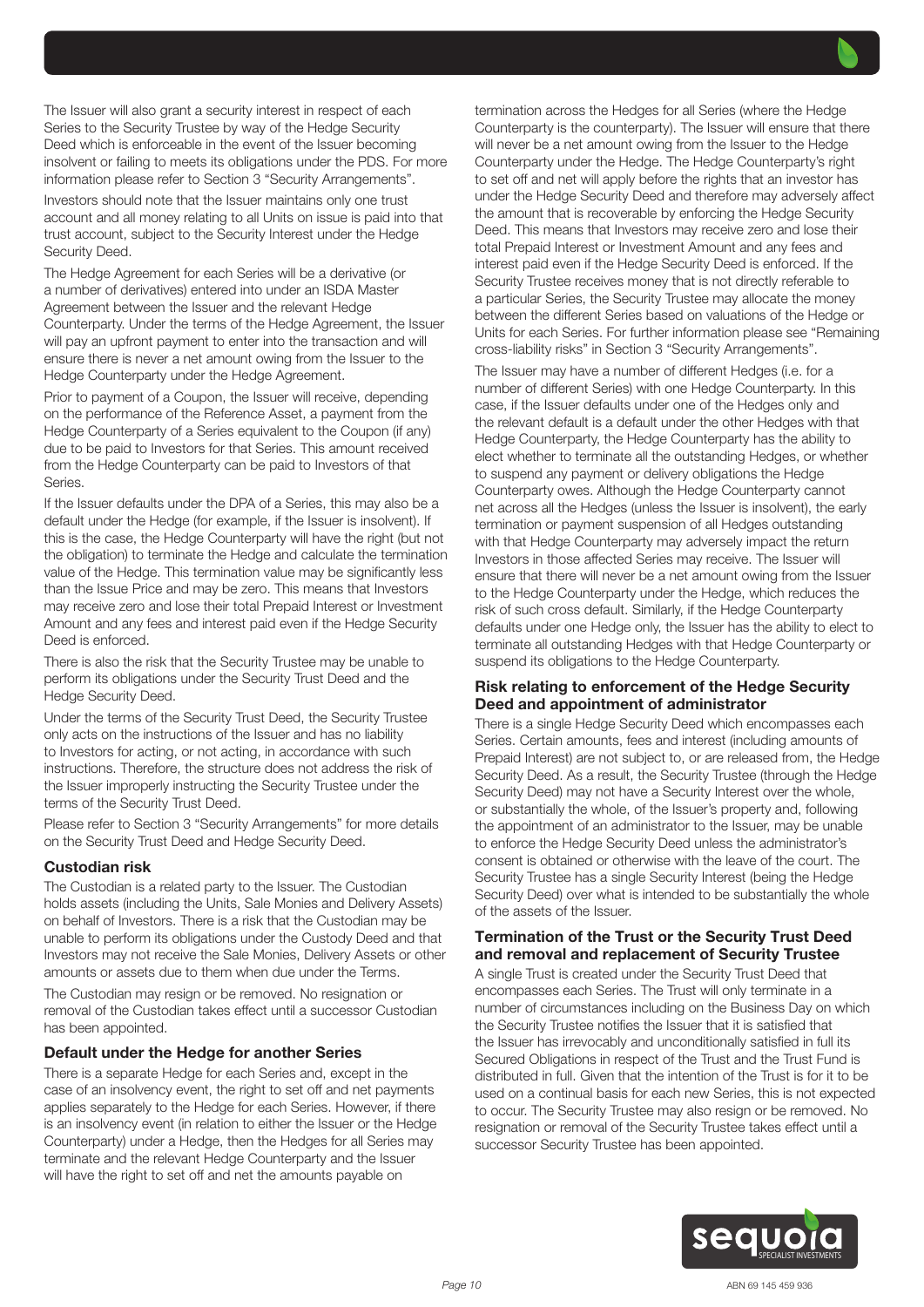The Issuer will also grant a security interest in respect of each Series to the Security Trustee by way of the Hedge Security Deed which is enforceable in the event of the Issuer becoming insolvent or failing to meets its obligations under the PDS. For more information please refer to Section 3 "Security Arrangements".

Investors should note that the Issuer maintains only one trust account and all money relating to all Units on issue is paid into that trust account, subject to the Security Interest under the Hedge Security Deed.

The Hedge Agreement for each Series will be a derivative (or a number of derivatives) entered into under an ISDA Master Agreement between the Issuer and the relevant Hedge Counterparty. Under the terms of the Hedge Agreement, the Issuer will pay an upfront payment to enter into the transaction and will ensure there is never a net amount owing from the Issuer to the Hedge Counterparty under the Hedge Agreement.

Prior to payment of a Coupon, the Issuer will receive, depending on the performance of the Reference Asset, a payment from the Hedge Counterparty of a Series equivalent to the Coupon (if any) due to be paid to Investors for that Series. This amount received from the Hedge Counterparty can be paid to Investors of that Series.

If the Issuer defaults under the DPA of a Series, this may also be a default under the Hedge (for example, if the Issuer is insolvent). If this is the case, the Hedge Counterparty will have the right (but not the obligation) to terminate the Hedge and calculate the termination value of the Hedge. This termination value may be significantly less than the Issue Price and may be zero. This means that Investors may receive zero and lose their total Prepaid Interest or Investment Amount and any fees and interest paid even if the Hedge Security Deed is enforced.

There is also the risk that the Security Trustee may be unable to perform its obligations under the Security Trust Deed and the Hedge Security Deed.

Under the terms of the Security Trust Deed, the Security Trustee only acts on the instructions of the Issuer and has no liability to Investors for acting, or not acting, in accordance with such instructions. Therefore, the structure does not address the risk of the Issuer improperly instructing the Security Trustee under the terms of the Security Trust Deed.

Please refer to Section 3 "Security Arrangements" for more details on the Security Trust Deed and Hedge Security Deed.

### Custodian risk

The Custodian is a related party to the Issuer. The Custodian holds assets (including the Units, Sale Monies and Delivery Assets) on behalf of Investors. There is a risk that the Custodian may be unable to perform its obligations under the Custody Deed and that Investors may not receive the Sale Monies, Delivery Assets or other amounts or assets due to them when due under the Terms.

The Custodian may resign or be removed. No resignation or removal of the Custodian takes effect until a successor Custodian has been appointed.

### Default under the Hedge for another Series

There is a separate Hedge for each Series and, except in the case of an insolvency event, the right to set off and net payments applies separately to the Hedge for each Series. However, if there is an insolvency event (in relation to either the Issuer or the Hedge Counterparty) under a Hedge, then the Hedges for all Series may terminate and the relevant Hedge Counterparty and the Issuer will have the right to set off and net the amounts payable on termination across the Hedges for all Series (where the Hedge Counterparty is the counterparty). The Issuer will ensure that there will never be a net amount owing from the Issuer to the Hedge Counterparty under the Hedge. The Hedge Counterparty's right to set off and net will apply before the rights that an investor has under the Hedge Security Deed and therefore may adversely affect the amount that is recoverable by enforcing the Hedge Security Deed. This means that Investors may receive zero and lose their total Prepaid Interest or Investment Amount and any fees and interest paid even if the Hedge Security Deed is enforced. If the Security Trustee receives money that is not directly referable to a particular Series, the Security Trustee may allocate the money between the different Series based on valuations of the Hedge or Units for each Series. For further information please see "Remaining cross-liability risks" in Section 3 "Security Arrangements".

The Issuer may have a number of different Hedges (i.e. for a number of different Series) with one Hedge Counterparty. In this case, if the Issuer defaults under one of the Hedges only and the relevant default is a default under the other Hedges with that Hedge Counterparty, the Hedge Counterparty has the ability to elect whether to terminate all the outstanding Hedges, or whether to suspend any payment or delivery obligations the Hedge Counterparty owes. Although the Hedge Counterparty cannot net across all the Hedges (unless the Issuer is insolvent), the early termination or payment suspension of all Hedges outstanding with that Hedge Counterparty may adversely impact the return Investors in those affected Series may receive. The Issuer will ensure that there will never be a net amount owing from the Issuer to the Hedge Counterparty under the Hedge, which reduces the risk of such cross default. Similarly, if the Hedge Counterparty defaults under one Hedge only, the Issuer has the ability to elect to terminate all outstanding Hedges with that Hedge Counterparty or suspend its obligations to the Hedge Counterparty.

### Risk relating to enforcement of the Hedge Security Deed and appointment of administrator

There is a single Hedge Security Deed which encompasses each Series. Certain amounts, fees and interest (including amounts of Prepaid Interest) are not subject to, or are released from, the Hedge Security Deed. As a result, the Security Trustee (through the Hedge Security Deed) may not have a Security Interest over the whole, or substantially the whole, of the Issuer's property and, following the appointment of an administrator to the Issuer, may be unable to enforce the Hedge Security Deed unless the administrator's consent is obtained or otherwise with the leave of the court. The Security Trustee has a single Security Interest (being the Hedge Security Deed) over what is intended to be substantially the whole of the assets of the Issuer.

### Termination of the Trust or the Security Trust Deed and removal and replacement of Security Trustee

A single Trust is created under the Security Trust Deed that encompasses each Series. The Trust will only terminate in a number of circumstances including on the Business Day on which the Security Trustee notifies the Issuer that it is satisfied that the Issuer has irrevocably and unconditionally satisfied in full its Secured Obligations in respect of the Trust and the Trust Fund is distributed in full. Given that the intention of the Trust is for it to be used on a continual basis for each new Series, this is not expected to occur. The Security Trustee may also resign or be removed. No resignation or removal of the Security Trustee takes effect until a successor Security Trustee has been appointed.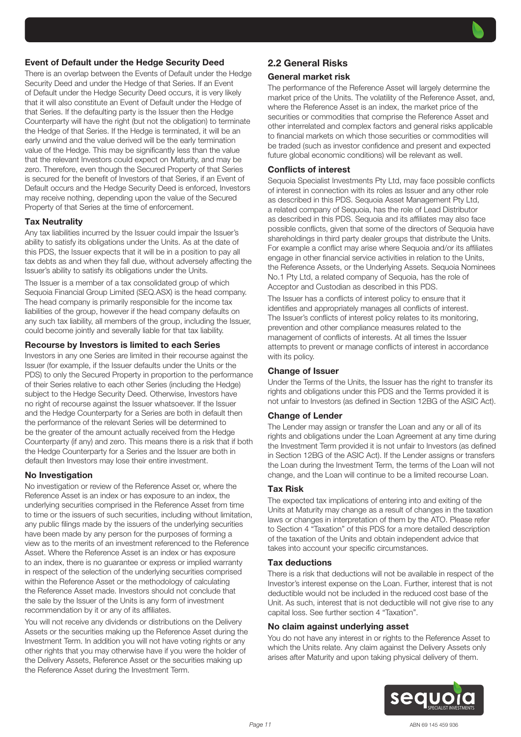### Event of Default under the Hedge Security Deed

There is an overlap between the Events of Default under the Hedge Security Deed and under the Hedge of that Series. If an Event of Default under the Hedge Security Deed occurs, it is very likely that it will also constitute an Event of Default under the Hedge of that Series. If the defaulting party is the Issuer then the Hedge Counterparty will have the right (but not the obligation) to terminate the Hedge of that Series. If the Hedge is terminated, it will be an early unwind and the value derived will be the early termination value of the Hedge. This may be significantly less than the value that the relevant Investors could expect on Maturity, and may be zero. Therefore, even though the Secured Property of that Series is secured for the benefit of Investors of that Series, if an Event of Default occurs and the Hedge Security Deed is enforced, Investors may receive nothing, depending upon the value of the Secured Property of that Series at the time of enforcement.

### Tax Neutrality

Any tax liabilities incurred by the Issuer could impair the Issuer's ability to satisfy its obligations under the Units. As at the date of this PDS, the Issuer expects that it will be in a position to pay all tax debts as and when they fall due, without adversely affecting the Issuer's ability to satisfy its obligations under the Units.

The Issuer is a member of a tax consolidated group of which Sequoia Financial Group Limited (SEQ.ASX) is the head company. The head company is primarily responsible for the income tax liabilities of the group, however if the head company defaults on any such tax liability, all members of the group, including the Issuer, could become jointly and severally liable for that tax liability.

### Recourse by Investors is limited to each Series

Investors in any one Series are limited in their recourse against the Issuer (for example, if the Issuer defaults under the Units or the PDS) to only the Secured Property in proportion to the performance of their Series relative to each other Series (including the Hedge) subject to the Hedge Security Deed. Otherwise, Investors have no right of recourse against the Issuer whatsoever. If the Issuer and the Hedge Counterparty for a Series are both in default then the performance of the relevant Series will be determined to be the greater of the amount actually received from the Hedge Counterparty (if any) and zero. This means there is a risk that if both the Hedge Counterparty for a Series and the Issuer are both in default then Investors may lose their entire investment.

### No Investigation

No investigation or review of the Reference Asset or, where the Reference Asset is an index or has exposure to an index, the underlying securities comprised in the Reference Asset from time to time or the issuers of such securities, including without limitation, any public filings made by the issuers of the underlying securities have been made by any person for the purposes of forming a view as to the merits of an investment referenced to the Reference Asset. Where the Reference Asset is an index or has exposure to an index, there is no guarantee or express or implied warranty in respect of the selection of the underlying securities comprised within the Reference Asset or the methodology of calculating the Reference Asset made. Investors should not conclude that the sale by the Issuer of the Units is any form of investment recommendation by it or any of its affiliates.

You will not receive any dividends or distributions on the Delivery Assets or the securities making up the Reference Asset during the Investment Term. In addition you will not have voting rights or any other rights that you may otherwise have if you were the holder of the Delivery Assets, Reference Asset or the securities making up the Reference Asset during the Investment Term.

## 2.2 General Risks

### General market risk

The performance of the Reference Asset will largely determine the market price of the Units. The volatility of the Reference Asset, and, where the Reference Asset is an index, the market price of the securities or commodities that comprise the Reference Asset and other interrelated and complex factors and general risks applicable to financial markets on which those securities or commodities will be traded (such as investor confidence and present and expected future global economic conditions) will be relevant as well.

### Conflicts of interest

Sequoia Specialist Investments Pty Ltd, may face possible conflicts of interest in connection with its roles as Issuer and any other role as described in this PDS. Sequoia Asset Management Pty Ltd, a related company of Sequoia, has the role of Lead Distributor as described in this PDS. Sequoia and its affiliates may also face possible conflicts, given that some of the directors of Sequoia have shareholdings in third party dealer groups that distribute the Units. For example a conflict may arise where Sequoia and/or its affiliates engage in other financial service activities in relation to the Units, the Reference Assets, or the Underlying Assets. Sequoia Nominees No.1 Pty Ltd, a related company of Sequoia, has the role of Acceptor and Custodian as described in this PDS.

The Issuer has a conflicts of interest policy to ensure that it identifies and appropriately manages all conflicts of interest. The Issuer's conflicts of interest policy relates to its monitoring, prevention and other compliance measures related to the management of conflicts of interests. At all times the Issuer attempts to prevent or manage conflicts of interest in accordance with its policy.

### Change of Issuer

Under the Terms of the Units, the Issuer has the right to transfer its rights and obligations under this PDS and the Terms provided it is not unfair to Investors (as defined in Section 12BG of the ASIC Act).

### Change of Lender

The Lender may assign or transfer the Loan and any or all of its rights and obligations under the Loan Agreement at any time during the Investment Term provided it is not unfair to Investors (as defined in Section 12BG of the ASIC Act). If the Lender assigns or transfers the Loan during the Investment Term, the terms of the Loan will not change, and the Loan will continue to be a limited recourse Loan.

### Tax Risk

The expected tax implications of entering into and exiting of the Units at Maturity may change as a result of changes in the taxation laws or changes in interpretation of them by the ATO. Please refer to Section 4 "Taxation" of this PDS for a more detailed description of the taxation of the Units and obtain independent advice that takes into account your specific circumstances.

### Tax deductions

There is a risk that deductions will not be available in respect of the Investor's interest expense on the Loan. Further, interest that is not deductible would not be included in the reduced cost base of the Unit. As such, interest that is not deductible will not give rise to any capital loss. See further section 4 "Taxation".

### No claim against underlying asset

You do not have any interest in or rights to the Reference Asset to which the Units relate. Any claim against the Delivery Assets only arises after Maturity and upon taking physical delivery of them.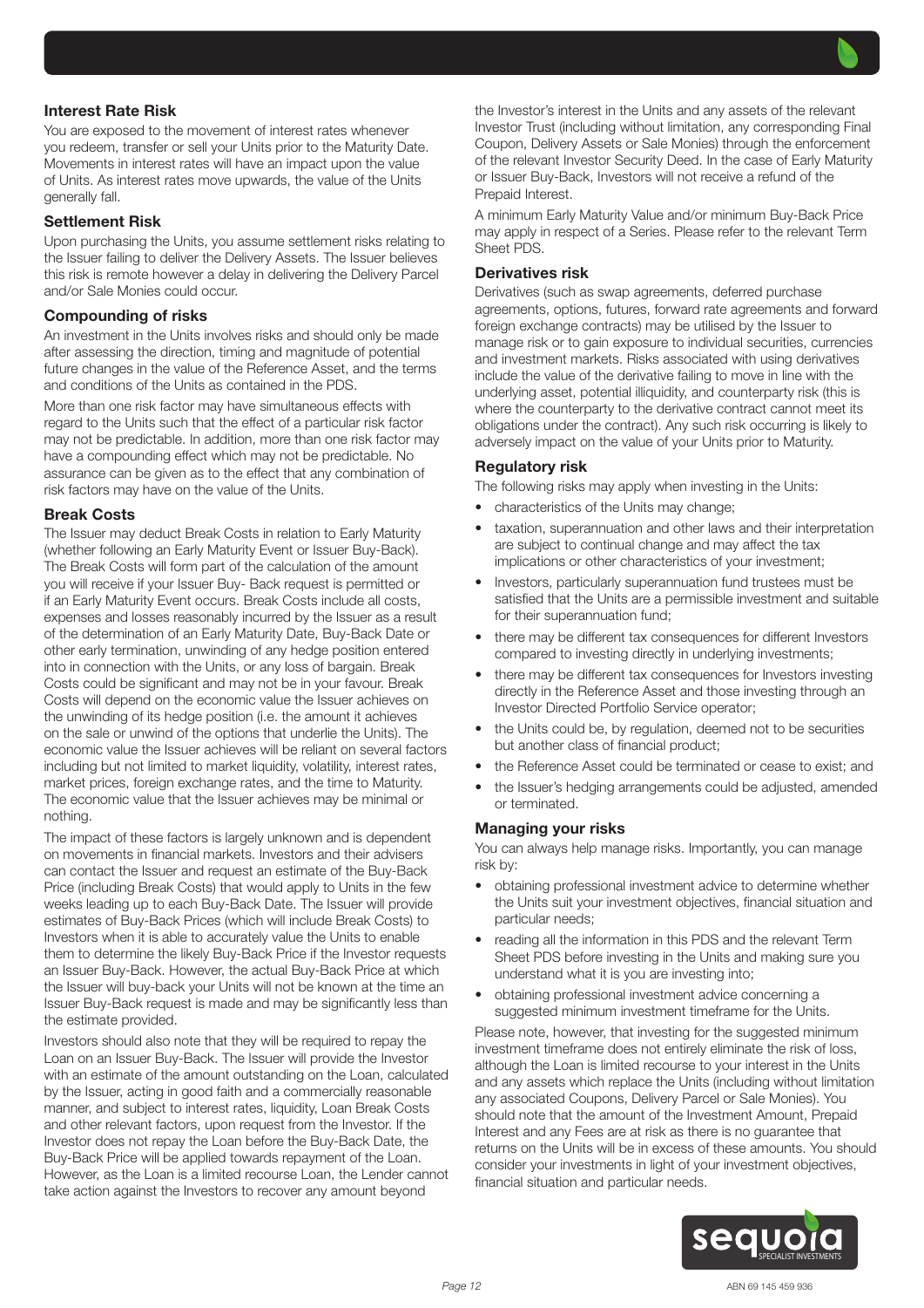## Interest Rate Risk

You are exposed to the movement of interest rates whenever you redeem, transfer or sell your Units prior to the Maturity Date. Movements in interest rates will have an impact upon the value of Units. As interest rates move upwards, the value of the Units generally fall.

## Settlement Risk

Upon purchasing the Units, you assume settlement risks relating to the Issuer failing to deliver the Delivery Assets. The Issuer believes this risk is remote however a delay in delivering the Delivery Parcel and/or Sale Monies could occur.

## Compounding of risks

An investment in the Units involves risks and should only be made after assessing the direction, timing and magnitude of potential future changes in the value of the Reference Asset, and the terms and conditions of the Units as contained in the PDS.

More than one risk factor may have simultaneous effects with regard to the Units such that the effect of a particular risk factor may not be predictable. In addition, more than one risk factor may have a compounding effect which may not be predictable. No assurance can be given as to the effect that any combination of risk factors may have on the value of the Units.

## Break Costs

The Issuer may deduct Break Costs in relation to Early Maturity (whether following an Early Maturity Event or Issuer Buy-Back). The Break Costs will form part of the calculation of the amount you will receive if your Issuer Buy- Back request is permitted or if an Early Maturity Event occurs. Break Costs include all costs, expenses and losses reasonably incurred by the Issuer as a result of the determination of an Early Maturity Date, Buy-Back Date or other early termination, unwinding of any hedge position entered into in connection with the Units, or any loss of bargain. Break Costs could be significant and may not be in your favour. Break Costs will depend on the economic value the Issuer achieves on the unwinding of its hedge position (i.e. the amount it achieves on the sale or unwind of the options that underlie the Units). The economic value the Issuer achieves will be reliant on several factors including but not limited to market liquidity, volatility, interest rates, market prices, foreign exchange rates, and the time to Maturity. The economic value that the Issuer achieves may be minimal or nothing.

The impact of these factors is largely unknown and is dependent on movements in financial markets. Investors and their advisers can contact the Issuer and request an estimate of the Buy-Back Price (including Break Costs) that would apply to Units in the few weeks leading up to each Buy-Back Date. The Issuer will provide estimates of Buy-Back Prices (which will include Break Costs) to Investors when it is able to accurately value the Units to enable them to determine the likely Buy-Back Price if the Investor requests an Issuer Buy-Back. However, the actual Buy-Back Price at which the Issuer will buy-back your Units will not be known at the time an Issuer Buy-Back request is made and may be significantly less than the estimate provided.

Investors should also note that they will be required to repay the Loan on an Issuer Buy-Back. The Issuer will provide the Investor with an estimate of the amount outstanding on the Loan, calculated by the Issuer, acting in good faith and a commercially reasonable manner, and subject to interest rates, liquidity, Loan Break Costs and other relevant factors, upon request from the Investor. If the Investor does not repay the Loan before the Buy-Back Date, the Buy-Back Price will be applied towards repayment of the Loan. However, as the Loan is a limited recourse Loan, the Lender cannot take action against the Investors to recover any amount beyond the Investor's interest in the Units and any assets of the relevant Investor Trust (including without limitation, any corresponding Final Coupon, Delivery Assets or Sale Monies) through the enforcement of the relevant Investor Security Deed. In the case of Early Maturity or Issuer Buy-Back, Investors will not receive a refund of the Prepaid Interest.

A minimum Early Maturity Value and/or minimum Buy-Back Price may apply in respect of a Series. Please refer to the relevant Term Sheet PDS.

## Derivatives risk

Derivatives (such as swap agreements, deferred purchase agreements, options, futures, forward rate agreements and forward foreign exchange contracts) may be utilised by the Issuer to manage risk or to gain exposure to individual securities, currencies and investment markets. Risks associated with using derivatives include the value of the derivative failing to move in line with the underlying asset, potential illiquidity, and counterparty risk (this is where the counterparty to the derivative contract cannot meet its obligations under the contract). Any such risk occurring is likely to adversely impact on the value of your Units prior to Maturity.

## Regulatory risk

The following risks may apply when investing in the Units:

- characteristics of the Units may change;
- taxation, superannuation and other laws and their interpretation are subject to continual change and may affect the tax implications or other characteristics of your investment;
- Investors, particularly superannuation fund trustees must be satisfied that the Units are a permissible investment and suitable for their superannuation fund;
- there may be different tax consequences for different Investors compared to investing directly in underlying investments;
- there may be different tax consequences for Investors investing directly in the Reference Asset and those investing through an Investor Directed Portfolio Service operator;
- the Units could be, by regulation, deemed not to be securities but another class of financial product;
- the Reference Asset could be terminated or cease to exist; and
- the Issuer's hedging arrangements could be adjusted, amended or terminated.

## Managing your risks

You can always help manage risks. Importantly, you can manage risk by:

- obtaining professional investment advice to determine whether the Units suit your investment objectives, financial situation and particular needs;
- reading all the information in this PDS and the relevant Term Sheet PDS before investing in the Units and making sure you understand what it is you are investing into;
- obtaining professional investment advice concerning a suggested minimum investment timeframe for the Units.

Please note, however, that investing for the suggested minimum investment timeframe does not entirely eliminate the risk of loss, although the Loan is limited recourse to your interest in the Units and any assets which replace the Units (including without limitation any associated Coupons, Delivery Parcel or Sale Monies). You should note that the amount of the Investment Amount, Prepaid Interest and any Fees are at risk as there is no guarantee that returns on the Units will be in excess of these amounts. You should consider your investments in light of your investment objectives, financial situation and particular needs.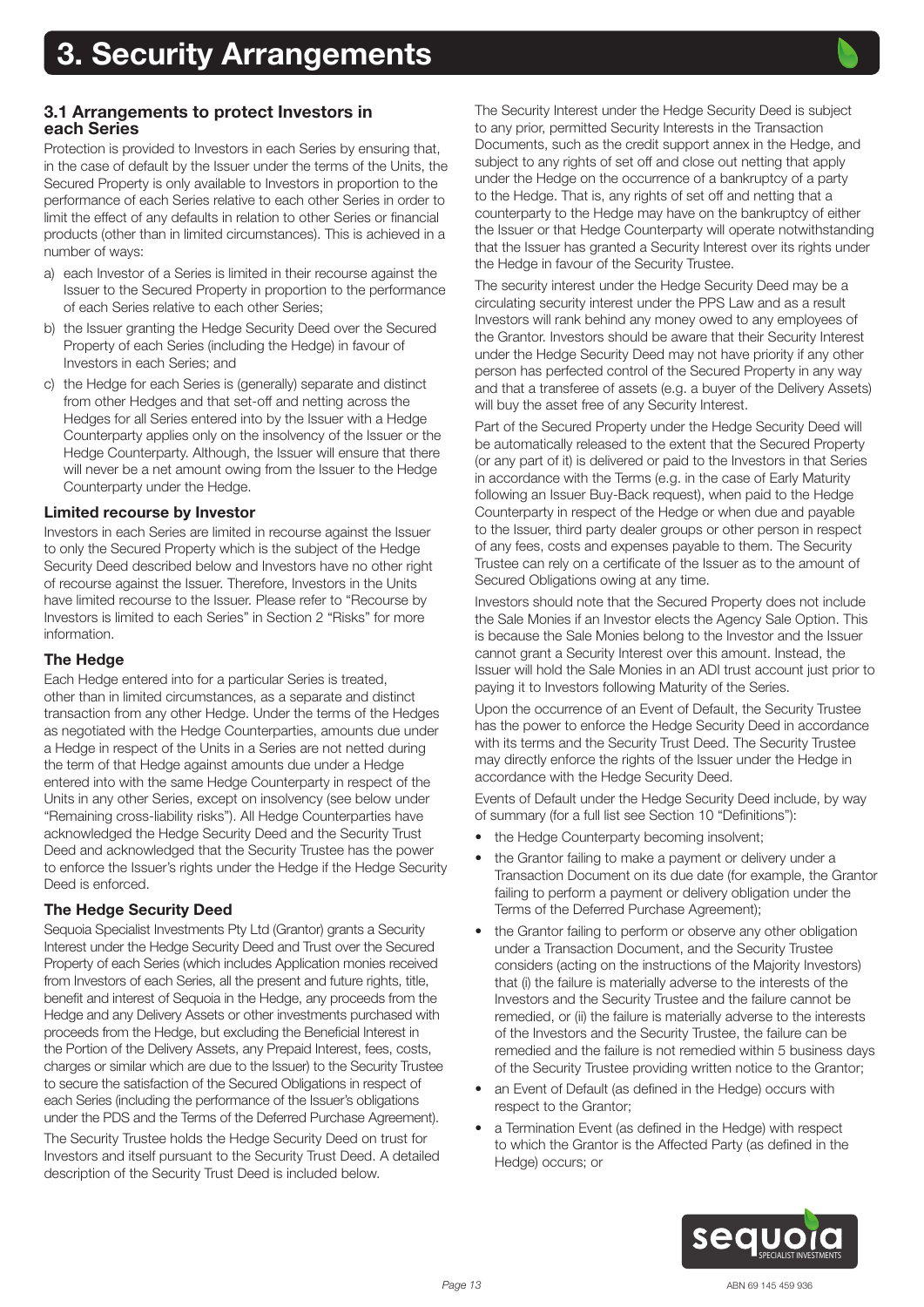# 3. Security Arrangements

## 3.1 Arrangements to protect Investors in each Series

Protection is provided to Investors in each Series by ensuring that, in the case of default by the Issuer under the terms of the Units, the Secured Property is only available to Investors in proportion to the performance of each Series relative to each other Series in order to limit the effect of any defaults in relation to other Series or financial products (other than in limited circumstances). This is achieved in a number of ways:

a) each Investor of a Series is limited in their recourse against the Issuer to the Secured Property in proportion to the performance of each Series relative to each other Series;

b) the Issuer granting the Hedge Security Deed over the Secured Property of each Series (including the Hedge) in favour of Investors in each Series; and

c) the Hedge for each Series is (generally) separate and distinct from other Hedges and that set-off and netting across the Hedges for all Series entered into by the Issuer with a Hedge Counterparty applies only on the insolvency of the Issuer or the Hedge Counterparty. Although, the Issuer will ensure that there will never be a net amount owing from the Issuer to the Hedge Counterparty under the Hedge.

### Limited recourse by Investor

Investors in each Series are limited in recourse against the Issuer to only the Secured Property which is the subject of the Hedge Security Deed described below and Investors have no other right of recourse against the Issuer. Therefore, Investors in the Units have limited recourse to the Issuer. Please refer to "Recourse by Investors is limited to each Series" in Section 2 "Risks" for more information.

### The Hedge

Each Hedge entered into for a particular Series is treated, other than in limited circumstances, as a separate and distinct transaction from any other Hedge. Under the terms of the Hedges as negotiated with the Hedge Counterparties, amounts due under a Hedge in respect of the Units in a Series are not netted during the term of that Hedge against amounts due under a Hedge entered into with the same Hedge Counterparty in respect of the Units in any other Series, except on insolvency (see below under "Remaining cross-liability risks"). All Hedge Counterparties have acknowledged the Hedge Security Deed and the Security Trust Deed and acknowledged that the Security Trustee has the power to enforce the Issuer's rights under the Hedge if the Hedge Security Deed is enforced.

### The Hedge Security Deed

Sequoia Specialist Investments Pty Ltd (Grantor) grants a Security Interest under the Hedge Security Deed and Trust over the Secured Property of each Series (which includes Application monies received from Investors of each Series, all the present and future rights, title, benefit and interest of Sequoia in the Hedge, any proceeds from the Hedge and any Delivery Assets or other investments purchased with proceeds from the Hedge, but excluding the Beneficial Interest in the Portion of the Delivery Assets, any Prepaid Interest, fees, costs, charges or similar which are due to the Issuer) to the Security Trustee to secure the satisfaction of the Secured Obligations in respect of each Series (including the performance of the Issuer's obligations under the PDS and the Terms of the Deferred Purchase Agreement).

The Security Trustee holds the Hedge Security Deed on trust for Investors and itself pursuant to the Security Trust Deed. A detailed description of the Security Trust Deed is included below.

The Security Interest under the Hedge Security Deed is subject to any prior, permitted Security Interests in the Transaction Documents, such as the credit support annex in the Hedge, and subject to any rights of set off and close out netting that apply under the Hedge on the occurrence of a bankruptcy of a party to the Hedge. That is, any rights of set off and netting that a counterparty to the Hedge may have on the bankruptcy of either the Issuer or that Hedge Counterparty will operate notwithstanding that the Issuer has granted a Security Interest over its rights under the Hedge in favour of the Security Trustee.

The security interest under the Hedge Security Deed may be a circulating security interest under the PPS Law and as a result Investors will rank behind any money owed to any employees of the Grantor. Investors should be aware that their Security Interest under the Hedge Security Deed may not have priority if any other person has perfected control of the Secured Property in any way and that a transferee of assets (e.g. a buyer of the Delivery Assets) will buy the asset free of any Security Interest.

Part of the Secured Property under the Hedge Security Deed will be automatically released to the extent that the Secured Property (or any part of it) is delivered or paid to the Investors in that Series in accordance with the Terms (e.g. in the case of Early Maturity following an Issuer Buy-Back request), when paid to the Hedge Counterparty in respect of the Hedge or when due and payable to the Issuer, third party dealer groups or other person in respect of any fees, costs and expenses payable to them. The Security Trustee can rely on a certificate of the Issuer as to the amount of Secured Obligations owing at any time.

Investors should note that the Secured Property does not include the Sale Monies if an Investor elects the Agency Sale Option. This is because the Sale Monies belong to the Investor and the Issuer cannot grant a Security Interest over this amount. Instead, the Issuer will hold the Sale Monies in an ADI trust account just prior to paying it to Investors following Maturity of the Series.

Upon the occurrence of an Event of Default, the Security Trustee has the power to enforce the Hedge Security Deed in accordance with its terms and the Security Trust Deed. The Security Trustee may directly enforce the rights of the Issuer under the Hedge in accordance with the Hedge Security Deed.

Events of Default under the Hedge Security Deed include, by way of summary (for a full list see Section 10 "Definitions"):

- the Hedge Counterparty becoming insolvent;
- the Grantor failing to make a payment or delivery under a Transaction Document on its due date (for example, the Grantor failing to perform a payment or delivery obligation under the Terms of the Deferred Purchase Agreement);
- the Grantor failing to perform or observe any other obligation under a Transaction Document, and the Security Trustee considers (acting on the instructions of the Majority Investors) that (i) the failure is materially adverse to the interests of the Investors and the Security Trustee and the failure cannot be remedied, or (ii) the failure is materially adverse to the interests of the Investors and the Security Trustee, the failure can be remedied and the failure is not remedied within 5 business days of the Security Trustee providing written notice to the Grantor;
- an Event of Default (as defined in the Hedge) occurs with respect to the Grantor;
- a Termination Event (as defined in the Hedge) with respect to which the Grantor is the Affected Party (as defined in the Hedge) occurs; or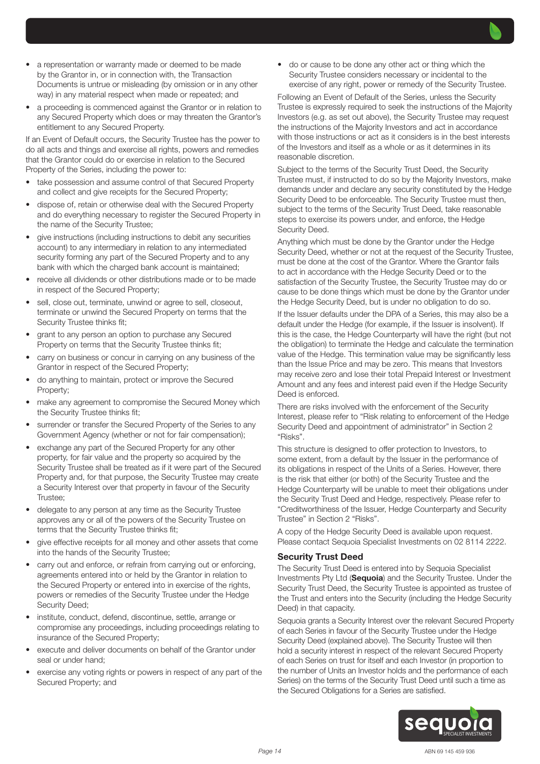- a representation or warranty made or deemed to be made by the Grantor in, or in connection with, the Transaction Documents is untrue or misleading (by omission or in any other way) in any material respect when made or repeated; and
- a proceeding is commenced against the Grantor or in relation to any Secured Property which does or may threaten the Grantor's entitlement to any Secured Property.

If an Event of Default occurs, the Security Trustee has the power to do all acts and things and exercise all rights, powers and remedies that the Grantor could do or exercise in relation to the Secured Property of the Series, including the power to:

- take possession and assume control of that Secured Property and collect and give receipts for the Secured Property;
- dispose of, retain or otherwise deal with the Secured Property and do everything necessary to register the Secured Property in the name of the Security Trustee;
- give instructions (including instructions to debit any securities account) to any intermediary in relation to any intermediated security forming any part of the Secured Property and to any bank with which the charged bank account is maintained;
- receive all dividends or other distributions made or to be made in respect of the Secured Property;
- sell, close out, terminate, unwind or agree to sell, closeout, terminate or unwind the Secured Property on terms that the Security Trustee thinks fit;
- grant to any person an option to purchase any Secured Property on terms that the Security Trustee thinks fit;
- carry on business or concur in carrying on any business of the Grantor in respect of the Secured Property;
- do anything to maintain, protect or improve the Secured Property;
- make any agreement to compromise the Secured Money which the Security Trustee thinks fit;
- surrender or transfer the Secured Property of the Series to any Government Agency (whether or not for fair compensation);
- exchange any part of the Secured Property for any other property, for fair value and the property so acquired by the Security Trustee shall be treated as if it were part of the Secured Property and, for that purpose, the Security Trustee may create a Security Interest over that property in favour of the Security Trustee;
- delegate to any person at any time as the Security Trustee approves any or all of the powers of the Security Trustee on terms that the Security Trustee thinks fit;
- give effective receipts for all money and other assets that come into the hands of the Security Trustee;
- carry out and enforce, or refrain from carrying out or enforcing, agreements entered into or held by the Grantor in relation to the Secured Property or entered into in exercise of the rights, powers or remedies of the Security Trustee under the Hedge Security Deed;
- institute, conduct, defend, discontinue, settle, arrange or compromise any proceedings, including proceedings relating to insurance of the Secured Property;
- execute and deliver documents on behalf of the Grantor under seal or under hand;
- exercise any voting rights or powers in respect of any part of the Secured Property; and
- do or cause to be done any other act or thing which the Security Trustee considers necessary or incidental to the exercise of any right, power or remedy of the Security Trustee.

Following an Event of Default of the Series, unless the Security Trustee is expressly required to seek the instructions of the Majority Investors (e.g. as set out above), the Security Trustee may request the instructions of the Majority Investors and act in accordance with those instructions or act as it considers is in the best interests of the Investors and itself as a whole or as it determines in its reasonable discretion.

Subject to the terms of the Security Trust Deed, the Security Trustee must, if instructed to do so by the Majority Investors, make demands under and declare any security constituted by the Hedge Security Deed to be enforceable. The Security Trustee must then, subject to the terms of the Security Trust Deed, take reasonable steps to exercise its powers under, and enforce, the Hedge Security Deed.

Anything which must be done by the Grantor under the Hedge Security Deed, whether or not at the request of the Security Trustee, must be done at the cost of the Grantor. Where the Grantor fails to act in accordance with the Hedge Security Deed or to the satisfaction of the Security Trustee, the Security Trustee may do or cause to be done things which must be done by the Grantor under the Hedge Security Deed, but is under no obligation to do so.

If the Issuer defaults under the DPA of a Series, this may also be a default under the Hedge (for example, if the Issuer is insolvent). If this is the case, the Hedge Counterparty will have the right (but not the obligation) to terminate the Hedge and calculate the termination value of the Hedge. This termination value may be significantly less than the Issue Price and may be zero. This means that Investors may receive zero and lose their total Prepaid Interest or Investment Amount and any fees and interest paid even if the Hedge Security Deed is enforced.

There are risks involved with the enforcement of the Security Interest, please refer to "Risk relating to enforcement of the Hedge Security Deed and appointment of administrator" in Section 2 "Risks".

This structure is designed to offer protection to Investors, to some extent, from a default by the Issuer in the performance of its obligations in respect of the Units of a Series. However, there is the risk that either (or both) of the Security Trustee and the Hedge Counterparty will be unable to meet their obligations under the Security Trust Deed and Hedge, respectively. Please refer to "Creditworthiness of the Issuer, Hedge Counterparty and Security Trustee" in Section 2 "Risks".

A copy of the Hedge Security Deed is available upon request. Please contact Sequoia Specialist Investments on 02 8114 2222.

### Security Trust Deed

The Security Trust Deed is entered into by Sequoia Specialist Investments Pty Ltd (**Sequoia**) and the Security Trustee. Under the Security Trust Deed, the Security Trustee is appointed as trustee of the Trust and enters into the Security (including the Hedge Security Deed) in that capacity.

Sequoia grants a Security Interest over the relevant Secured Property of each Series in favour of the Security Trustee under the Hedge Security Deed (explained above). The Security Trustee will then hold a security interest in respect of the relevant Secured Property of each Series on trust for itself and each Investor (in proportion to the number of Units an Investor holds and the performance of each Series) on the terms of the Security Trust Deed until such a time as the Secured Obligations for a Series are satisfied.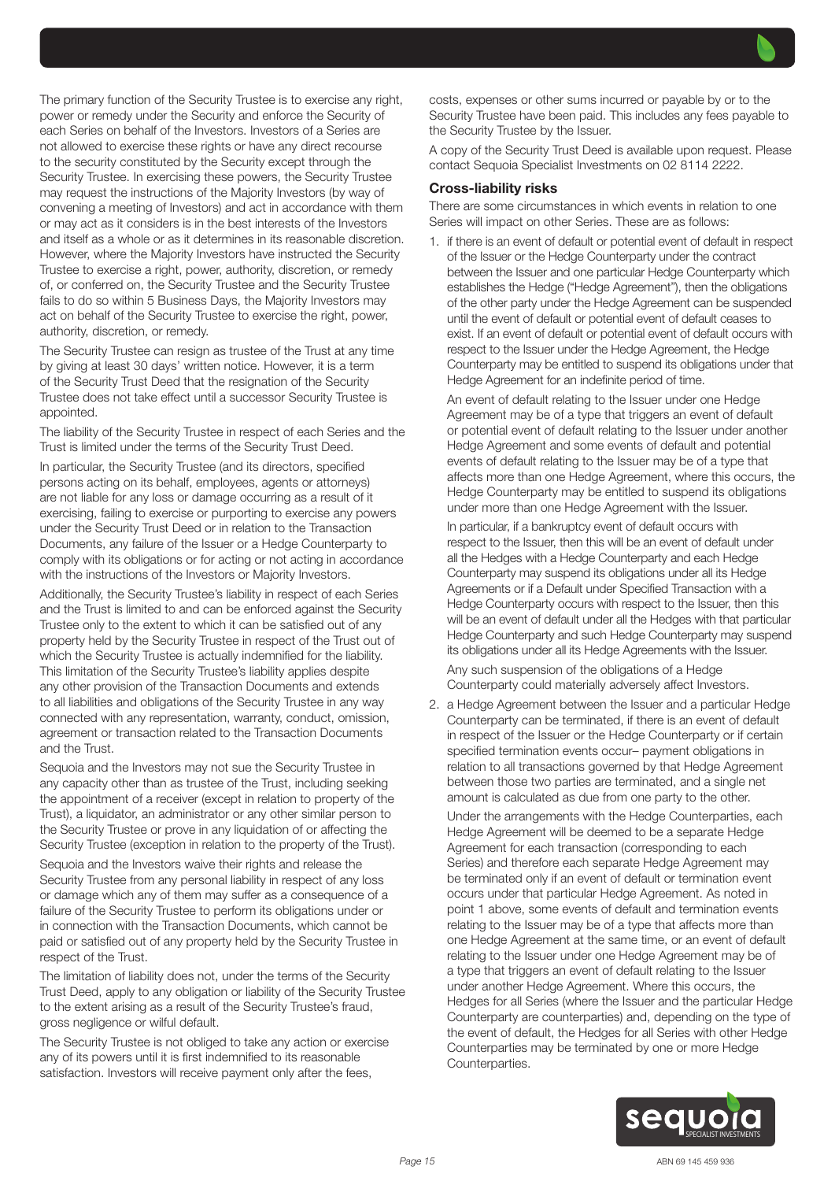The primary function of the Security Trustee is to exercise any right, power or remedy under the Security and enforce the Security of each Series on behalf of the Investors. Investors of a Series are not allowed to exercise these rights or have any direct recourse to the security constituted by the Security except through the Security Trustee. In exercising these powers, the Security Trustee may request the instructions of the Majority Investors (by way of convening a meeting of Investors) and act in accordance with them or may act as it considers is in the best interests of the Investors and itself as a whole or as it determines in its reasonable discretion. However, where the Majority Investors have instructed the Security Trustee to exercise a right, power, authority, discretion, or remedy of, or conferred on, the Security Trustee and the Security Trustee fails to do so within 5 Business Days, the Majority Investors may act on behalf of the Security Trustee to exercise the right, power, authority, discretion, or remedy.

The Security Trustee can resign as trustee of the Trust at any time by giving at least 30 days' written notice. However, it is a term of the Security Trust Deed that the resignation of the Security Trustee does not take effect until a successor Security Trustee is appointed.

The liability of the Security Trustee in respect of each Series and the Trust is limited under the terms of the Security Trust Deed.

In particular, the Security Trustee (and its directors, specified persons acting on its behalf, employees, agents or attorneys) are not liable for any loss or damage occurring as a result of it exercising, failing to exercise or purporting to exercise any powers under the Security Trust Deed or in relation to the Transaction Documents, any failure of the Issuer or a Hedge Counterparty to comply with its obligations or for acting or not acting in accordance with the instructions of the Investors or Majority Investors.

Additionally, the Security Trustee's liability in respect of each Series and the Trust is limited to and can be enforced against the Security Trustee only to the extent to which it can be satisfied out of any property held by the Security Trustee in respect of the Trust out of which the Security Trustee is actually indemnified for the liability. This limitation of the Security Trustee's liability applies despite any other provision of the Transaction Documents and extends to all liabilities and obligations of the Security Trustee in any way connected with any representation, warranty, conduct, omission, agreement or transaction related to the Transaction Documents and the Trust.

Sequoia and the Investors may not sue the Security Trustee in any capacity other than as trustee of the Trust, including seeking the appointment of a receiver (except in relation to property of the Trust), a liquidator, an administrator or any other similar person to the Security Trustee or prove in any liquidation of or affecting the Security Trustee (exception in relation to the property of the Trust).

Sequoia and the Investors waive their rights and release the Security Trustee from any personal liability in respect of any loss or damage which any of them may suffer as a consequence of a failure of the Security Trustee to perform its obligations under or in connection with the Transaction Documents, which cannot be paid or satisfied out of any property held by the Security Trustee in respect of the Trust.

The limitation of liability does not, under the terms of the Security Trust Deed, apply to any obligation or liability of the Security Trustee to the extent arising as a result of the Security Trustee's fraud, gross negligence or wilful default.

The Security Trustee is not obliged to take any action or exercise any of its powers until it is first indemnified to its reasonable satisfaction. Investors will receive payment only after the fees, costs, expenses or other sums incurred or payable by or to the Security Trustee have been paid. This includes any fees payable to the Security Trustee by the Issuer.

A copy of the Security Trust Deed is available upon request. Please contact Sequoia Specialist Investments on 02 8114 2222.

### Cross-liability risks

There are some circumstances in which events in relation to one Series will impact on other Series. These are as follows:

1. if there is an event of default or potential event of default in respect of the Issuer or the Hedge Counterparty under the contract between the Issuer and one particular Hedge Counterparty which establishes the Hedge ("Hedge Agreement"), then the obligations of the other party under the Hedge Agreement can be suspended until the event of default or potential event of default ceases to exist. If an event of default or potential event of default occurs with respect to the Issuer under the Hedge Agreement, the Hedge Counterparty may be entitled to suspend its obligations under that Hedge Agreement for an indefinite period of time.

   An event of default relating to the Issuer under one Hedge Agreement may be of a type that triggers an event of default or potential event of default relating to the Issuer under another Hedge Agreement and some events of default and potential events of default relating to the Issuer may be of a type that affects more than one Hedge Agreement, where this occurs, the Hedge Counterparty may be entitled to suspend its obligations under more than one Hedge Agreement with the Issuer.

   In particular, if a bankruptcy event of default occurs with respect to the Issuer, then this will be an event of default under all the Hedges with a Hedge Counterparty and each Hedge Counterparty may suspend its obligations under all its Hedge Agreements or if a Default under Specified Transaction with a Hedge Counterparty occurs with respect to the Issuer, then this will be an event of default under all the Hedges with that particular Hedge Counterparty and such Hedge Counterparty may suspend its obligations under all its Hedge Agreements with the Issuer.

   Any such suspension of the obligations of a Hedge Counterparty could materially adversely affect Investors.

2. a Hedge Agreement between the Issuer and a particular Hedge Counterparty can be terminated, if there is an event of default in respect of the Issuer or the Hedge Counterparty or if certain specified termination events occur– payment obligations in relation to all transactions governed by that Hedge Agreement between those two parties are terminated, and a single net amount is calculated as due from one party to the other.

   Under the arrangements with the Hedge Counterparties, each Hedge Agreement will be deemed to be a separate Hedge Agreement for each transaction (corresponding to each Series) and therefore each separate Hedge Agreement may be terminated only if an event of default or termination event occurs under that particular Hedge Agreement. As noted in point 1 above, some events of default and termination events relating to the Issuer may be of a type that affects more than one Hedge Agreement at the same time, or an event of default relating to the Issuer under one Hedge Agreement may be of a type that triggers an event of default relating to the Issuer under another Hedge Agreement. Where this occurs, the Hedges for all Series (where the Issuer and the particular Hedge Counterparty are counterparties) and, depending on the type of the event of default, the Hedges for all Series with other Hedge Counterparties may be terminated by one or more Hedge Counterparties.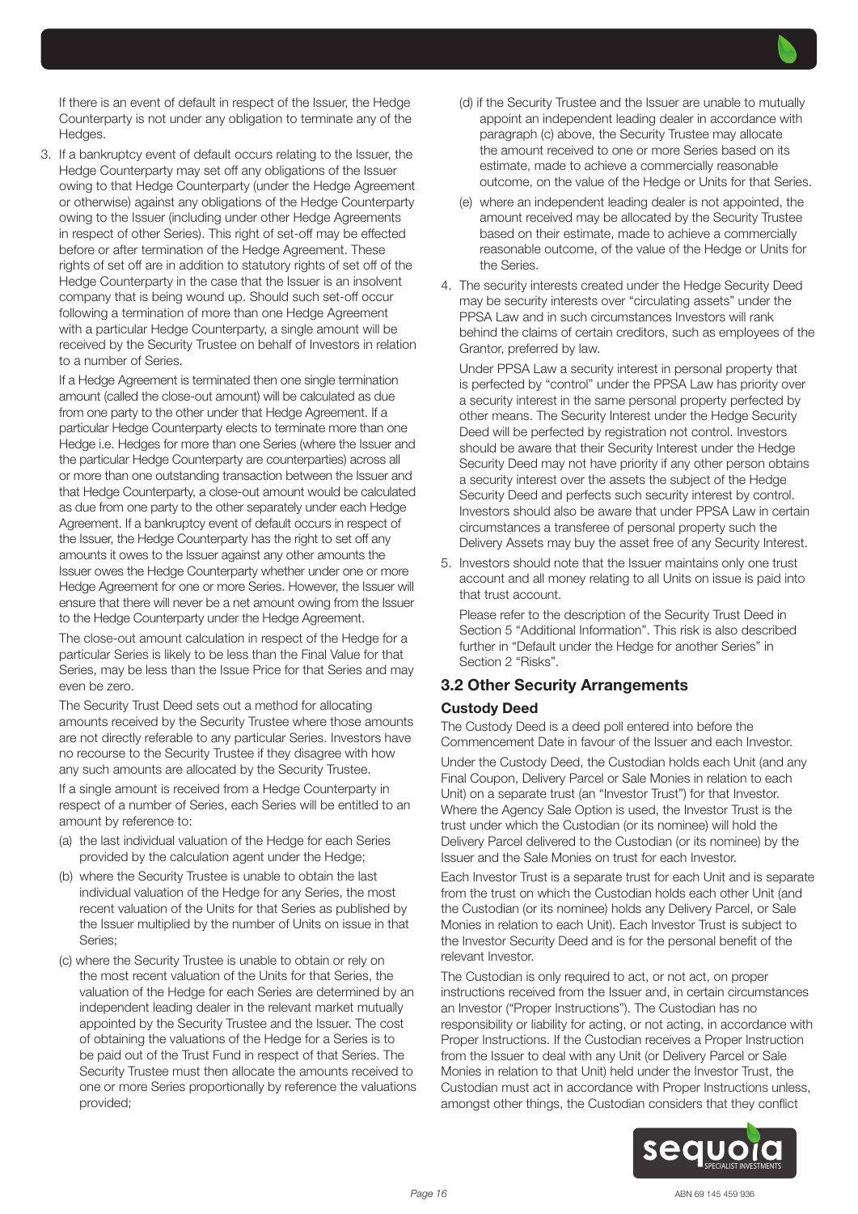If there is an event of default in respect of the Issuer, the Hedge Counterparty is not under any obligation to terminate any of the Hedges.

3. If a bankruptcy event of default occurs relating to the Issuer, the Hedge Counterparty may set off any obligations of the Issuer owing to that Hedge Counterparty (under the Hedge Agreement or otherwise) against any obligations of the Hedge Counterparty owing to the Issuer (including under other Hedge Agreements in respect of other Series). This right of set-off may be effected before or after termination of the Hedge Agreement. These rights of set off are in addition to statutory rights of set off of the Hedge Counterparty in the case that the Issuer is an insolvent company that is being wound up. Should such set-off occur following a termination of more than one Hedge Agreement with a particular Hedge Counterparty, a single amount will be received by the Security Trustee on behalf of Investors in relation to a number of Series.

   If a Hedge Agreement is terminated then one single termination amount (called the close-out amount) will be calculated as due from one party to the other under that Hedge Agreement. If a particular Hedge Counterparty elects to terminate more than one Hedge i.e. Hedges for more than one Series (where the Issuer and the particular Hedge Counterparty are counterparties) across all or more than one outstanding transaction between the Issuer and that Hedge Counterparty, a close-out amount would be calculated as due from one party to the other separately under each Hedge Agreement. If a bankruptcy event of default occurs in respect of the Issuer, the Hedge Counterparty has the right to set off any amounts it owes to the Issuer against any other amounts the Issuer owes the Hedge Counterparty whether under one or more Hedge Agreement for one or more Series. However, the Issuer will ensure that there will never be a net amount owing from the Issuer to the Hedge Counterparty under the Hedge Agreement.

   The close-out amount calculation in respect of the Hedge for a particular Series is likely to be less than the Final Value for that Series, may be less than the Issue Price for that Series and may even be zero.

   The Security Trust Deed sets out a method for allocating amounts received by the Security Trustee where those amounts are not directly referable to any particular Series. Investors have no recourse to the Security Trustee if they disagree with how any such amounts are allocated by the Security Trustee.

   If a single amount is received from a Hedge Counterparty in respect of a number of Series, each Series will be entitled to an amount by reference to:

   (a) the last individual valuation of the Hedge for each Series provided by the calculation agent under the Hedge;

   (b) where the Security Trustee is unable to obtain the last individual valuation of the Hedge for any Series, the most recent valuation of the Units for that Series as published by the Issuer multiplied by the number of Units on issue in that Series;

   (c) where the Security Trustee is unable to obtain or rely on the most recent valuation of the Units for that Series, the valuation of the Hedge for each Series are determined by an independent leading dealer in the relevant market mutually appointed by the Security Trustee and the Issuer. The cost of obtaining the valuations of the Hedge for a Series is to be paid out of the Trust Fund in respect of that Series. The Security Trustee must then allocate the amounts received to one or more Series proportionally by reference the valuations provided;

   (d) if the Security Trustee and the Issuer are unable to mutually appoint an independent leading dealer in accordance with paragraph (c) above, the Security Trustee may allocate the amount received to one or more Series based on its estimate, made to achieve a commercially reasonable outcome, on the value of the Hedge or Units for that Series.

   (e) where an independent leading dealer is not appointed, the amount received may be allocated by the Security Trustee based on their estimate, made to achieve a commercially reasonable outcome, of the value of the Hedge or Units for the Series.

4. The security interests created under the Hedge Security Deed may be security interests over "circulating assets" under the PPSA Law and in such circumstances Investors will rank behind the claims of certain creditors, such as employees of the Grantor, preferred by law.

   Under PPSA Law a security interest in personal property that is perfected by "control" under the PPSA Law has priority over a security interest in the same personal property perfected by other means. The Security Interest under the Hedge Security Deed will be perfected by registration not control. Investors should be aware that their Security Interest under the Hedge Security Deed may not have priority if any other person obtains a security interest over the assets the subject of the Hedge Security Deed and perfects such security interest by control. Investors should also be aware that under PPSA Law in certain circumstances a transferee of personal property such the Delivery Assets may buy the asset free of any Security Interest.

5. Investors should note that the Issuer maintains only one trust account and all money relating to all Units on issue is paid into that trust account.

   Please refer to the description of the Security Trust Deed in Section 5 "Additional Information". This risk is also described further in "Default under the Hedge for another Series" in Section 2 "Risks".

## 3.2 Other Security Arrangements

### Custody Deed

The Custody Deed is a deed poll entered into before the Commencement Date in favour of the Issuer and each Investor.

Under the Custody Deed, the Custodian holds each Unit (and any Final Coupon, Delivery Parcel or Sale Monies in relation to each Unit) on a separate trust (an "Investor Trust") for that Investor. Where the Agency Sale Option is used, the Investor Trust is the trust under which the Custodian (or its nominee) will hold the Delivery Parcel delivered to the Custodian (or its nominee) by the Issuer and the Sale Monies on trust for each Investor.

Each Investor Trust is a separate trust for each Unit and is separate from the trust on which the Custodian holds each other Unit (and the Custodian (or its nominee) holds any Delivery Parcel, or Sale Monies in relation to each Unit). Each Investor Trust is subject to the Investor Security Deed and is for the personal benefit of the relevant Investor.

The Custodian is only required to act, or not act, on proper instructions received from the Issuer and, in certain circumstances an Investor ("Proper Instructions"). The Custodian has no responsibility or liability for acting, or not acting, in accordance with Proper Instructions. If the Custodian receives a Proper Instruction from the Issuer to deal with any Unit (or Delivery Parcel or Sale Monies in relation to that Unit) held under the Investor Trust, the Custodian must act in accordance with Proper Instructions unless, amongst other things, the Custodian considers that they conflict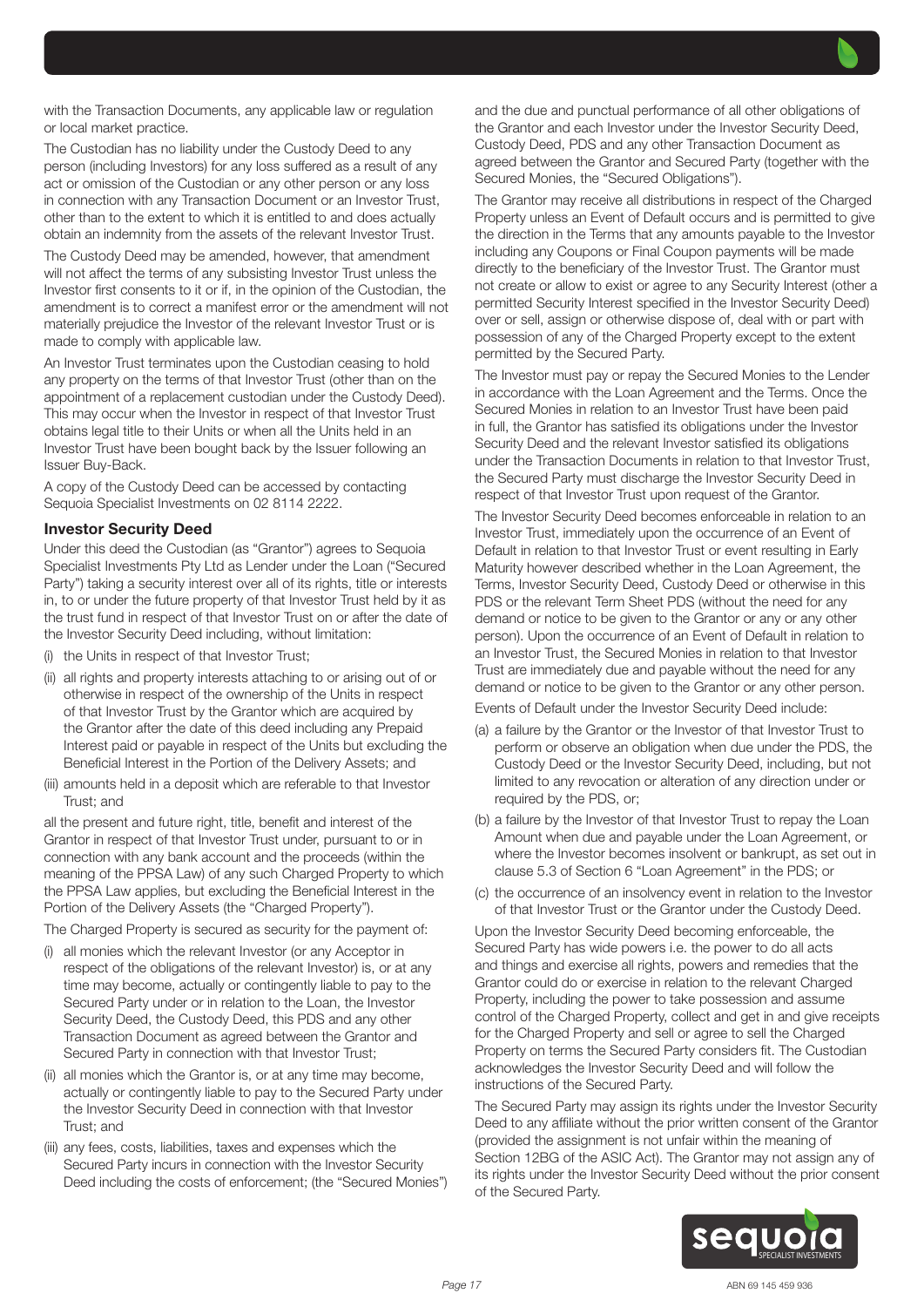with the Transaction Documents, any applicable law or regulation or local market practice.

The Custodian has no liability under the Custody Deed to any person (including Investors) for any loss suffered as a result of any act or omission of the Custodian or any other person or any loss in connection with any Transaction Document or an Investor Trust, other than to the extent to which it is entitled to and does actually obtain an indemnity from the assets of the relevant Investor Trust.

The Custody Deed may be amended, however, that amendment will not affect the terms of any subsisting Investor Trust unless the Investor first consents to it or if, in the opinion of the Custodian, the amendment is to correct a manifest error or the amendment will not materially prejudice the Investor of the relevant Investor Trust or is made to comply with applicable law.

An Investor Trust terminates upon the Custodian ceasing to hold any property on the terms of that Investor Trust (other than on the appointment of a replacement custodian under the Custody Deed). This may occur when the Investor in respect of that Investor Trust obtains legal title to their Units or when all the Units held in an Investor Trust have been bought back by the Issuer following an Issuer Buy-Back.

A copy of the Custody Deed can be accessed by contacting Sequoia Specialist Investments on 02 8114 2222.

### Investor Security Deed

Under this deed the Custodian (as "Grantor") agrees to Sequoia Specialist Investments Pty Ltd as Lender under the Loan ("Secured Party") taking a security interest over all of its rights, title or interests in, to or under the future property of that Investor Trust held by it as the trust fund in respect of that Investor Trust on or after the date of the Investor Security Deed including, without limitation:

(i) the Units in respect of that Investor Trust;

(ii) all rights and property interests attaching to or arising out of or otherwise in respect of the ownership of the Units in respect of that Investor Trust by the Grantor which are acquired by the Grantor after the date of this deed including any Prepaid Interest paid or payable in respect of the Units but excluding the Beneficial Interest in the Portion of the Delivery Assets; and

(iii) amounts held in a deposit which are referable to that Investor Trust; and

all the present and future right, title, benefit and interest of the Grantor in respect of that Investor Trust under, pursuant to or in connection with any bank account and the proceeds (within the meaning of the PPSA Law) of any such Charged Property to which the PPSA Law applies, but excluding the Beneficial Interest in the Portion of the Delivery Assets (the "Charged Property").

The Charged Property is secured as security for the payment of:

(i) all monies which the relevant Investor (or any Acceptor in respect of the obligations of the relevant Investor) is, or at any time may become, actually or contingently liable to pay to the Secured Party under or in relation to the Loan, the Investor Security Deed, the Custody Deed, this PDS and any other Transaction Document as agreed between the Grantor and Secured Party in connection with that Investor Trust;

(ii) all monies which the Grantor is, or at any time may become, actually or contingently liable to pay to the Secured Party under the Investor Security Deed in connection with that Investor Trust; and

(iii) any fees, costs, liabilities, taxes and expenses which the Secured Party incurs in connection with the Investor Security Deed including the costs of enforcement; (the "Secured Monies") and the due and punctual performance of all other obligations of the Grantor and each Investor under the Investor Security Deed, Custody Deed, PDS and any other Transaction Document as agreed between the Grantor and Secured Party (together with the Secured Monies, the "Secured Obligations").

The Grantor may receive all distributions in respect of the Charged Property unless an Event of Default occurs and is permitted to give the direction in the Terms that any amounts payable to the Investor including any Coupons or Final Coupon payments will be made directly to the beneficiary of the Investor Trust. The Grantor must not create or allow to exist or agree to any Security Interest (other a permitted Security Interest specified in the Investor Security Deed) over or sell, assign or otherwise dispose of, deal with or part with possession of any of the Charged Property except to the extent permitted by the Secured Party.

The Investor must pay or repay the Secured Monies to the Lender in accordance with the Loan Agreement and the Terms. Once the Secured Monies in relation to an Investor Trust have been paid in full, the Grantor has satisfied its obligations under the Investor Security Deed and the relevant Investor satisfied its obligations under the Transaction Documents in relation to that Investor Trust, the Secured Party must discharge the Investor Security Deed in respect of that Investor Trust upon request of the Grantor.

The Investor Security Deed becomes enforceable in relation to an Investor Trust, immediately upon the occurrence of an Event of Default in relation to that Investor Trust or event resulting in Early Maturity however described whether in the Loan Agreement, the Terms, Investor Security Deed, Custody Deed or otherwise in this PDS or the relevant Term Sheet PDS (without the need for any demand or notice to be given to the Grantor or any or any other person). Upon the occurrence of an Event of Default in relation to an Investor Trust, the Secured Monies in relation to that Investor Trust are immediately due and payable without the need for any demand or notice to be given to the Grantor or any other person.

Events of Default under the Investor Security Deed include:

(a) a failure by the Grantor or the Investor of that Investor Trust to perform or observe an obligation when due under the PDS, the Custody Deed or the Investor Security Deed, including, but not limited to any revocation or alteration of any direction under or required by the PDS, or;

(b) a failure by the Investor of that Investor Trust to repay the Loan Amount when due and payable under the Loan Agreement, or where the Investor becomes insolvent or bankrupt, as set out in clause 5.3 of Section 6 "Loan Agreement" in the PDS; or

(c) the occurrence of an insolvency event in relation to the Investor of that Investor Trust or the Grantor under the Custody Deed.

Upon the Investor Security Deed becoming enforceable, the Secured Party has wide powers i.e. the power to do all acts and things and exercise all rights, powers and remedies that the Grantor could do or exercise in relation to the relevant Charged Property, including the power to take possession and assume control of the Charged Property, collect and get in and give receipts for the Charged Property and sell or agree to sell the Charged Property on terms the Secured Party considers fit. The Custodian acknowledges the Investor Security Deed and will follow the instructions of the Secured Party.

The Secured Party may assign its rights under the Investor Security Deed to any affiliate without the prior written consent of the Grantor (provided the assignment is not unfair within the meaning of Section 12BG of the ASIC Act). The Grantor may not assign any of its rights under the Investor Security Deed without the prior consent of the Secured Party.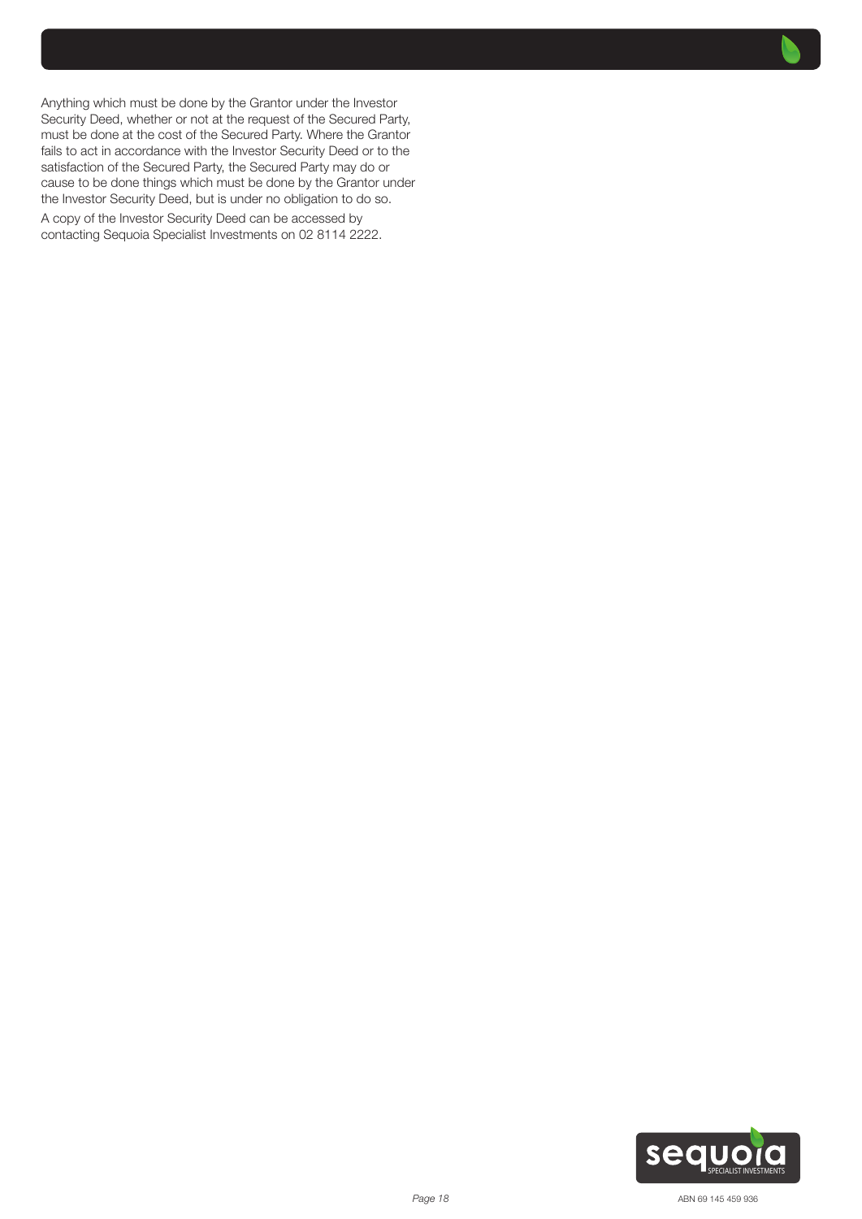Anything which must be done by the Grantor under the Investor Security Deed, whether or not at the request of the Secured Party, must be done at the cost of the Secured Party. Where the Grantor fails to act in accordance with the Investor Security Deed or to the satisfaction of the Secured Party, the Secured Party may do or cause to be done things which must be done by the Grantor under the Investor Security Deed, but is under no obligation to do so.

A copy of the Investor Security Deed can be accessed by contacting Sequoia Specialist Investments on 02 8114 2222.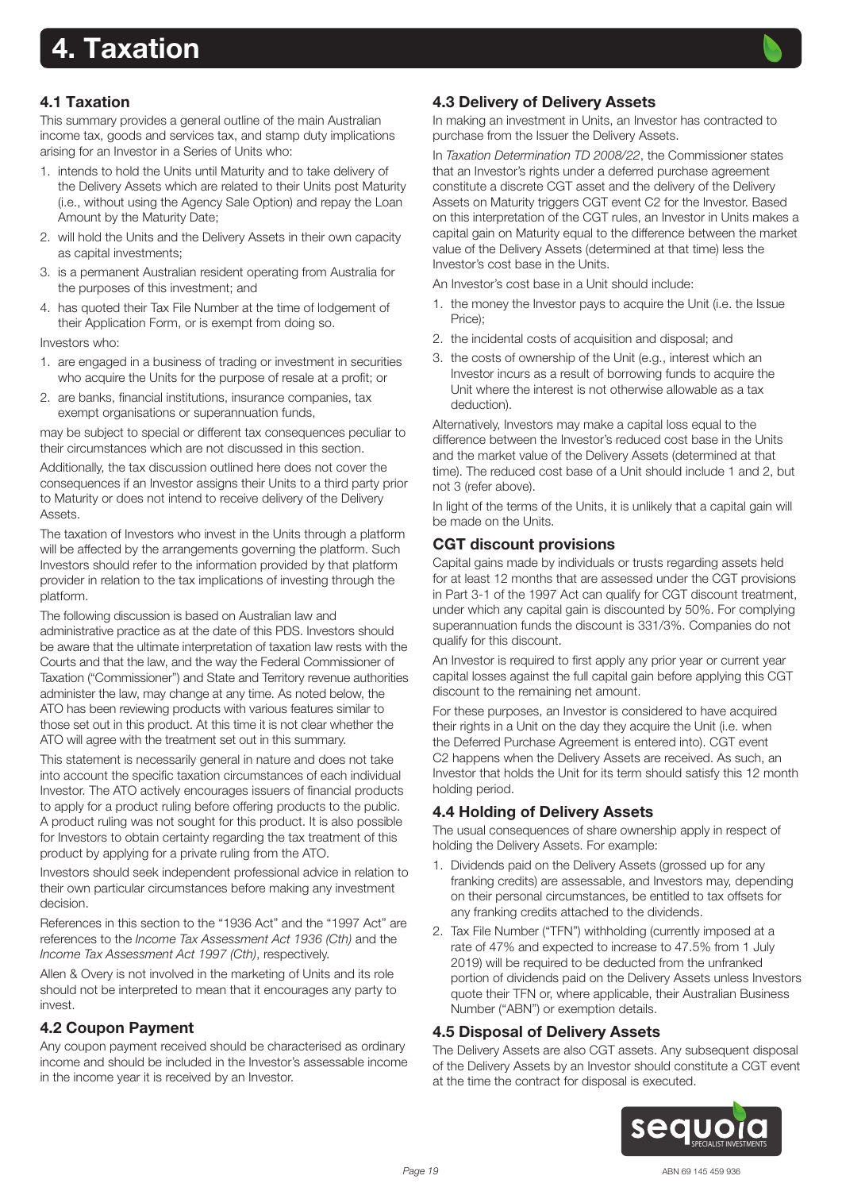# 4. Taxation

## 4.1 Taxation

This summary provides a general outline of the main Australian income tax, goods and services tax, and stamp duty implications arising for an Investor in a Series of Units who:

1. intends to hold the Units until Maturity and to take delivery of the Delivery Assets which are related to their Units post Maturity (i.e., without using the Agency Sale Option) and repay the Loan Amount by the Maturity Date;
2. will hold the Units and the Delivery Assets in their own capacity as capital investments;
3. is a permanent Australian resident operating from Australia for the purposes of this investment; and
4. has quoted their Tax File Number at the time of lodgement of their Application Form, or is exempt from doing so.

Investors who:

1. are engaged in a business of trading or investment in securities who acquire the Units for the purpose of resale at a profit; or
2. are banks, financial institutions, insurance companies, tax exempt organisations or superannuation funds,

may be subject to special or different tax consequences peculiar to their circumstances which are not discussed in this section.

Additionally, the tax discussion outlined here does not cover the consequences if an Investor assigns their Units to a third party prior to Maturity or does not intend to receive delivery of the Delivery Assets.

The taxation of Investors who invest in the Units through a platform will be affected by the arrangements governing the platform. Such Investors should refer to the information provided by that platform provider in relation to the tax implications of investing through the platform.

The following discussion is based on Australian law and administrative practice as at the date of this PDS. Investors should be aware that the ultimate interpretation of taxation law rests with the Courts and that the law, and the way the Federal Commissioner of Taxation ("Commissioner") and State and Territory revenue authorities administer the law, may change at any time. As noted below, the ATO has been reviewing products with various features similar to those set out in this product. At this time it is not clear whether the ATO will agree with the treatment set out in this summary.

This statement is necessarily general in nature and does not take into account the specific taxation circumstances of each individual Investor. The ATO actively encourages issuers of financial products to apply for a product ruling before offering products to the public. A product ruling was not sought for this product. It is also possible for Investors to obtain certainty regarding the tax treatment of this product by applying for a private ruling from the ATO.

Investors should seek independent professional advice in relation to their own particular circumstances before making any investment decision.

References in this section to the "1936 Act" and the "1997 Act" are references to the *Income Tax Assessment Act 1936 (Cth)* and the *Income Tax Assessment Act 1997 (Cth)*, respectively.

Allen & Overy is not involved in the marketing of Units and its role should not be interpreted to mean that it encourages any party to invest.

## 4.2 Coupon Payment

Any coupon payment received should be characterised as ordinary income and should be included in the Investor's assessable income in the income year it is received by an Investor.

## 4.3 Delivery of Delivery Assets

In making an investment in Units, an Investor has contracted to purchase from the Issuer the Delivery Assets.

In *Taxation Determination TD 2008/22*, the Commissioner states that an Investor's rights under a deferred purchase agreement constitute a discrete CGT asset and the delivery of the Delivery Assets on Maturity triggers CGT event C2 for the Investor. Based on this interpretation of the CGT rules, an Investor in Units makes a capital gain on Maturity equal to the difference between the market value of the Delivery Assets (determined at that time) less the Investor's cost base in the Units.

An Investor's cost base in a Unit should include:

1. the money the Investor pays to acquire the Unit (i.e. the Issue Price);
2. the incidental costs of acquisition and disposal; and
3. the costs of ownership of the Unit (e.g., interest which an Investor incurs as a result of borrowing funds to acquire the Unit where the interest is not otherwise allowable as a tax deduction).

Alternatively, Investors may make a capital loss equal to the difference between the Investor's reduced cost base in the Units and the market value of the Delivery Assets (determined at that time). The reduced cost base of a Unit should include 1 and 2, but not 3 (refer above).

In light of the terms of the Units, it is unlikely that a capital gain will be made on the Units.

### CGT discount provisions

Capital gains made by individuals or trusts regarding assets held for at least 12 months that are assessed under the CGT provisions in Part 3-1 of the 1997 Act can qualify for CGT discount treatment, under which any capital gain is discounted by 50%. For complying superannuation funds the discount is 331/3%. Companies do not qualify for this discount.

An Investor is required to first apply any prior year or current year capital losses against the full capital gain before applying this CGT discount to the remaining net amount.

For these purposes, an Investor is considered to have acquired their rights in a Unit on the day they acquire the Unit (i.e. when the Deferred Purchase Agreement is entered into). CGT event C2 happens when the Delivery Assets are received. As such, an Investor that holds the Unit for its term should satisfy this 12 month holding period.

## 4.4 Holding of Delivery Assets

The usual consequences of share ownership apply in respect of holding the Delivery Assets. For example:

1. Dividends paid on the Delivery Assets (grossed up for any franking credits) are assessable, and Investors may, depending on their personal circumstances, be entitled to tax offsets for any franking credits attached to the dividends.
2. Tax File Number ("TFN") withholding (currently imposed at a rate of 47% and expected to increase to 47.5% from 1 July 2019) will be required to be deducted from the unfranked portion of dividends paid on the Delivery Assets unless Investors quote their TFN or, where applicable, their Australian Business Number ("ABN") or exemption details.

## 4.5 Disposal of Delivery Assets

The Delivery Assets are also CGT assets. Any subsequent disposal of the Delivery Assets by an Investor should constitute a CGT event at the time the contract for disposal is executed.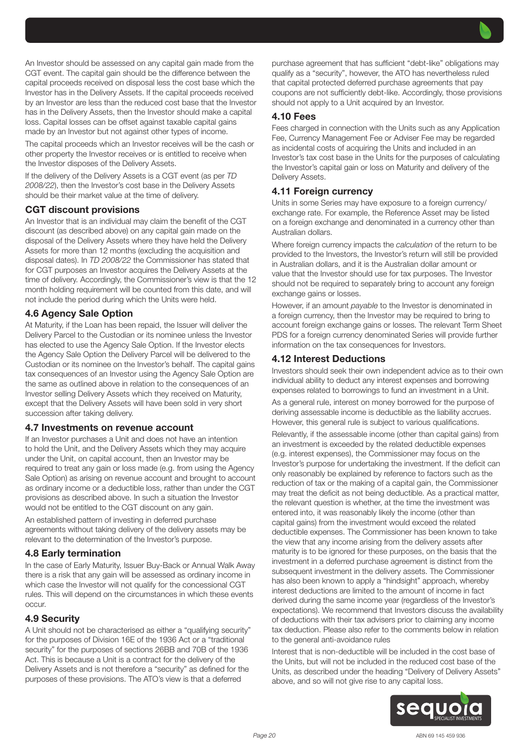An Investor should be assessed on any capital gain made from the CGT event. The capital gain should be the difference between the capital proceeds received on disposal less the cost base which the Investor has in the Delivery Assets. If the capital proceeds received by an Investor are less than the reduced cost base that the Investor has in the Delivery Assets, then the Investor should make a capital loss. Capital losses can be offset against taxable capital gains made by an Investor but not against other types of income.

The capital proceeds which an Investor receives will be the cash or other property the Investor receives or is entitled to receive when the Investor disposes of the Delivery Assets.

If the delivery of the Delivery Assets is a CGT event (as per *TD 2008/22*), then the Investor's cost base in the Delivery Assets should be their market value at the time of delivery.

### CGT discount provisions

An Investor that is an individual may claim the benefit of the CGT discount (as described above) on any capital gain made on the disposal of the Delivery Assets where they have held the Delivery Assets for more than 12 months (excluding the acquisition and disposal dates). In *TD 2008/22* the Commissioner has stated that for CGT purposes an Investor acquires the Delivery Assets at the time of delivery. Accordingly, the Commissioner's view is that the 12 month holding requirement will be counted from this date, and will not include the period during which the Units were held.

### 4.6 Agency Sale Option

At Maturity, if the Loan has been repaid, the Issuer will deliver the Delivery Parcel to the Custodian or its nominee unless the Investor has elected to use the Agency Sale Option. If the Investor elects the Agency Sale Option the Delivery Parcel will be delivered to the Custodian or its nominee on the Investor's behalf. The capital gains tax consequences of an Investor using the Agency Sale Option are the same as outlined above in relation to the consequences of an Investor selling Delivery Assets which they received on Maturity, except that the Delivery Assets will have been sold in very short succession after taking delivery.

### 4.7 Investments on revenue account

If an Investor purchases a Unit and does not have an intention to hold the Unit, and the Delivery Assets which they may acquire under the Unit, on capital account, then an Investor may be required to treat any gain or loss made (e.g. from using the Agency Sale Option) as arising on revenue account and brought to account as ordinary income or a deductible loss, rather than under the CGT provisions as described above. In such a situation the Investor would not be entitled to the CGT discount on any gain.

An established pattern of investing in deferred purchase agreements without taking delivery of the delivery assets may be relevant to the determination of the Investor's purpose.

### 4.8 Early termination

In the case of Early Maturity, Issuer Buy-Back or Annual Walk Away there is a risk that any gain will be assessed as ordinary income in which case the Investor will not qualify for the concessional CGT rules. This will depend on the circumstances in which these events occur.

### 4.9 Security

A Unit should not be characterised as either a "qualifying security" for the purposes of Division 16E of the 1936 Act or a "traditional security" for the purposes of sections 26BB and 70B of the 1936 Act. This is because a Unit is a contract for the delivery of the Delivery Assets and is not therefore a "security" as defined for the purposes of these provisions. The ATO's view is that a deferred purchase agreement that has sufficient "debt-like" obligations may qualify as a "security", however, the ATO has nevertheless ruled that capital protected deferred purchase agreements that pay coupons are not sufficiently debt-like. Accordingly, those provisions should not apply to a Unit acquired by an Investor.

### 4.10 Fees

Fees charged in connection with the Units such as any Application Fee, Currency Management Fee or Adviser Fee may be regarded as incidental costs of acquiring the Units and included in an Investor's tax cost base in the Units for the purposes of calculating the Investor's capital gain or loss on Maturity and delivery of the Delivery Assets.

### 4.11 Foreign currency

Units in some Series may have exposure to a foreign currency/exchange rate. For example, the Reference Asset may be listed on a foreign exchange and denominated in a currency other than Australian dollars.

Where foreign currency impacts the *calculation* of the return to be provided to the Investors, the Investor's return will still be provided in Australian dollars, and it is the Australian dollar amount or value that the Investor should use for tax purposes. The Investor should not be required to separately bring to account any foreign exchange gains or losses.

However, if an amount *payable* to the Investor is denominated in a foreign currency, then the Investor may be required to bring to account foreign exchange gains or losses. The relevant Term Sheet PDS for a foreign currency denominated Series will provide further information on the tax consequences for Investors.

### 4.12 Interest Deductions

Investors should seek their own independent advice as to their own individual ability to deduct any interest expenses and borrowing expenses related to borrowings to fund an investment in a Unit.

As a general rule, interest on money borrowed for the purpose of deriving assessable income is deductible as the liability accrues. However, this general rule is subject to various qualifications.

Relevantly, if the assessable income (other than capital gains) from an investment is exceeded by the related deductible expenses (e.g. interest expenses), the Commissioner may focus on the Investor's purpose for undertaking the investment. If the deficit can only reasonably be explained by reference to factors such as the reduction of tax or the making of a capital gain, the Commissioner may treat the deficit as not being deductible. As a practical matter, the relevant question is whether, at the time the investment was entered into, it was reasonably likely the income (other than capital gains) from the investment would exceed the related deductible expenses. The Commissioner has been known to take the view that any income arising from the delivery assets after maturity is to be ignored for these purposes, on the basis that the investment in a deferred purchase agreement is distinct from the subsequent investment in the delivery assets. The Commissioner has also been known to apply a "hindsight" approach, whereby interest deductions are limited to the amount of income in fact derived during the same income year (regardless of the Investor's expectations). We recommend that Investors discuss the availability of deductions with their tax advisers prior to claiming any income tax deduction. Please also refer to the comments below in relation to the general anti-avoidance rules

Interest that is non-deductible will be included in the cost base of the Units, but will not be included in the reduced cost base of the Units, as described under the heading "Delivery of Delivery Assets" above, and so will not give rise to any capital loss.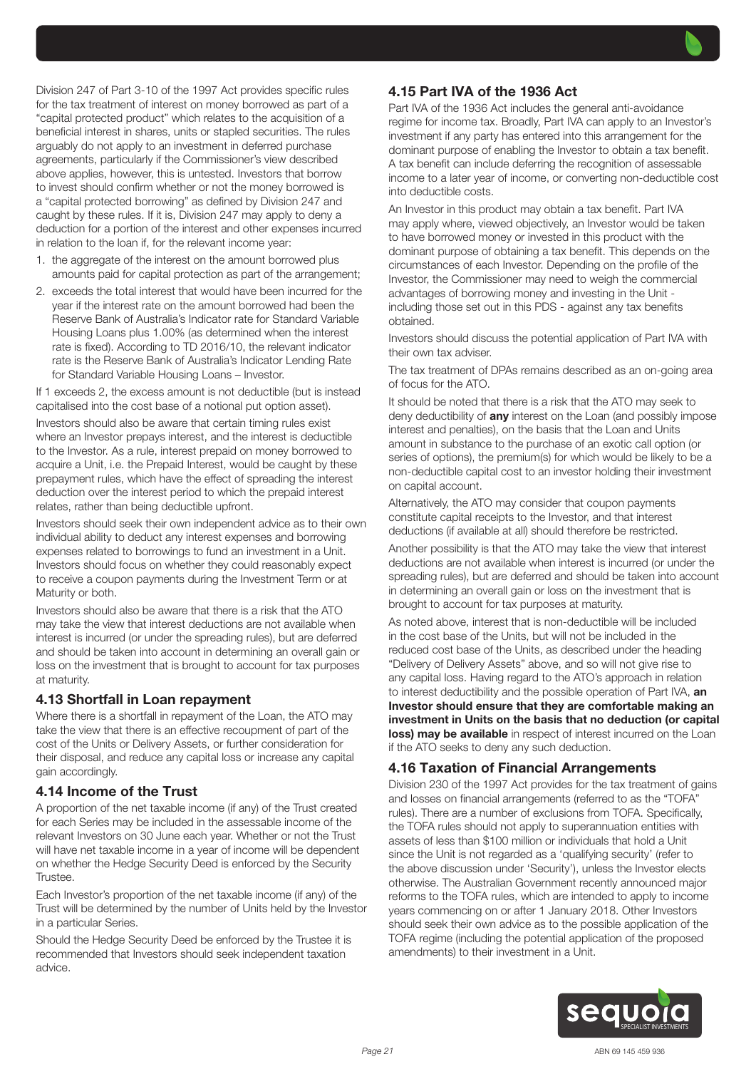Division 247 of Part 3-10 of the 1997 Act provides specific rules for the tax treatment of interest on money borrowed as part of a "capital protected product" which relates to the acquisition of a beneficial interest in shares, units or stapled securities. The rules arguably do not apply to an investment in deferred purchase agreements, particularly if the Commissioner's view described above applies, however, this is untested. Investors that borrow to invest should confirm whether or not the money borrowed is a "capital protected borrowing" as defined by Division 247 and caught by these rules. If it is, Division 247 may apply to deny a deduction for a portion of the interest and other expenses incurred in relation to the loan if, for the relevant income year:

1. the aggregate of the interest on the amount borrowed plus amounts paid for capital protection as part of the arrangement;
2. exceeds the total interest that would have been incurred for the year if the interest rate on the amount borrowed had been the Reserve Bank of Australia's Indicator rate for Standard Variable Housing Loans plus 1.00% (as determined when the interest rate is fixed). According to TD 2016/10, the relevant indicator rate is the Reserve Bank of Australia's Indicator Lending Rate for Standard Variable Housing Loans – Investor.

If 1 exceeds 2, the excess amount is not deductible (but is instead capitalised into the cost base of a notional put option asset).

Investors should also be aware that certain timing rules exist where an Investor prepays interest, and the interest is deductible to the Investor. As a rule, interest prepaid on money borrowed to acquire a Unit, i.e. the Prepaid Interest, would be caught by these prepayment rules, which have the effect of spreading the interest deduction over the interest period to which the prepaid interest relates, rather than being deductible upfront.

Investors should seek their own independent advice as to their own individual ability to deduct any interest expenses and borrowing expenses related to borrowings to fund an investment in a Unit. Investors should focus on whether they could reasonably expect to receive a coupon payments during the Investment Term or at Maturity or both.

Investors should also be aware that there is a risk that the ATO may take the view that interest deductions are not available when interest is incurred (or under the spreading rules), but are deferred and should be taken into account in determining an overall gain or loss on the investment that is brought to account for tax purposes at maturity.

## 4.13 Shortfall in Loan repayment

Where there is a shortfall in repayment of the Loan, the ATO may take the view that there is an effective recoupment of part of the cost of the Units or Delivery Assets, or further consideration for their disposal, and reduce any capital loss or increase any capital gain accordingly.

## 4.14 Income of the Trust

A proportion of the net taxable income (if any) of the Trust created for each Series may be included in the assessable income of the relevant Investors on 30 June each year. Whether or not the Trust will have net taxable income in a year of income will be dependent on whether the Hedge Security Deed is enforced by the Security Trustee.

Each Investor's proportion of the net taxable income (if any) of the Trust will be determined by the number of Units held by the Investor in a particular Series.

Should the Hedge Security Deed be enforced by the Trustee it is recommended that Investors should seek independent taxation advice.

## 4.15 Part IVA of the 1936 Act

Part IVA of the 1936 Act includes the general anti-avoidance regime for income tax. Broadly, Part IVA can apply to an Investor's investment if any party has entered into this arrangement for the dominant purpose of enabling the Investor to obtain a tax benefit. A tax benefit can include deferring the recognition of assessable income to a later year of income, or converting non-deductible cost into deductible costs.

An Investor in this product may obtain a tax benefit. Part IVA may apply where, viewed objectively, an Investor would be taken to have borrowed money or invested in this product with the dominant purpose of obtaining a tax benefit. This depends on the circumstances of each Investor. Depending on the profile of the Investor, the Commissioner may need to weigh the commercial advantages of borrowing money and investing in the Unit - including those set out in this PDS - against any tax benefits obtained.

Investors should discuss the potential application of Part IVA with their own tax adviser.

The tax treatment of DPAs remains described as an on-going area of focus for the ATO.

It should be noted that there is a risk that the ATO may seek to deny deductibility of **any** interest on the Loan (and possibly impose interest and penalties), on the basis that the Loan and Units amount in substance to the purchase of an exotic call option (or series of options), the premium(s) for which would be likely to be a non-deductible capital cost to an investor holding their investment on capital account.

Alternatively, the ATO may consider that coupon payments constitute capital receipts to the Investor, and that interest deductions (if available at all) should therefore be restricted.

Another possibility is that the ATO may take the view that interest deductions are not available when interest is incurred (or under the spreading rules), but are deferred and should be taken into account in determining an overall gain or loss on the investment that is brought to account for tax purposes at maturity.

As noted above, interest that is non-deductible will be included in the cost base of the Units, but will not be included in the reduced cost base of the Units, as described under the heading "Delivery of Delivery Assets" above, and so will not give rise to any capital loss. Having regard to the ATO's approach in relation to interest deductibility and the possible operation of Part IVA, **an Investor should ensure that they are comfortable making an investment in Units on the basis that no deduction (or capital loss) may be available** in respect of interest incurred on the Loan if the ATO seeks to deny any such deduction.

## 4.16 Taxation of Financial Arrangements

Division 230 of the 1997 Act provides for the tax treatment of gains and losses on financial arrangements (referred to as the "TOFA" rules). There are a number of exclusions from TOFA. Specifically, the TOFA rules should not apply to superannuation entities with assets of less than $100 million or individuals that hold a Unit since the Unit is not regarded as a 'qualifying security' (refer to the above discussion under 'Security'), unless the Investor elects otherwise. The Australian Government recently announced major reforms to the TOFA rules, which are intended to apply to income years commencing on or after 1 January 2018. Other Investors should seek their own advice as to the possible application of the TOFA regime (including the potential application of the proposed amendments) to their investment in a Unit.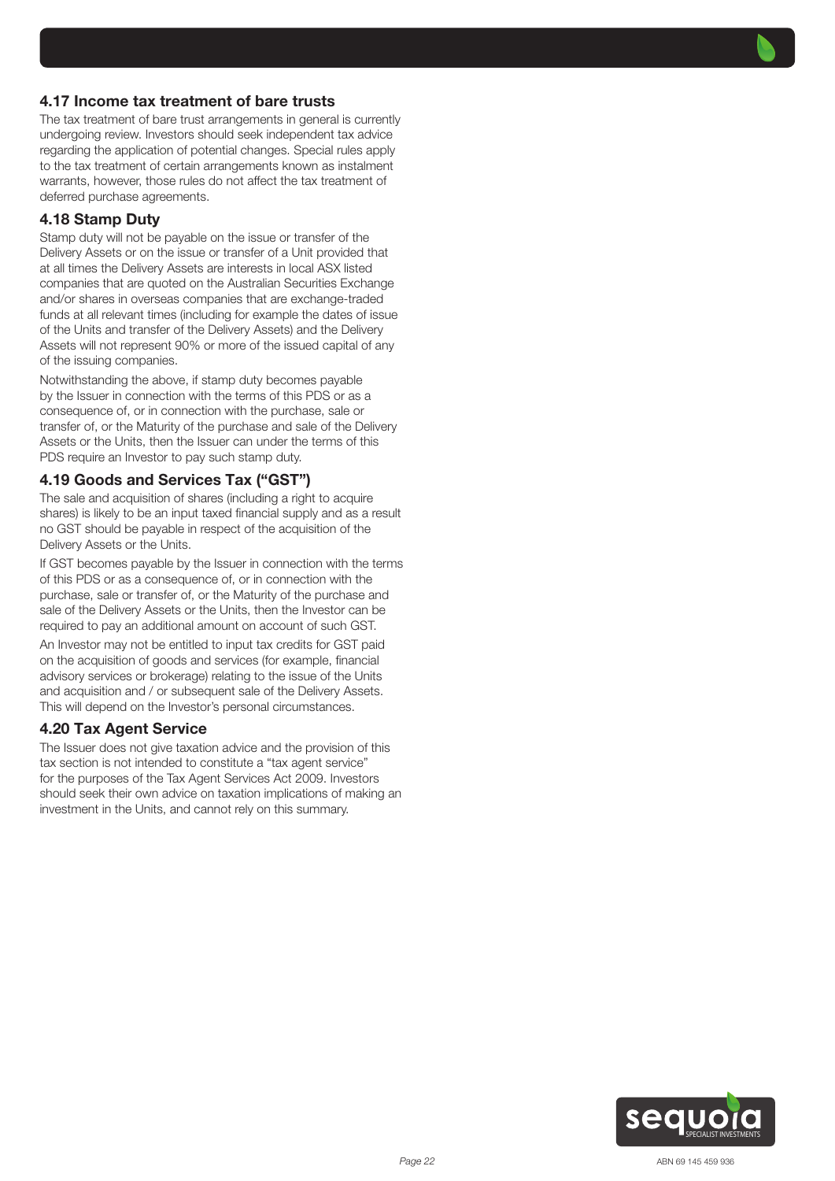## 4.17 Income tax treatment of bare trusts

The tax treatment of bare trust arrangements in general is currently undergoing review. Investors should seek independent tax advice regarding the application of potential changes. Special rules apply to the tax treatment of certain arrangements known as instalment warrants, however, those rules do not affect the tax treatment of deferred purchase agreements.

## 4.18 Stamp Duty

Stamp duty will not be payable on the issue or transfer of the Delivery Assets or on the issue or transfer of a Unit provided that at all times the Delivery Assets are interests in local ASX listed companies that are quoted on the Australian Securities Exchange and/or shares in overseas companies that are exchange-traded funds at all relevant times (including for example the dates of issue of the Units and transfer of the Delivery Assets) and the Delivery Assets will not represent 90% or more of the issued capital of any of the issuing companies.

Notwithstanding the above, if stamp duty becomes payable by the Issuer in connection with the terms of this PDS or as a consequence of, or in connection with the purchase, sale or transfer of, or the Maturity of the purchase and sale of the Delivery Assets or the Units, then the Issuer can under the terms of this PDS require an Investor to pay such stamp duty.

## 4.19 Goods and Services Tax ("GST")

The sale and acquisition of shares (including a right to acquire shares) is likely to be an input taxed financial supply and as a result no GST should be payable in respect of the acquisition of the Delivery Assets or the Units.

If GST becomes payable by the Issuer in connection with the terms of this PDS or as a consequence of, or in connection with the purchase, sale or transfer of, or the Maturity of the purchase and sale of the Delivery Assets or the Units, then the Investor can be required to pay an additional amount on account of such GST.

An Investor may not be entitled to input tax credits for GST paid on the acquisition of goods and services (for example, financial advisory services or brokerage) relating to the issue of the Units and acquisition and / or subsequent sale of the Delivery Assets. This will depend on the Investor's personal circumstances.

## 4.20 Tax Agent Service

The Issuer does not give taxation advice and the provision of this tax section is not intended to constitute a "tax agent service" for the purposes of the Tax Agent Services Act 2009. Investors should seek their own advice on taxation implications of making an investment in the Units, and cannot rely on this summary.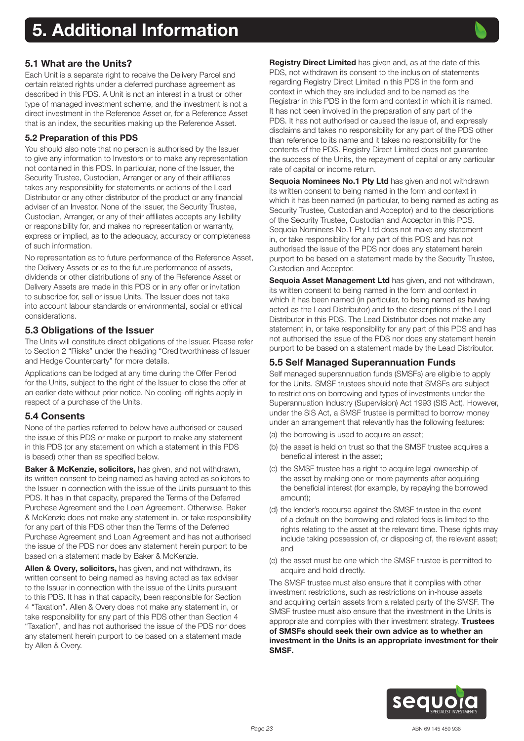# 5. Additional Information

## 5.1 What are the Units?

Each Unit is a separate right to receive the Delivery Parcel and certain related rights under a deferred purchase agreement as described in this PDS. A Unit is not an interest in a trust or other type of managed investment scheme, and the investment is not a direct investment in the Reference Asset or, for a Reference Asset that is an index, the securities making up the Reference Asset.

## 5.2 Preparation of this PDS

You should also note that no person is authorised by the Issuer to give any information to Investors or to make any representation not contained in this PDS. In particular, none of the Issuer, the Security Trustee, Custodian, Arranger or any of their affiliates takes any responsibility for statements or actions of the Lead Distributor or any other distributor of the product or any financial adviser of an Investor. None of the Issuer, the Security Trustee, Custodian, Arranger, or any of their affiliates accepts any liability or responsibility for, and makes no representation or warranty, express or implied, as to the adequacy, accuracy or completeness of such information.

No representation as to future performance of the Reference Asset, the Delivery Assets or as to the future performance of assets, dividends or other distributions of any of the Reference Asset or Delivery Assets are made in this PDS or in any offer or invitation to subscribe for, sell or issue Units. The Issuer does not take into account labour standards or environmental, social or ethical considerations.

## 5.3 Obligations of the Issuer

The Units will constitute direct obligations of the Issuer. Please refer to Section 2 "Risks" under the heading "Creditworthiness of Issuer and Hedge Counterparty" for more details.

Applications can be lodged at any time during the Offer Period for the Units, subject to the right of the Issuer to close the offer at an earlier date without prior notice. No cooling-off rights apply in respect of a purchase of the Units.

## 5.4 Consents

None of the parties referred to below have authorised or caused the issue of this PDS or make or purport to make any statement in this PDS (or any statement on which a statement in this PDS is based) other than as specified below.

**Baker & McKenzie, solicitors,** has given, and not withdrawn, its written consent to being named as having acted as solicitors to the Issuer in connection with the issue of the Units pursuant to this PDS. It has in that capacity, prepared the Terms of the Deferred Purchase Agreement and the Loan Agreement. Otherwise, Baker & McKenzie does not make any statement in, or take responsibility for any part of this PDS other than the Terms of the Deferred Purchase Agreement and Loan Agreement and has not authorised the issue of the PDS nor does any statement herein purport to be based on a statement made by Baker & McKenzie.

**Allen & Overy, solicitors,** has given, and not withdrawn, its written consent to being named as having acted as tax adviser to the Issuer in connection with the issue of the Units pursuant to this PDS. It has in that capacity, been responsible for Section 4 "Taxation". Allen & Overy does not make any statement in, or take responsibility for any part of this PDS other than Section 4 "Taxation", and has not authorised the issue of the PDS nor does any statement herein purport to be based on a statement made by Allen & Overy.

**Registry Direct Limited** has given and, as at the date of this PDS, not withdrawn its consent to the inclusion of statements regarding Registry Direct Limited in this PDS in the form and context in which they are included and to be named as the Registrar in this PDS in the form and context in which it is named. It has not been involved in the preparation of any part of the PDS. It has not authorised or caused the issue of, and expressly disclaims and takes no responsibility for any part of the PDS other than reference to its name and it takes no responsibility for the contents of the PDS. Registry Direct Limited does not guarantee the success of the Units, the repayment of capital or any particular rate of capital or income return.

**Sequoia Nominees No.1 Pty Ltd** has given and not withdrawn its written consent to being named in the form and context in which it has been named (in particular, to being named as acting as Security Trustee, Custodian and Acceptor) and to the descriptions of the Security Trustee, Custodian and Acceptor in this PDS. Sequoia Nominees No.1 Pty Ltd does not make any statement in, or take responsibility for any part of this PDS and has not authorised the issue of the PDS nor does any statement herein purport to be based on a statement made by the Security Trustee, Custodian and Acceptor.

**Sequoia Asset Management Ltd** has given, and not withdrawn, its written consent to being named in the form and context in which it has been named (in particular, to being named as having acted as the Lead Distributor) and to the descriptions of the Lead Distributor in this PDS. The Lead Distributor does not make any statement in, or take responsibility for any part of this PDS and has not authorised the issue of the PDS nor does any statement herein purport to be based on a statement made by the Lead Distributor.

## 5.5 Self Managed Superannuation Funds

Self managed superannuation funds (SMSFs) are eligible to apply for the Units. SMSF trustees should note that SMSFs are subject to restrictions on borrowing and types of investments under the Superannuation Industry (Supervision) Act 1993 (SIS Act). However, under the SIS Act, a SMSF trustee is permitted to borrow money under an arrangement that relevantly has the following features:

(a) the borrowing is used to acquire an asset;

(b) the asset is held on trust so that the SMSF trustee acquires a beneficial interest in the asset;

(c) the SMSF trustee has a right to acquire legal ownership of the asset by making one or more payments after acquiring the beneficial interest (for example, by repaying the borrowed amount);

(d) the lender's recourse against the SMSF trustee in the event of a default on the borrowing and related fees is limited to the rights relating to the asset at the relevant time. These rights may include taking possession of, or disposing of, the relevant asset; and

(e) the asset must be one which the SMSF trustee is permitted to acquire and hold directly.

The SMSF trustee must also ensure that it complies with other investment restrictions, such as restrictions on in-house assets and acquiring certain assets from a related party of the SMSF. The SMSF trustee must also ensure that the investment in the Units is appropriate and complies with their investment strategy. **Trustees of SMSFs should seek their own advice as to whether an investment in the Units is an appropriate investment for their SMSF.**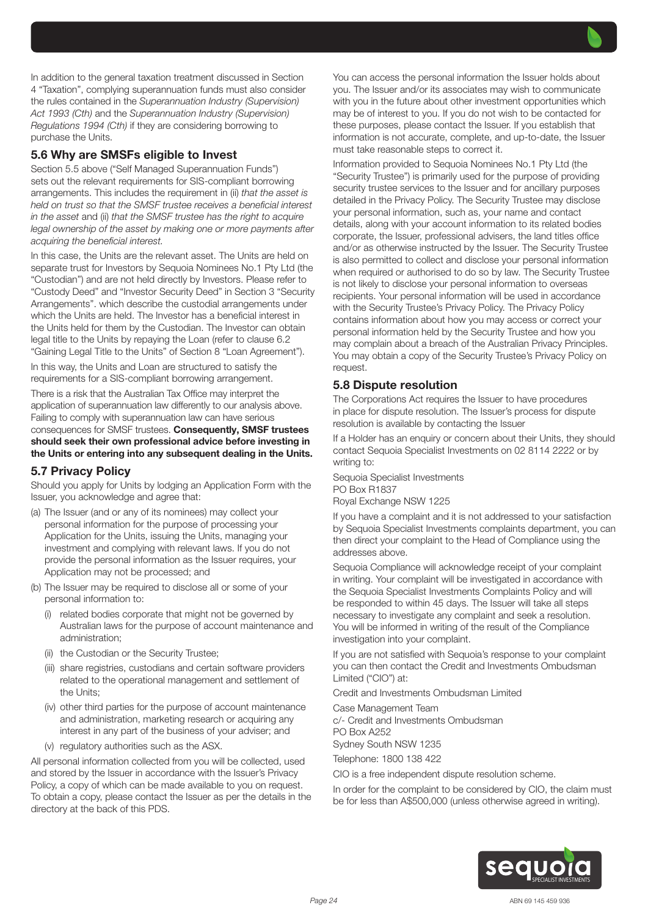In addition to the general taxation treatment discussed in Section 4 "Taxation", complying superannuation funds must also consider the rules contained in the *Superannuation Industry (Supervision) Act 1993 (Cth)* and the *Superannuation Industry (Supervision) Regulations 1994 (Cth)* if they are considering borrowing to purchase the Units.

## 5.6 Why are SMSFs eligible to Invest

Section 5.5 above ("Self Managed Superannuation Funds") sets out the relevant requirements for SIS-compliant borrowing arrangements. This includes the requirement in (ii) *that the asset is held on trust so that the SMSF trustee receives a beneficial interest in the asset* and (ii) *that the SMSF trustee has the right to acquire legal ownership of the asset by making one or more payments after acquiring the beneficial interest.*

In this case, the Units are the relevant asset. The Units are held on separate trust for Investors by Sequoia Nominees No.1 Pty Ltd (the "Custodian") and are not held directly by Investors. Please refer to "Custody Deed" and "Investor Security Deed" in Section 3 "Security Arrangements". which describe the custodial arrangements under which the Units are held. The Investor has a beneficial interest in the Units held for them by the Custodian. The Investor can obtain legal title to the Units by repaying the Loan (refer to clause 6.2 "Gaining Legal Title to the Units" of Section 8 "Loan Agreement").

In this way, the Units and Loan are structured to satisfy the requirements for a SIS-compliant borrowing arrangement.

There is a risk that the Australian Tax Office may interpret the application of superannuation law differently to our analysis above. Failing to comply with superannuation law can have serious consequences for SMSF trustees. **Consequently, SMSF trustees should seek their own professional advice before investing in the Units or entering into any subsequent dealing in the Units.**

## 5.7 Privacy Policy

Should you apply for Units by lodging an Application Form with the Issuer, you acknowledge and agree that:

(a) The Issuer (and or any of its nominees) may collect your personal information for the purpose of processing your Application for the Units, issuing the Units, managing your investment and complying with relevant laws. If you do not provide the personal information as the Issuer requires, your Application may not be processed; and

(b) The Issuer may be required to disclose all or some of your personal information to:

   (i) related bodies corporate that might not be governed by Australian laws for the purpose of account maintenance and administration;

   (ii) the Custodian or the Security Trustee;

   (iii) share registries, custodians and certain software providers related to the operational management and settlement of the Units;

   (iv) other third parties for the purpose of account maintenance and administration, marketing research or acquiring any interest in any part of the business of your adviser; and

   (v) regulatory authorities such as the ASX.

All personal information collected from you will be collected, used and stored by the Issuer in accordance with the Issuer's Privacy Policy, a copy of which can be made available to you on request. To obtain a copy, please contact the Issuer as per the details in the directory at the back of this PDS.

You can access the personal information the Issuer holds about you. The Issuer and/or its associates may wish to communicate with you in the future about other investment opportunities which may be of interest to you. If you do not wish to be contacted for these purposes, please contact the Issuer. If you establish that information is not accurate, complete, and up-to-date, the Issuer must take reasonable steps to correct it.

Information provided to Sequoia Nominees No.1 Pty Ltd (the "Security Trustee") is primarily used for the purpose of providing security trustee services to the Issuer and for ancillary purposes detailed in the Privacy Policy. The Security Trustee may disclose your personal information, such as, your name and contact details, along with your account information to its related bodies corporate, the Issuer, professional advisers, the land titles office and/or as otherwise instructed by the Issuer. The Security Trustee is also permitted to collect and disclose your personal information when required or authorised to do so by law. The Security Trustee is not likely to disclose your personal information to overseas recipients. Your personal information will be used in accordance with the Security Trustee's Privacy Policy. The Privacy Policy contains information about how you may access or correct your personal information held by the Security Trustee and how you may complain about a breach of the Australian Privacy Principles. You may obtain a copy of the Security Trustee's Privacy Policy on request.

## 5.8 Dispute resolution

The Corporations Act requires the Issuer to have procedures in place for dispute resolution. The Issuer's process for dispute resolution is available by contacting the Issuer

If a Holder has an enquiry or concern about their Units, they should contact Sequoia Specialist Investments on 02 8114 2222 or by writing to:

Sequoia Specialist Investments
PO Box R1837
Royal Exchange NSW 1225

If you have a complaint and it is not addressed to your satisfaction by Sequoia Specialist Investments complaints department, you can then direct your complaint to the Head of Compliance using the addresses above.

Sequoia Compliance will acknowledge receipt of your complaint in writing. Your complaint will be investigated in accordance with the Sequoia Specialist Investments Complaints Policy and will be responded to within 45 days. The Issuer will take all steps necessary to investigate any complaint and seek a resolution. You will be informed in writing of the result of the Compliance investigation into your complaint.

If you are not satisfied with Sequoia's response to your complaint you can then contact the Credit and Investments Ombudsman Limited ("CIO") at:

Credit and Investments Ombudsman Limited

Case Management Team
c/- Credit and Investments Ombudsman
PO Box A252
Sydney South NSW 1235

Telephone: 1800 138 422

CIO is a free independent dispute resolution scheme.

In order for the complaint to be considered by CIO, the claim must be for less than A$500,000 (unless otherwise agreed in writing).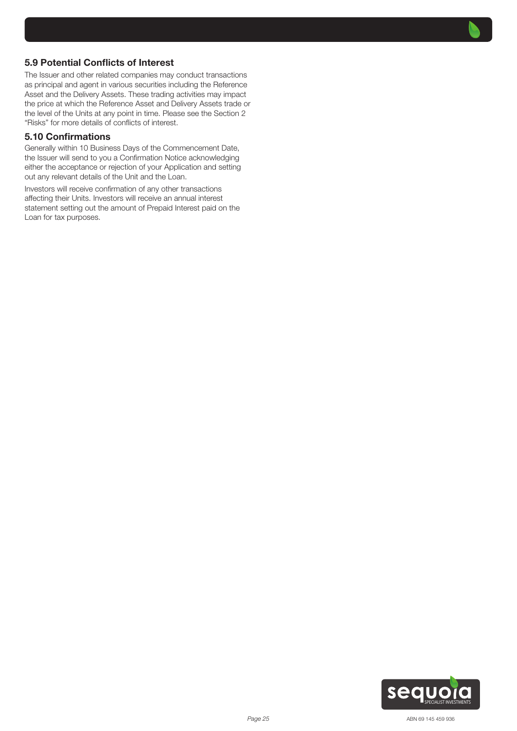## 5.9 Potential Conflicts of Interest

The Issuer and other related companies may conduct transactions as principal and agent in various securities including the Reference Asset and the Delivery Assets. These trading activities may impact the price at which the Reference Asset and Delivery Assets trade or the level of the Units at any point in time. Please see the Section 2 "Risks" for more details of conflicts of interest.

## 5.10 Confirmations

Generally within 10 Business Days of the Commencement Date, the Issuer will send to you a Confirmation Notice acknowledging either the acceptance or rejection of your Application and setting out any relevant details of the Unit and the Loan.

Investors will receive confirmation of any other transactions affecting their Units. Investors will receive an annual interest statement setting out the amount of Prepaid Interest paid on the Loan for tax purposes.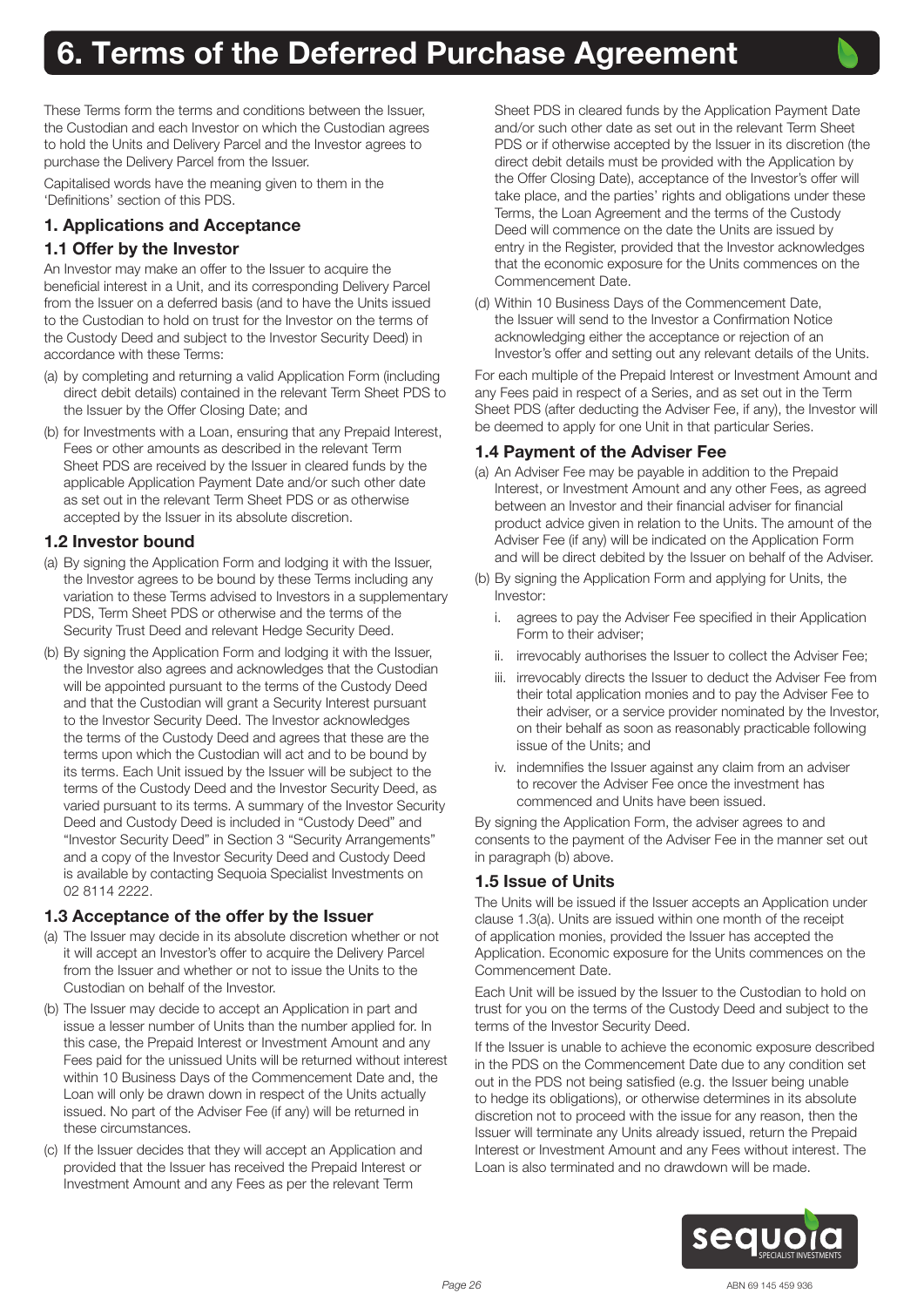# 6. Terms of the Deferred Purchase Agreement

These Terms form the terms and conditions between the Issuer, the Custodian and each Investor on which the Custodian agrees to hold the Units and Delivery Parcel and the Investor agrees to purchase the Delivery Parcel from the Issuer.

Capitalised words have the meaning given to them in the 'Definitions' section of this PDS.

## 1. Applications and Acceptance

### 1.1 Offer by the Investor

An Investor may make an offer to the Issuer to acquire the beneficial interest in a Unit, and its corresponding Delivery Parcel from the Issuer on a deferred basis (and to have the Units issued to the Custodian to hold on trust for the Investor on the terms of the Custody Deed and subject to the Investor Security Deed) in accordance with these Terms:

(a) by completing and returning a valid Application Form (including direct debit details) contained in the relevant Term Sheet PDS to the Issuer by the Offer Closing Date; and

(b) for Investments with a Loan, ensuring that any Prepaid Interest, Fees or other amounts as described in the relevant Term Sheet PDS are received by the Issuer in cleared funds by the applicable Application Payment Date and/or such other date as set out in the relevant Term Sheet PDS or as otherwise accepted by the Issuer in its absolute discretion.

### 1.2 Investor bound

(a) By signing the Application Form and lodging it with the Issuer, the Investor agrees to be bound by these Terms including any variation to these Terms advised to Investors in a supplementary PDS, Term Sheet PDS or otherwise and the terms of the Security Trust Deed and relevant Hedge Security Deed.

(b) By signing the Application Form and lodging it with the Issuer, the Investor also agrees and acknowledges that the Custodian will be appointed pursuant to the terms of the Custody Deed and that the Custodian will grant a Security Interest pursuant to the Investor Security Deed. The Investor acknowledges the terms of the Custody Deed and agrees that these are the terms upon which the Custodian will act and to be bound by its terms. Each Unit issued by the Issuer will be subject to the terms of the Custody Deed and the Investor Security Deed, as varied pursuant to its terms. A summary of the Investor Security Deed and Custody Deed is included in "Custody Deed" and "Investor Security Deed" in Section 3 "Security Arrangements" and a copy of the Investor Security Deed and Custody Deed is available by contacting Sequoia Specialist Investments on 02 8114 2222.

### 1.3 Acceptance of the offer by the Issuer

(a) The Issuer may decide in its absolute discretion whether or not it will accept an Investor's offer to acquire the Delivery Parcel from the Issuer and whether or not to issue the Units to the Custodian on behalf of the Investor.

(b) The Issuer may decide to accept an Application in part and issue a lesser number of Units than the number applied for. In this case, the Prepaid Interest or Investment Amount and any Fees paid for the unissued Units will be returned without interest within 10 Business Days of the Commencement Date and, the Loan will only be drawn down in respect of the Units actually issued. No part of the Adviser Fee (if any) will be returned in these circumstances.

(c) If the Issuer decides that they will accept an Application and provided that the Issuer has received the Prepaid Interest or Investment Amount and any Fees as per the relevant Term Sheet PDS in cleared funds by the Application Payment Date and/or such other date as set out in the relevant Term Sheet PDS or if otherwise accepted by the Issuer in its discretion (the direct debit details must be provided with the Application by the Offer Closing Date), acceptance of the Investor's offer will take place, and the parties' rights and obligations under these Terms, the Loan Agreement and the terms of the Custody Deed will commence on the date the Units are issued by entry in the Register, provided that the Investor acknowledges that the economic exposure for the Units commences on the Commencement Date.

(d) Within 10 Business Days of the Commencement Date, the Issuer will send to the Investor a Confirmation Notice acknowledging either the acceptance or rejection of an Investor's offer and setting out any relevant details of the Units.

For each multiple of the Prepaid Interest or Investment Amount and any Fees paid in respect of a Series, and as set out in the Term Sheet PDS (after deducting the Adviser Fee, if any), the Investor will be deemed to apply for one Unit in that particular Series.

### 1.4 Payment of the Adviser Fee

(a) An Adviser Fee may be payable in addition to the Prepaid Interest, or Investment Amount and any other Fees, as agreed between an Investor and their financial adviser for financial product advice given in relation to the Units. The amount of the Adviser Fee (if any) will be indicated on the Application Form and will be direct debited by the Issuer on behalf of the Adviser.

(b) By signing the Application Form and applying for Units, the Investor:

i. agrees to pay the Adviser Fee specified in their Application Form to their adviser;

ii. irrevocably authorises the Issuer to collect the Adviser Fee;

iii. irrevocably directs the Issuer to deduct the Adviser Fee from their total application monies and to pay the Adviser Fee to their adviser, or a service provider nominated by the Investor, on their behalf as soon as reasonably practicable following issue of the Units; and

iv. indemnifies the Issuer against any claim from an adviser to recover the Adviser Fee once the investment has commenced and Units have been issued.

By signing the Application Form, the adviser agrees to and consents to the payment of the Adviser Fee in the manner set out in paragraph (b) above.

### 1.5 Issue of Units

The Units will be issued if the Issuer accepts an Application under clause 1.3(a). Units are issued within one month of the receipt of application monies, provided the Issuer has accepted the Application. Economic exposure for the Units commences on the Commencement Date.

Each Unit will be issued by the Issuer to the Custodian to hold on trust for you on the terms of the Custody Deed and subject to the terms of the Investor Security Deed.

If the Issuer is unable to achieve the economic exposure described in the PDS on the Commencement Date due to any condition set out in the PDS not being satisfied (e.g. the Issuer being unable to hedge its obligations), or otherwise determines in its absolute discretion not to proceed with the issue for any reason, then the Issuer will terminate any Units already issued, return the Prepaid Interest or Investment Amount and any Fees without interest. The Loan is also terminated and no drawdown will be made.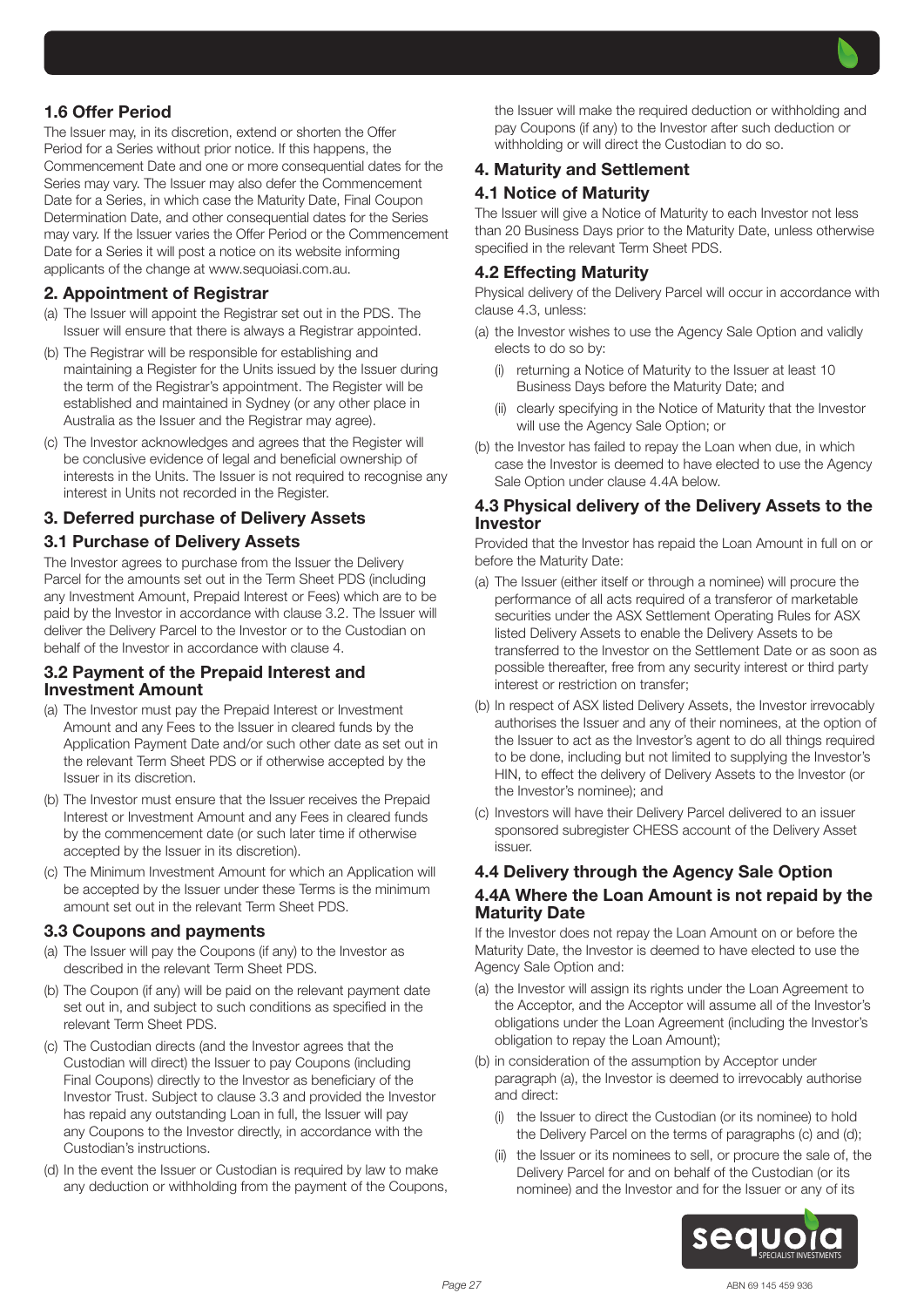## 1.6 Offer Period

The Issuer may, in its discretion, extend or shorten the Offer Period for a Series without prior notice. If this happens, the Commencement Date and one or more consequential dates for the Series may vary. The Issuer may also defer the Commencement Date for a Series, in which case the Maturity Date, Final Coupon Determination Date, and other consequential dates for the Series may vary. If the Issuer varies the Offer Period or the Commencement Date for a Series it will post a notice on its website informing applicants of the change at www.sequoiasi.com.au.

## 2. Appointment of Registrar

(a) The Issuer will appoint the Registrar set out in the PDS. The Issuer will ensure that there is always a Registrar appointed.

(b) The Registrar will be responsible for establishing and maintaining a Register for the Units issued by the Issuer during the term of the Registrar's appointment. The Register will be established and maintained in Sydney (or any other place in Australia as the Issuer and the Registrar may agree).

(c) The Investor acknowledges and agrees that the Register will be conclusive evidence of legal and beneficial ownership of interests in the Units. The Issuer is not required to recognise any interest in Units not recorded in the Register.

## 3. Deferred purchase of Delivery Assets

### 3.1 Purchase of Delivery Assets

The Investor agrees to purchase from the Issuer the Delivery Parcel for the amounts set out in the Term Sheet PDS (including any Investment Amount, Prepaid Interest or Fees) which are to be paid by the Investor in accordance with clause 3.2. The Issuer will deliver the Delivery Parcel to the Investor or to the Custodian on behalf of the Investor in accordance with clause 4.

### 3.2 Payment of the Prepaid Interest and Investment Amount

(a) The Investor must pay the Prepaid Interest or Investment Amount and any Fees to the Issuer in cleared funds by the Application Payment Date and/or such other date as set out in the relevant Term Sheet PDS or if otherwise accepted by the Issuer in its discretion.

(b) The Investor must ensure that the Issuer receives the Prepaid Interest or Investment Amount and any Fees in cleared funds by the commencement date (or such later time if otherwise accepted by the Issuer in its discretion).

(c) The Minimum Investment Amount for which an Application will be accepted by the Issuer under these Terms is the minimum amount set out in the relevant Term Sheet PDS.

### 3.3 Coupons and payments

(a) The Issuer will pay the Coupons (if any) to the Investor as described in the relevant Term Sheet PDS.

(b) The Coupon (if any) will be paid on the relevant payment date set out in, and subject to such conditions as specified in the relevant Term Sheet PDS.

(c) The Custodian directs (and the Investor agrees that the Custodian will direct) the Issuer to pay Coupons (including Final Coupons) directly to the Investor as beneficiary of the Investor Trust. Subject to clause 3.3 and provided the Investor has repaid any outstanding Loan in full, the Issuer will pay any Coupons to the Investor directly, in accordance with the Custodian's instructions.

(d) In the event the Issuer or Custodian is required by law to make any deduction or withholding from the payment of the Coupons, the Issuer will make the required deduction or withholding and pay Coupons (if any) to the Investor after such deduction or withholding or will direct the Custodian to do so.

## 4. Maturity and Settlement

### 4.1 Notice of Maturity

The Issuer will give a Notice of Maturity to each Investor not less than 20 Business Days prior to the Maturity Date, unless otherwise specified in the relevant Term Sheet PDS.

### 4.2 Effecting Maturity

Physical delivery of the Delivery Parcel will occur in accordance with clause 4.3, unless:

(a) the Investor wishes to use the Agency Sale Option and validly elects to do so by:

  (i) returning a Notice of Maturity to the Issuer at least 10 Business Days before the Maturity Date; and

  (ii) clearly specifying in the Notice of Maturity that the Investor will use the Agency Sale Option; or

(b) the Investor has failed to repay the Loan when due, in which case the Investor is deemed to have elected to use the Agency Sale Option under clause 4.4A below.

### 4.3 Physical delivery of the Delivery Assets to the Investor

Provided that the Investor has repaid the Loan Amount in full on or before the Maturity Date:

(a) The Issuer (either itself or through a nominee) will procure the performance of all acts required of a transferor of marketable securities under the ASX Settlement Operating Rules for ASX listed Delivery Assets to enable the Delivery Assets to be transferred to the Investor on the Settlement Date or as soon as possible thereafter, free from any security interest or third party interest or restriction on transfer;

(b) In respect of ASX listed Delivery Assets, the Investor irrevocably authorises the Issuer and any of their nominees, at the option of the Issuer to act as the Investor's agent to do all things required to be done, including but not limited to supplying the Investor's HIN, to effect the delivery of Delivery Assets to the Investor (or the Investor's nominee); and

(c) Investors will have their Delivery Parcel delivered to an issuer sponsored subregister CHESS account of the Delivery Asset issuer.

### 4.4 Delivery through the Agency Sale Option

### 4.4A Where the Loan Amount is not repaid by the Maturity Date

If the Investor does not repay the Loan Amount on or before the Maturity Date, the Investor is deemed to have elected to use the Agency Sale Option and:

(a) the Investor will assign its rights under the Loan Agreement to the Acceptor, and the Acceptor will assume all of the Investor's obligations under the Loan Agreement (including the Investor's obligation to repay the Loan Amount);

(b) in consideration of the assumption by Acceptor under paragraph (a), the Investor is deemed to irrevocably authorise and direct:

  (i) the Issuer to direct the Custodian (or its nominee) to hold the Delivery Parcel on the terms of paragraphs (c) and (d);

  (ii) the Issuer or its nominees to sell, or procure the sale of, the Delivery Parcel for and on behalf of the Custodian (or its nominee) and the Investor and for the Issuer or any of its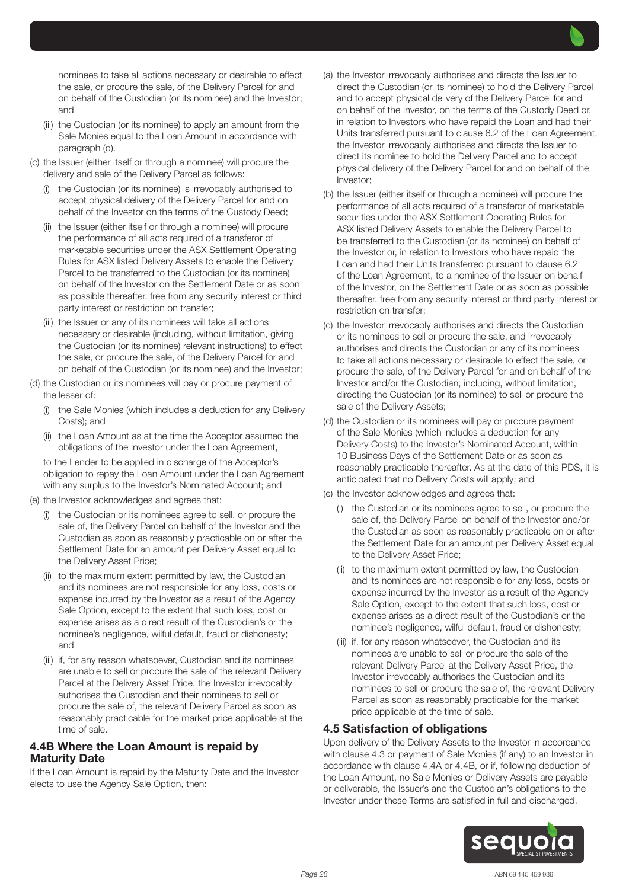nominees to take all actions necessary or desirable to effect the sale, or procure the sale, of the Delivery Parcel for and on behalf of the Custodian (or its nominee) and the Investor; and

(iii) the Custodian (or its nominee) to apply an amount from the Sale Monies equal to the Loan Amount in accordance with paragraph (d).

(c) the Issuer (either itself or through a nominee) will procure the delivery and sale of the Delivery Parcel as follows:

(i) the Custodian (or its nominee) is irrevocably authorised to accept physical delivery of the Delivery Parcel for and on behalf of the Investor on the terms of the Custody Deed;

(ii) the Issuer (either itself or through a nominee) will procure the performance of all acts required of a transferor of marketable securities under the ASX Settlement Operating Rules for ASX listed Delivery Assets to enable the Delivery Parcel to be transferred to the Custodian (or its nominee) on behalf of the Investor on the Settlement Date or as soon as possible thereafter, free from any security interest or third party interest or restriction on transfer;

(iii) the Issuer or any of its nominees will take all actions necessary or desirable (including, without limitation, giving the Custodian (or its nominee) relevant instructions) to effect the sale, or procure the sale, of the Delivery Parcel for and on behalf of the Custodian (or its nominee) and the Investor;

(d) the Custodian or its nominees will pay or procure payment of the lesser of:

(i) the Sale Monies (which includes a deduction for any Delivery Costs); and

(ii) the Loan Amount as at the time the Acceptor assumed the obligations of the Investor under the Loan Agreement,

to the Lender to be applied in discharge of the Acceptor's obligation to repay the Loan Amount under the Loan Agreement with any surplus to the Investor's Nominated Account; and

(e) the Investor acknowledges and agrees that:

(i) the Custodian or its nominees agree to sell, or procure the sale of, the Delivery Parcel on behalf of the Investor and the Custodian as soon as reasonably practicable on or after the Settlement Date for an amount per Delivery Asset equal to the Delivery Asset Price;

(ii) to the maximum extent permitted by law, the Custodian and its nominees are not responsible for any loss, costs or expense incurred by the Investor as a result of the Agency Sale Option, except to the extent that such loss, cost or expense arises as a direct result of the Custodian's or the nominee's negligence, wilful default, fraud or dishonesty; and

(iii) if, for any reason whatsoever, Custodian and its nominees are unable to sell or procure the sale of the relevant Delivery Parcel at the Delivery Asset Price, the Investor irrevocably authorises the Custodian and their nominees to sell or procure the sale of, the relevant Delivery Parcel as soon as reasonably practicable for the market price applicable at the time of sale.

## 4.4B Where the Loan Amount is repaid by Maturity Date

If the Loan Amount is repaid by the Maturity Date and the Investor elects to use the Agency Sale Option, then:

(a) the Investor irrevocably authorises and directs the Issuer to direct the Custodian (or its nominee) to hold the Delivery Parcel and to accept physical delivery of the Delivery Parcel for and on behalf of the Investor, on the terms of the Custody Deed or, in relation to Investors who have repaid the Loan and had their Units transferred pursuant to clause 6.2 of the Loan Agreement, the Investor irrevocably authorises and directs the Issuer to direct its nominee to hold the Delivery Parcel and to accept physical delivery of the Delivery Parcel for and on behalf of the Investor;

(b) the Issuer (either itself or through a nominee) will procure the performance of all acts required of a transferor of marketable securities under the ASX Settlement Operating Rules for ASX listed Delivery Assets to enable the Delivery Parcel to be transferred to the Custodian (or its nominee) on behalf of the Investor or, in relation to Investors who have repaid the Loan and had their Units transferred pursuant to clause 6.2 of the Loan Agreement, to a nominee of the Issuer on behalf of the Investor, on the Settlement Date or as soon as possible thereafter, free from any security interest or third party interest or restriction on transfer;

(c) the Investor irrevocably authorises and directs the Custodian or its nominees to sell or procure the sale, and irrevocably authorises and directs the Custodian or any of its nominees to take all actions necessary or desirable to effect the sale, or procure the sale, of the Delivery Parcel for and on behalf of the Investor and/or the Custodian, including, without limitation, directing the Custodian (or its nominee) to sell or procure the sale of the Delivery Assets;

(d) the Custodian or its nominees will pay or procure payment of the Sale Monies (which includes a deduction for any Delivery Costs) to the Investor's Nominated Account, within 10 Business Days of the Settlement Date or as soon as reasonably practicable thereafter. As at the date of this PDS, it is anticipated that no Delivery Costs will apply; and

(e) the Investor acknowledges and agrees that:

(i) the Custodian or its nominees agree to sell, or procure the sale of, the Delivery Parcel on behalf of the Investor and/or the Custodian as soon as reasonably practicable on or after the Settlement Date for an amount per Delivery Asset equal to the Delivery Asset Price;

(ii) to the maximum extent permitted by law, the Custodian and its nominees are not responsible for any loss, costs or expense incurred by the Investor as a result of the Agency Sale Option, except to the extent that such loss, cost or expense arises as a direct result of the Custodian's or the nominee's negligence, wilful default, fraud or dishonesty;

(iii) if, for any reason whatsoever, the Custodian and its nominees are unable to sell or procure the sale of the relevant Delivery Parcel at the Delivery Asset Price, the Investor irrevocably authorises the Custodian and its nominees to sell or procure the sale of, the relevant Delivery Parcel as soon as reasonably practicable for the market price applicable at the time of sale.

## 4.5 Satisfaction of obligations

Upon delivery of the Delivery Assets to the Investor in accordance with clause 4.3 or payment of Sale Monies (if any) to an Investor in accordance with clause 4.4A or 4.4B, or if, following deduction of the Loan Amount, no Sale Monies or Delivery Assets are payable or deliverable, the Issuer's and the Custodian's obligations to the Investor under these Terms are satisfied in full and discharged.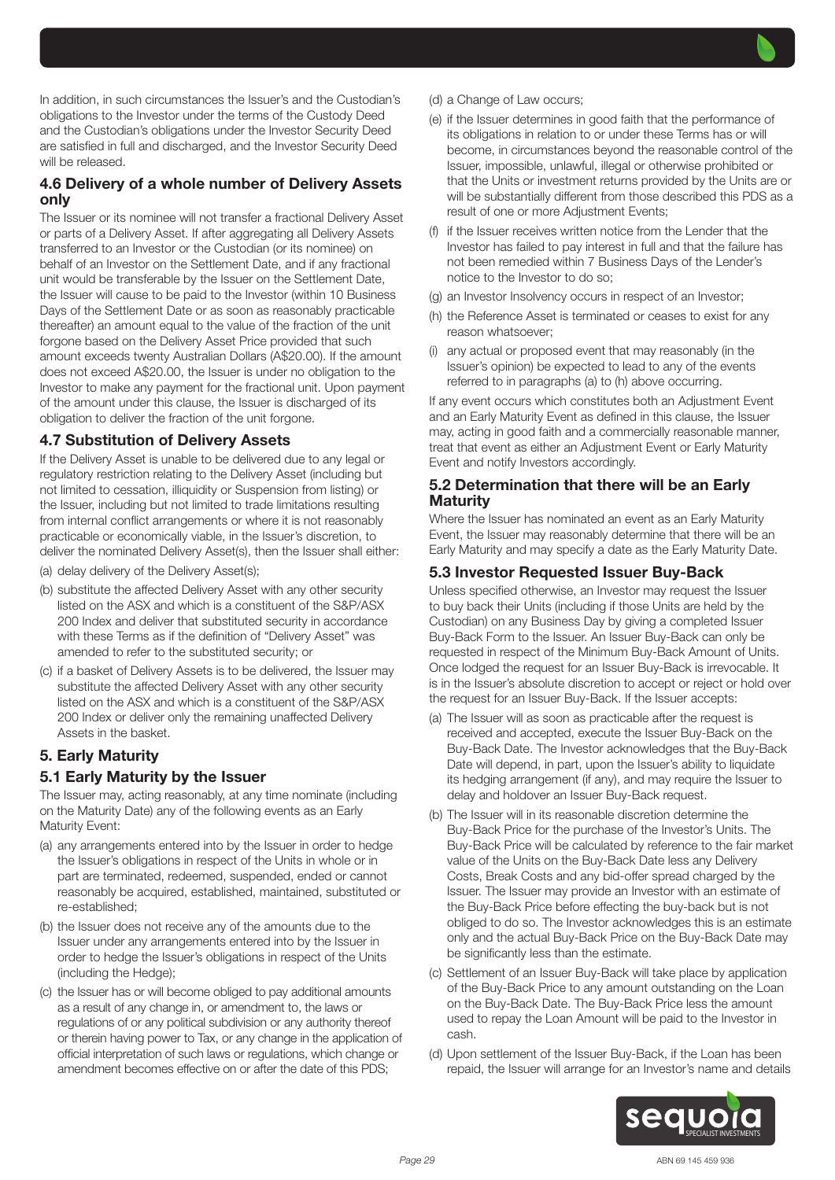In addition, in such circumstances the Issuer's and the Custodian's obligations to the Investor under the terms of the Custody Deed and the Custodian's obligations under the Investor Security Deed are satisfied in full and discharged, and the Investor Security Deed will be released.

### 4.6 Delivery of a whole number of Delivery Assets only

The Issuer or its nominee will not transfer a fractional Delivery Asset or parts of a Delivery Asset. If after aggregating all Delivery Assets transferred to an Investor or the Custodian (or its nominee) on behalf of an Investor on the Settlement Date, and if any fractional unit would be transferable by the Issuer on the Settlement Date, the Issuer will cause to be paid to the Investor (within 10 Business Days of the Settlement Date or as soon as reasonably practicable thereafter) an amount equal to the value of the fraction of the unit forgone based on the Delivery Asset Price provided that such amount exceeds twenty Australian Dollars (A$20.00). If the amount does not exceed A$20.00, the Issuer is under no obligation to the Investor to make any payment for the fractional unit. Upon payment of the amount under this clause, the Issuer is discharged of its obligation to deliver the fraction of the unit forgone.

### 4.7 Substitution of Delivery Assets

If the Delivery Asset is unable to be delivered due to any legal or regulatory restriction relating to the Delivery Asset (including but not limited to cessation, illiquidity or Suspension from listing) or the Issuer, including but not limited to trade limitations resulting from internal conflict arrangements or where it is not reasonably practicable or economically viable, in the Issuer's discretion, to deliver the nominated Delivery Asset(s), then the Issuer shall either:

(a) delay delivery of the Delivery Asset(s);

(b) substitute the affected Delivery Asset with any other security listed on the ASX and which is a constituent of the S&P/ASX 200 Index and deliver that substituted security in accordance with these Terms as if the definition of "Delivery Asset" was amended to refer to the substituted security; or

(c) if a basket of Delivery Assets is to be delivered, the Issuer may substitute the affected Delivery Asset with any other security listed on the ASX and which is a constituent of the S&P/ASX 200 Index or deliver only the remaining unaffected Delivery Assets in the basket.

## 5. Early Maturity

### 5.1 Early Maturity by the Issuer

The Issuer may, acting reasonably, at any time nominate (including on the Maturity Date) any of the following events as an Early Maturity Event:

(a) any arrangements entered into by the Issuer in order to hedge the Issuer's obligations in respect of the Units in whole or in part are terminated, redeemed, suspended, ended or cannot reasonably be acquired, established, maintained, substituted or re-established;

(b) the Issuer does not receive any of the amounts due to the Issuer under any arrangements entered into by the Issuer in order to hedge the Issuer's obligations in respect of the Units (including the Hedge);

(c) the Issuer has or will become obliged to pay additional amounts as a result of any change in, or amendment to, the laws or regulations of or any political subdivision or any authority thereof or therein having power to Tax, or any change in the application of official interpretation of such laws or regulations, which change or amendment becomes effective on or after the date of this PDS;

(d) a Change of Law occurs;

(e) if the Issuer determines in good faith that the performance of its obligations in relation to or under these Terms has or will become, in circumstances beyond the reasonable control of the Issuer, impossible, unlawful, illegal or otherwise prohibited or that the Units or investment returns provided by the Units are or will be substantially different from those described this PDS as a result of one or more Adjustment Events;

(f) if the Issuer receives written notice from the Lender that the Investor has failed to pay interest in full and that the failure has not been remedied within 7 Business Days of the Lender's notice to the Investor to do so;

(g) an Investor Insolvency occurs in respect of an Investor;

(h) the Reference Asset is terminated or ceases to exist for any reason whatsoever;

(i) any actual or proposed event that may reasonably (in the Issuer's opinion) be expected to lead to any of the events referred to in paragraphs (a) to (h) above occurring.

If any event occurs which constitutes both an Adjustment Event and an Early Maturity Event as defined in this clause, the Issuer may, acting in good faith and a commercially reasonable manner, treat that event as either an Adjustment Event or Early Maturity Event and notify Investors accordingly.

### 5.2 Determination that there will be an Early Maturity

Where the Issuer has nominated an event as an Early Maturity Event, the Issuer may reasonably determine that there will be an Early Maturity and may specify a date as the Early Maturity Date.

### 5.3 Investor Requested Issuer Buy-Back

Unless specified otherwise, an Investor may request the Issuer to buy back their Units (including if those Units are held by the Custodian) on any Business Day by giving a completed Issuer Buy-Back Form to the Issuer. An Issuer Buy-Back can only be requested in respect of the Minimum Buy-Back Amount of Units. Once lodged the request for an Issuer Buy-Back is irrevocable. It is in the Issuer's absolute discretion to accept or reject or hold over the request for an Issuer Buy-Back. If the Issuer accepts:

(a) The Issuer will as soon as practicable after the request is received and accepted, execute the Issuer Buy-Back on the Buy-Back Date. The Investor acknowledges that the Buy-Back Date will depend, in part, upon the Issuer's ability to liquidate its hedging arrangement (if any), and may require the Issuer to delay and holdover an Issuer Buy-Back request.

(b) The Issuer will in its reasonable discretion determine the Buy-Back Price for the purchase of the Investor's Units. The Buy-Back Price will be calculated by reference to the fair market value of the Units on the Buy-Back Date less any Delivery Costs, Break Costs and any bid-offer spread charged by the Issuer. The Issuer may provide an Investor with an estimate of the Buy-Back Price before effecting the buy-back but is not obliged to do so. The Investor acknowledges this is an estimate only and the actual Buy-Back Price on the Buy-Back Date may be significantly less than the estimate.

(c) Settlement of an Issuer Buy-Back will take place by application of the Buy-Back Price to any amount outstanding on the Loan on the Buy-Back Date. The Buy-Back Price less the amount used to repay the Loan Amount will be paid to the Investor in cash.

(d) Upon settlement of the Issuer Buy-Back, if the Loan has been repaid, the Issuer will arrange for an Investor's name and details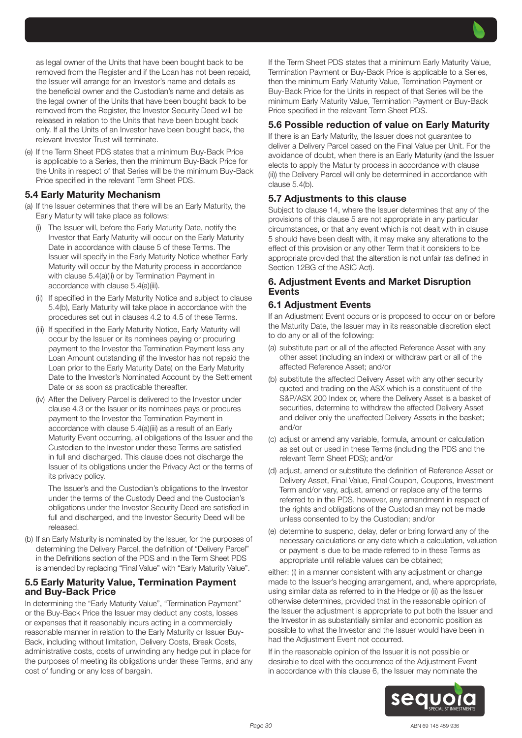as legal owner of the Units that have been bought back to be removed from the Register and if the Loan has not been repaid, the Issuer will arrange for an Investor's name and details as the beneficial owner and the Custodian's name and details as the legal owner of the Units that have been bought back to be removed from the Register, the Investor Security Deed will be released in relation to the Units that have been bought back only. If all the Units of an Investor have been bought back, the relevant Investor Trust will terminate.

(e) If the Term Sheet PDS states that a minimum Buy-Back Price is applicable to a Series, then the minimum Buy-Back Price for the Units in respect of that Series will be the minimum Buy-Back Price specified in the relevant Term Sheet PDS.

### 5.4 Early Maturity Mechanism

(a) If the Issuer determines that there will be an Early Maturity, the Early Maturity will take place as follows:

(i) The Issuer will, before the Early Maturity Date, notify the Investor that Early Maturity will occur on the Early Maturity Date in accordance with clause 5 of these Terms. The Issuer will specify in the Early Maturity Notice whether Early Maturity will occur by the Maturity process in accordance with clause 5.4(a)(ii) or by Termination Payment in accordance with clause 5.4(a)(iii).

(ii) If specified in the Early Maturity Notice and subject to clause 5.4(b), Early Maturity will take place in accordance with the procedures set out in clauses 4.2 to 4.5 of these Terms.

(iii) If specified in the Early Maturity Notice, Early Maturity will occur by the Issuer or its nominees paying or procuring payment to the Investor the Termination Payment less any Loan Amount outstanding (if the Investor has not repaid the Loan prior to the Early Maturity Date) on the Early Maturity Date to the Investor's Nominated Account by the Settlement Date or as soon as practicable thereafter.

(iv) After the Delivery Parcel is delivered to the Investor under clause 4.3 or the Issuer or its nominees pays or procures payment to the Investor the Termination Payment in accordance with clause 5.4(a)(iii) as a result of an Early Maturity Event occurring, all obligations of the Issuer and the Custodian to the Investor under these Terms are satisfied in full and discharged. This clause does not discharge the Issuer of its obligations under the Privacy Act or the terms of its privacy policy.

The Issuer's and the Custodian's obligations to the Investor under the terms of the Custody Deed and the Custodian's obligations under the Investor Security Deed are satisfied in full and discharged, and the Investor Security Deed will be released.

(b) If an Early Maturity is nominated by the Issuer, for the purposes of determining the Delivery Parcel, the definition of "Delivery Parcel" in the Definitions section of the PDS and in the Term Sheet PDS is amended by replacing "Final Value" with "Early Maturity Value".

### 5.5 Early Maturity Value, Termination Payment and Buy-Back Price

In determining the "Early Maturity Value", "Termination Payment" or the Buy-Back Price the Issuer may deduct any costs, losses or expenses that it reasonably incurs acting in a commercially reasonable manner in relation to the Early Maturity or Issuer Buy-Back, including without limitation, Delivery Costs, Break Costs, administrative costs, costs of unwinding any hedge put in place for the purposes of meeting its obligations under these Terms, and any cost of funding or any loss of bargain.

If the Term Sheet PDS states that a minimum Early Maturity Value, Termination Payment or Buy-Back Price is applicable to a Series, then the minimum Early Maturity Value, Termination Payment or Buy-Back Price for the Units in respect of that Series will be the minimum Early Maturity Value, Termination Payment or Buy-Back Price specified in the relevant Term Sheet PDS.

### 5.6 Possible reduction of value on Early Maturity

If there is an Early Maturity, the Issuer does not guarantee to deliver a Delivery Parcel based on the Final Value per Unit. For the avoidance of doubt, when there is an Early Maturity (and the Issuer elects to apply the Maturity process in accordance with clause (ii)) the Delivery Parcel will only be determined in accordance with clause 5.4(b).

### 5.7 Adjustments to this clause

Subject to clause 14, where the Issuer determines that any of the provisions of this clause 5 are not appropriate in any particular circumstances, or that any event which is not dealt with in clause 5 should have been dealt with, it may make any alterations to the effect of this provision or any other Term that it considers to be appropriate provided that the alteration is not unfair (as defined in Section 12BG of the ASIC Act).

## 6. Adjustment Events and Market Disruption Events

### 6.1 Adjustment Events

If an Adjustment Event occurs or is proposed to occur on or before the Maturity Date, the Issuer may in its reasonable discretion elect to do any or all of the following:

(a) substitute part or all of the affected Reference Asset with any other asset (including an index) or withdraw part or all of the affected Reference Asset; and/or

(b) substitute the affected Delivery Asset with any other security quoted and trading on the ASX which is a constituent of the S&P/ASX 200 Index or, where the Delivery Asset is a basket of securities, determine to withdraw the affected Delivery Asset and deliver only the unaffected Delivery Assets in the basket; and/or

(c) adjust or amend any variable, formula, amount or calculation as set out or used in these Terms (including the PDS and the relevant Term Sheet PDS); and/or

(d) adjust, amend or substitute the definition of Reference Asset or Delivery Asset, Final Value, Final Coupon, Coupons, Investment Term and/or vary, adjust, amend or replace any of the terms referred to in the PDS, however, any amendment in respect of the rights and obligations of the Custodian may not be made unless consented to by the Custodian; and/or

(e) determine to suspend, delay, defer or bring forward any of the necessary calculations or any date which a calculation, valuation or payment is due to be made referred to in these Terms as appropriate until reliable values can be obtained;

either: (i) in a manner consistent with any adjustment or change made to the Issuer's hedging arrangement, and, where appropriate, using similar data as referred to in the Hedge or (ii) as the Issuer otherwise determines, provided that in the reasonable opinion of the Issuer the adjustment is appropriate to put both the Issuer and the Investor in as substantially similar and economic position as possible to what the Investor and the Issuer would have been in had the Adjustment Event not occurred.

If in the reasonable opinion of the Issuer it is not possible or desirable to deal with the occurrence of the Adjustment Event in accordance with this clause 6, the Issuer may nominate the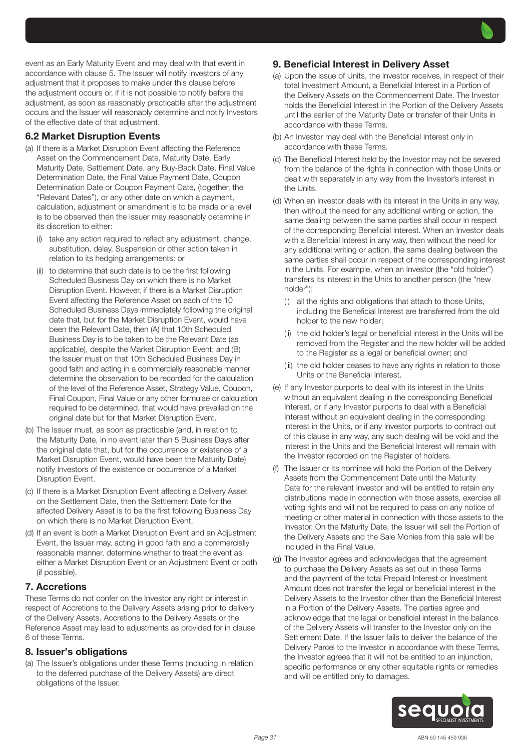event as an Early Maturity Event and may deal with that event in accordance with clause 5. The Issuer will notify Investors of any adjustment that it proposes to make under this clause before the adjustment occurs or, if it is not possible to notify before the adjustment, as soon as reasonably practicable after the adjustment occurs and the Issuer will reasonably determine and notify Investors of the effective date of that adjustment.

### 6.2 Market Disruption Events

(a) If there is a Market Disruption Event affecting the Reference Asset on the Commencement Date, Maturity Date, Early Maturity Date, Settlement Date, any Buy-Back Date, Final Value Determination Date, the Final Value Payment Date, Coupon Determination Date or Coupon Payment Date, (together, the "Relevant Dates"), or any other date on which a payment, calculation, adjustment or amendment is to be made or a level is to be observed then the Issuer may reasonably determine in its discretion to either:

   (i) take any action required to reflect any adjustment, change, substitution, delay, Suspension or other action taken in relation to its hedging arrangements: or

   (ii) to determine that such date is to be the first following Scheduled Business Day on which there is no Market Disruption Event. However, if there is a Market Disruption Event affecting the Reference Asset on each of the 10 Scheduled Business Days immediately following the original date that, but for the Market Disruption Event, would have been the Relevant Date, then (A) that 10th Scheduled Business Day is to be taken to be the Relevant Date (as applicable), despite the Market Disruption Event; and (B) the Issuer must on that 10th Scheduled Business Day in good faith and acting in a commercially reasonable manner determine the observation to be recorded for the calculation of the level of the Reference Asset, Strategy Value, Coupon, Final Coupon, Final Value or any other formulae or calculation required to be determined, that would have prevailed on the original date but for that Market Disruption Event.

(b) The Issuer must, as soon as practicable (and, in relation to the Maturity Date, in no event later than 5 Business Days after the original date that, but for the occurrence or existence of a Market Disruption Event, would have been the Maturity Date) notify Investors of the existence or occurrence of a Market Disruption Event.

(c) If there is a Market Disruption Event affecting a Delivery Asset on the Settlement Date, then the Settlement Date for the affected Delivery Asset is to be the first following Business Day on which there is no Market Disruption Event.

(d) If an event is both a Market Disruption Event and an Adjustment Event, the Issuer may, acting in good faith and a commercially reasonable manner, determine whether to treat the event as either a Market Disruption Event or an Adjustment Event or both (if possible).

## 7. Accretions

These Terms do not confer on the Investor any right or interest in respect of Accretions to the Delivery Assets arising prior to delivery of the Delivery Assets. Accretions to the Delivery Assets or the Reference Asset may lead to adjustments as provided for in clause 6 of these Terms.

## 8. Issuer's obligations

(a) The Issuer's obligations under these Terms (including in relation to the deferred purchase of the Delivery Assets) are direct obligations of the Issuer.

## 9. Beneficial Interest in Delivery Asset

(a) Upon the issue of Units, the Investor receives, in respect of their total Investment Amount, a Beneficial Interest in a Portion of the Delivery Assets on the Commencement Date. The Investor holds the Beneficial Interest in the Portion of the Delivery Assets until the earlier of the Maturity Date or transfer of their Units in accordance with these Terms.

(b) An Investor may deal with the Beneficial Interest only in accordance with these Terms.

(c) The Beneficial Interest held by the Investor may not be severed from the balance of the rights in connection with those Units or dealt with separately in any way from the Investor's interest in the Units.

(d) When an Investor deals with its interest in the Units in any way, then without the need for any additional writing or action, the same dealing between the same parties shall occur in respect of the corresponding Beneficial Interest. When an Investor deals with a Beneficial Interest in any way, then without the need for any additional writing or action, the same dealing between the same parties shall occur in respect of the corresponding interest in the Units. For example, when an Investor (the "old holder") transfers its interest in the Units to another person (the "new holder"):

   (i) all the rights and obligations that attach to those Units, including the Beneficial Interest are transferred from the old holder to the new holder;

   (ii) the old holder's legal or beneficial interest in the Units will be removed from the Register and the new holder will be added to the Register as a legal or beneficial owner; and

   (iii) the old holder ceases to have any rights in relation to those Units or the Beneficial Interest.

(e) If any Investor purports to deal with its interest in the Units without an equivalent dealing in the corresponding Beneficial Interest, or if any Investor purports to deal with a Beneficial Interest without an equivalent dealing in the corresponding interest in the Units, or if any Investor purports to contract out of this clause in any way, any such dealing will be void and the interest in the Units and the Beneficial Interest will remain with the Investor recorded on the Register of holders.

(f) The Issuer or its nominee will hold the Portion of the Delivery Assets from the Commencement Date until the Maturity Date for the relevant Investor and will be entitled to retain any distributions made in connection with those assets, exercise all voting rights and will not be required to pass on any notice of meeting or other material in connection with those assets to the Investor. On the Maturity Date, the Issuer will sell the Portion of the Delivery Assets and the Sale Monies from this sale will be included in the Final Value.

(g) The Investor agrees and acknowledges that the agreement to purchase the Delivery Assets as set out in these Terms and the payment of the total Prepaid Interest or Investment Amount does not transfer the legal or beneficial interest in the Delivery Assets to the Investor other than the Beneficial Interest in a Portion of the Delivery Assets. The parties agree and acknowledge that the legal or beneficial interest in the balance of the Delivery Assets will transfer to the Investor only on the Settlement Date. If the Issuer fails to deliver the balance of the Delivery Parcel to the Investor in accordance with these Terms, the Investor agrees that it will not be entitled to an injunction, specific performance or any other equitable rights or remedies and will be entitled only to damages.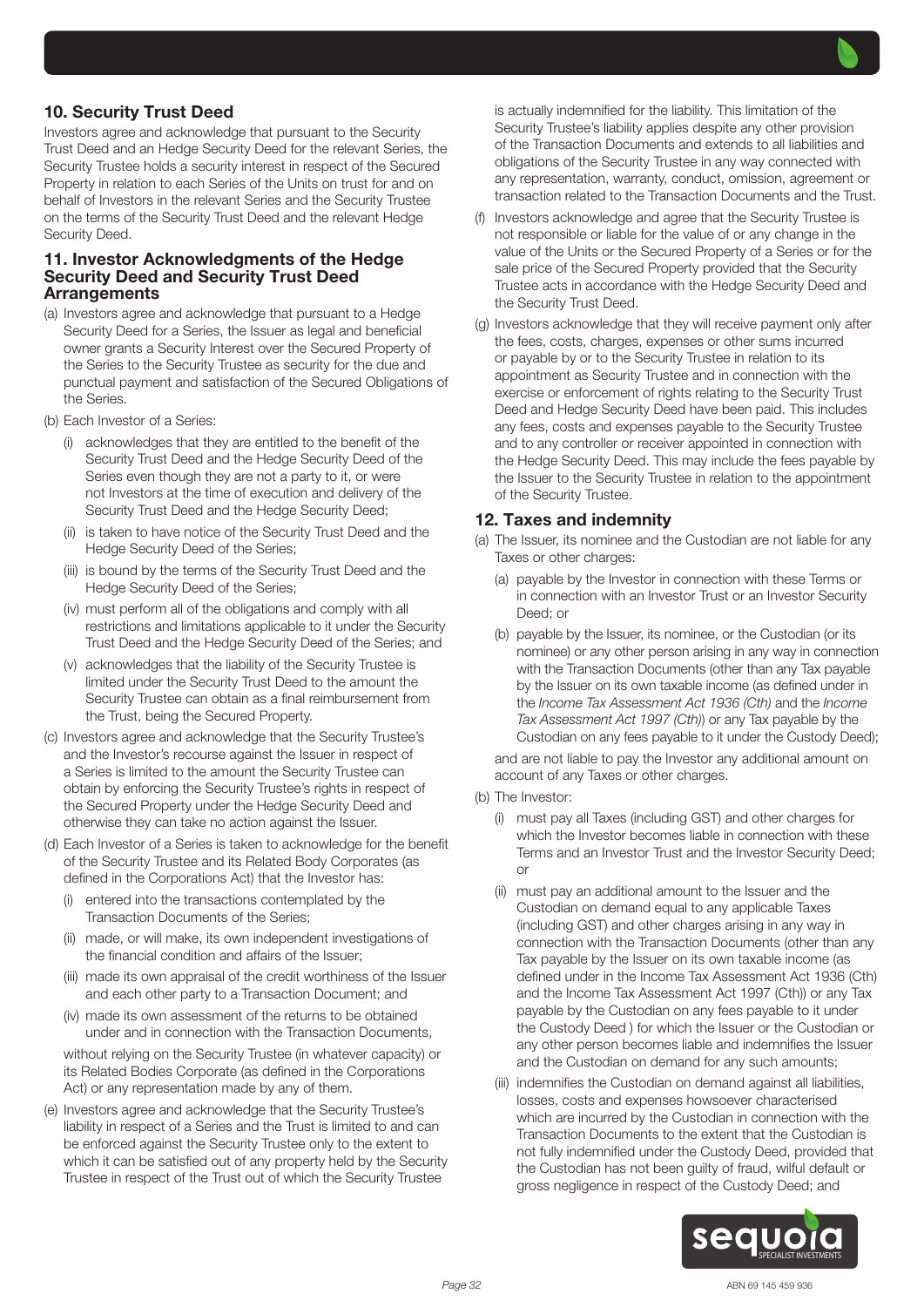## 10. Security Trust Deed

Investors agree and acknowledge that pursuant to the Security Trust Deed and an Hedge Security Deed for the relevant Series, the Security Trustee holds a security interest in respect of the Secured Property in relation to each Series of the Units on trust for and on behalf of Investors in the relevant Series and the Security Trustee on the terms of the Security Trust Deed and the relevant Hedge Security Deed.

## 11. Investor Acknowledgments of the Hedge Security Deed and Security Trust Deed Arrangements

(a) Investors agree and acknowledge that pursuant to a Hedge Security Deed for a Series, the Issuer as legal and beneficial owner grants a Security Interest over the Secured Property of the Series to the Security Trustee as security for the due and punctual payment and satisfaction of the Secured Obligations of the Series.

(b) Each Investor of a Series:

   (i) acknowledges that they are entitled to the benefit of the Security Trust Deed and the Hedge Security Deed of the Series even though they are not a party to it, or were not Investors at the time of execution and delivery of the Security Trust Deed and the Hedge Security Deed;

   (ii) is taken to have notice of the Security Trust Deed and the Hedge Security Deed of the Series;

   (iii) is bound by the terms of the Security Trust Deed and the Hedge Security Deed of the Series;

   (iv) must perform all of the obligations and comply with all restrictions and limitations applicable to it under the Security Trust Deed and the Hedge Security Deed of the Series; and

   (v) acknowledges that the liability of the Security Trustee is limited under the Security Trust Deed to the amount the Security Trustee can obtain as a final reimbursement from the Trust, being the Secured Property.

(c) Investors agree and acknowledge that the Security Trustee's and the Investor's recourse against the Issuer in respect of a Series is limited to the amount the Security Trustee can obtain by enforcing the Security Trustee's rights in respect of the Secured Property under the Hedge Security Deed and otherwise they can take no action against the Issuer.

(d) Each Investor of a Series is taken to acknowledge for the benefit of the Security Trustee and its Related Body Corporates (as defined in the Corporations Act) that the Investor has:

   (i) entered into the transactions contemplated by the Transaction Documents of the Series;

   (ii) made, or will make, its own independent investigations of the financial condition and affairs of the Issuer;

   (iii) made its own appraisal of the credit worthiness of the Issuer and each other party to a Transaction Document; and

   (iv) made its own assessment of the returns to be obtained under and in connection with the Transaction Documents,

   without relying on the Security Trustee (in whatever capacity) or its Related Bodies Corporate (as defined in the Corporations Act) or any representation made by any of them.

(e) Investors agree and acknowledge that the Security Trustee's liability in respect of a Series and the Trust is limited to and can be enforced against the Security Trustee only to the extent to which it can be satisfied out of any property held by the Security Trustee in respect of the Trust out of which the Security Trustee is actually indemnified for the liability. This limitation of the Security Trustee's liability applies despite any other provision of the Transaction Documents and extends to all liabilities and obligations of the Security Trustee in any way connected with any representation, warranty, conduct, omission, agreement or transaction related to the Transaction Documents and the Trust.

(f) Investors acknowledge and agree that the Security Trustee is not responsible or liable for the value of or any change in the value of the Units or the Secured Property of a Series or for the sale price of the Secured Property provided that the Security Trustee acts in accordance with the Hedge Security Deed and the Security Trust Deed.

(g) Investors acknowledge that they will receive payment only after the fees, costs, charges, expenses or other sums incurred or payable by or to the Security Trustee in relation to its appointment as Security Trustee and in connection with the exercise or enforcement of rights relating to the Security Trust Deed and Hedge Security Deed have been paid. This includes any fees, costs and expenses payable to the Security Trustee and to any controller or receiver appointed in connection with the Hedge Security Deed. This may include the fees payable by the Issuer to the Security Trustee in relation to the appointment of the Security Trustee.

## 12. Taxes and indemnity

(a) The Issuer, its nominee and the Custodian are not liable for any Taxes or other charges:

   (a) payable by the Investor in connection with these Terms or in connection with an Investor Trust or an Investor Security Deed; or

   (b) payable by the Issuer, its nominee, or the Custodian (or its nominee) or any other person arising in any way in connection with the Transaction Documents (other than any Tax payable by the Issuer on its own taxable income (as defined under in the *Income Tax Assessment Act 1936 (Cth)* and the *Income Tax Assessment Act 1997 (Cth)*) or any Tax payable by the Custodian on any fees payable to it under the Custody Deed);

   and are not liable to pay the Investor any additional amount on account of any Taxes or other charges.

(b) The Investor:

   (i) must pay all Taxes (including GST) and other charges for which the Investor becomes liable in connection with these Terms and an Investor Trust and the Investor Security Deed; or

   (ii) must pay an additional amount to the Issuer and the Custodian on demand equal to any applicable Taxes (including GST) and other charges arising in any way in connection with the Transaction Documents (other than any Tax payable by the Issuer on its own taxable income (as defined under in the Income Tax Assessment Act 1936 (Cth) and the Income Tax Assessment Act 1997 (Cth)) or any Tax payable by the Custodian on any fees payable to it under the Custody Deed ) for which the Issuer or the Custodian or any other person becomes liable and indemnifies the Issuer and the Custodian on demand for any such amounts;

   (iii) indemnifies the Custodian on demand against all liabilities, losses, costs and expenses howsoever characterised which are incurred by the Custodian in connection with the Transaction Documents to the extent that the Custodian is not fully indemnified under the Custody Deed, provided that the Custodian has not been guilty of fraud, wilful default or gross negligence in respect of the Custody Deed; and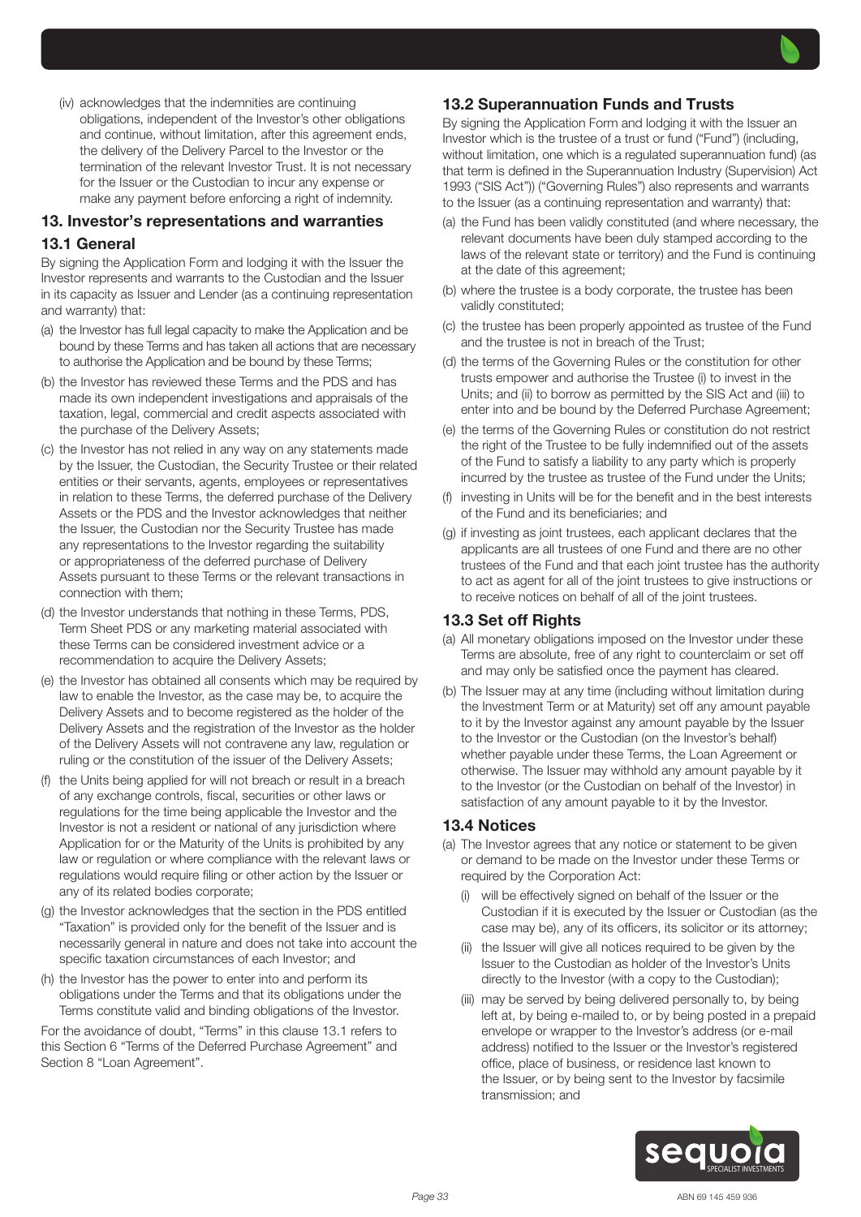(iv) acknowledges that the indemnities are continuing obligations, independent of the Investor's other obligations and continue, without limitation, after this agreement ends, the delivery of the Delivery Parcel to the Investor or the termination of the relevant Investor Trust. It is not necessary for the Issuer or the Custodian to incur any expense or make any payment before enforcing a right of indemnity.

## 13. Investor's representations and warranties

### 13.1 General

By signing the Application Form and lodging it with the Issuer the Investor represents and warrants to the Custodian and the Issuer in its capacity as Issuer and Lender (as a continuing representation and warranty) that:

(a) the Investor has full legal capacity to make the Application and be bound by these Terms and has taken all actions that are necessary to authorise the Application and be bound by these Terms;

(b) the Investor has reviewed these Terms and the PDS and has made its own independent investigations and appraisals of the taxation, legal, commercial and credit aspects associated with the purchase of the Delivery Assets;

(c) the Investor has not relied in any way on any statements made by the Issuer, the Custodian, the Security Trustee or their related entities or their servants, agents, employees or representatives in relation to these Terms, the deferred purchase of the Delivery Assets or the PDS and the Investor acknowledges that neither the Issuer, the Custodian nor the Security Trustee has made any representations to the Investor regarding the suitability or appropriateness of the deferred purchase of Delivery Assets pursuant to these Terms or the relevant transactions in connection with them;

(d) the Investor understands that nothing in these Terms, PDS, Term Sheet PDS or any marketing material associated with these Terms can be considered investment advice or a recommendation to acquire the Delivery Assets;

(e) the Investor has obtained all consents which may be required by law to enable the Investor, as the case may be, to acquire the Delivery Assets and to become registered as the holder of the Delivery Assets and the registration of the Investor as the holder of the Delivery Assets will not contravene any law, regulation or ruling or the constitution of the issuer of the Delivery Assets;

(f) the Units being applied for will not breach or result in a breach of any exchange controls, fiscal, securities or other laws or regulations for the time being applicable the Investor and the Investor is not a resident or national of any jurisdiction where Application for or the Maturity of the Units is prohibited by any law or regulation or where compliance with the relevant laws or regulations would require filing or other action by the Issuer or any of its related bodies corporate;

(g) the Investor acknowledges that the section in the PDS entitled "Taxation" is provided only for the benefit of the Issuer and is necessarily general in nature and does not take into account the specific taxation circumstances of each Investor; and

(h) the Investor has the power to enter into and perform its obligations under the Terms and that its obligations under the Terms constitute valid and binding obligations of the Investor.

For the avoidance of doubt, "Terms" in this clause 13.1 refers to this Section 6 "Terms of the Deferred Purchase Agreement" and Section 8 "Loan Agreement".

### 13.2 Superannuation Funds and Trusts

By signing the Application Form and lodging it with the Issuer an Investor which is the trustee of a trust or fund ("Fund") (including, without limitation, one which is a regulated superannuation fund) (as that term is defined in the Superannuation Industry (Supervision) Act 1993 ("SIS Act")) ("Governing Rules") also represents and warrants to the Issuer (as a continuing representation and warranty) that:

(a) the Fund has been validly constituted (and where necessary, the relevant documents have been duly stamped according to the laws of the relevant state or territory) and the Fund is continuing at the date of this agreement;

(b) where the trustee is a body corporate, the trustee has been validly constituted;

(c) the trustee has been properly appointed as trustee of the Fund and the trustee is not in breach of the Trust;

(d) the terms of the Governing Rules or the constitution for other trusts empower and authorise the Trustee (i) to invest in the Units; and (ii) to borrow as permitted by the SIS Act and (iii) to enter into and be bound by the Deferred Purchase Agreement;

(e) the terms of the Governing Rules or constitution do not restrict the right of the Trustee to be fully indemnified out of the assets of the Fund to satisfy a liability to any party which is properly incurred by the trustee as trustee of the Fund under the Units;

(f) investing in Units will be for the benefit and in the best interests of the Fund and its beneficiaries; and

(g) if investing as joint trustees, each applicant declares that the applicants are all trustees of one Fund and there are no other trustees of the Fund and that each joint trustee has the authority to act as agent for all of the joint trustees to give instructions or to receive notices on behalf of all of the joint trustees.

### 13.3 Set off Rights

(a) All monetary obligations imposed on the Investor under these Terms are absolute, free of any right to counterclaim or set off and may only be satisfied once the payment has cleared.

(b) The Issuer may at any time (including without limitation during the Investment Term or at Maturity) set off any amount payable to it by the Investor against any amount payable by the Issuer to the Investor or the Custodian (on the Investor's behalf) whether payable under these Terms, the Loan Agreement or otherwise. The Issuer may withhold any amount payable by it to the Investor (or the Custodian on behalf of the Investor) in satisfaction of any amount payable to it by the Investor.

### 13.4 Notices

(a) The Investor agrees that any notice or statement to be given or demand to be made on the Investor under these Terms or required by the Corporation Act:

   (i) will be effectively signed on behalf of the Issuer or the Custodian if it is executed by the Issuer or Custodian (as the case may be), any of its officers, its solicitor or its attorney;

   (ii) the Issuer will give all notices required to be given by the Issuer to the Custodian as holder of the Investor's Units directly to the Investor (with a copy to the Custodian);

   (iii) may be served by being delivered personally to, by being left at, by being e-mailed to, or by being posted in a prepaid envelope or wrapper to the Investor's address (or e-mail address) notified to the Issuer or the Investor's registered office, place of business, or residence last known to the Issuer, or by being sent to the Investor by facsimile transmission; and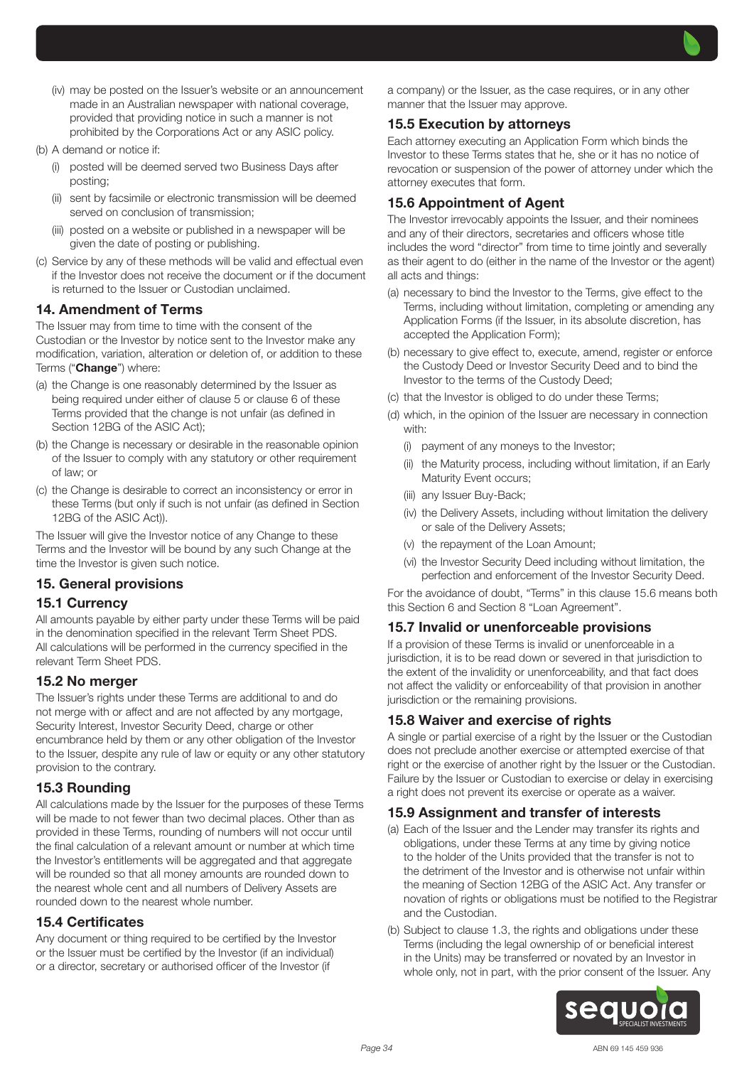(iv) may be posted on the Issuer's website or an announcement made in an Australian newspaper with national coverage, provided that providing notice in such a manner is not prohibited by the Corporations Act or any ASIC policy.

(b) A demand or notice if:

(i) posted will be deemed served two Business Days after posting;

(ii) sent by facsimile or electronic transmission will be deemed served on conclusion of transmission;

(iii) posted on a website or published in a newspaper will be given the date of posting or publishing.

(c) Service by any of these methods will be valid and effectual even if the Investor does not receive the document or if the document is returned to the Issuer or Custodian unclaimed.

## 14. Amendment of Terms

The Issuer may from time to time with the consent of the Custodian or the Investor by notice sent to the Investor make any modification, variation, alteration or deletion of, or addition to these Terms ("**Change**") where:

(a) the Change is one reasonably determined by the Issuer as being required under either of clause 5 or clause 6 of these Terms provided that the change is not unfair (as defined in Section 12BG of the ASIC Act);

(b) the Change is necessary or desirable in the reasonable opinion of the Issuer to comply with any statutory or other requirement of law; or

(c) the Change is desirable to correct an inconsistency or error in these Terms (but only if such is not unfair (as defined in Section 12BG of the ASIC Act)).

The Issuer will give the Investor notice of any Change to these Terms and the Investor will be bound by any such Change at the time the Investor is given such notice.

## 15. General provisions

### 15.1 Currency

All amounts payable by either party under these Terms will be paid in the denomination specified in the relevant Term Sheet PDS. All calculations will be performed in the currency specified in the relevant Term Sheet PDS.

### 15.2 No merger

The Issuer's rights under these Terms are additional to and do not merge with or affect and are not affected by any mortgage, Security Interest, Investor Security Deed, charge or other encumbrance held by them or any other obligation of the Investor to the Issuer, despite any rule of law or equity or any other statutory provision to the contrary.

### 15.3 Rounding

All calculations made by the Issuer for the purposes of these Terms will be made to not fewer than two decimal places. Other than as provided in these Terms, rounding of numbers will not occur until the final calculation of a relevant amount or number at which time the Investor's entitlements will be aggregated and that aggregate will be rounded so that all money amounts are rounded down to the nearest whole cent and all numbers of Delivery Assets are rounded down to the nearest whole number.

### 15.4 Certificates

Any document or thing required to be certified by the Investor or the Issuer must be certified by the Investor (if an individual) or a director, secretary or authorised officer of the Investor (if a company) or the Issuer, as the case requires, or in any other manner that the Issuer may approve.

### 15.5 Execution by attorneys

Each attorney executing an Application Form which binds the Investor to these Terms states that he, she or it has no notice of revocation or suspension of the power of attorney under which the attorney executes that form.

### 15.6 Appointment of Agent

The Investor irrevocably appoints the Issuer, and their nominees and any of their directors, secretaries and officers whose title includes the word "director" from time to time jointly and severally as their agent to do (either in the name of the Investor or the agent) all acts and things:

(a) necessary to bind the Investor to the Terms, give effect to the Terms, including without limitation, completing or amending any Application Forms (if the Issuer, in its absolute discretion, has accepted the Application Form);

(b) necessary to give effect to, execute, amend, register or enforce the Custody Deed or Investor Security Deed and to bind the Investor to the terms of the Custody Deed;

(c) that the Investor is obliged to do under these Terms;

(d) which, in the opinion of the Issuer are necessary in connection with:

(i) payment of any moneys to the Investor;

(ii) the Maturity process, including without limitation, if an Early Maturity Event occurs;

(iii) any Issuer Buy-Back;

(iv) the Delivery Assets, including without limitation the delivery or sale of the Delivery Assets;

(v) the repayment of the Loan Amount;

(vi) the Investor Security Deed including without limitation, the perfection and enforcement of the Investor Security Deed.

For the avoidance of doubt, "Terms" in this clause 15.6 means both this Section 6 and Section 8 "Loan Agreement".

### 15.7 Invalid or unenforceable provisions

If a provision of these Terms is invalid or unenforceable in a jurisdiction, it is to be read down or severed in that jurisdiction to the extent of the invalidity or unenforceability, and that fact does not affect the validity or enforceability of that provision in another jurisdiction or the remaining provisions.

### 15.8 Waiver and exercise of rights

A single or partial exercise of a right by the Issuer or the Custodian does not preclude another exercise or attempted exercise of that right or the exercise of another right by the Issuer or the Custodian. Failure by the Issuer or Custodian to exercise or delay in exercising a right does not prevent its exercise or operate as a waiver.

### 15.9 Assignment and transfer of interests

(a) Each of the Issuer and the Lender may transfer its rights and obligations, under these Terms at any time by giving notice to the holder of the Units provided that the transfer is not to the detriment of the Investor and is otherwise not unfair within the meaning of Section 12BG of the ASIC Act. Any transfer or novation of rights or obligations must be notified to the Registrar and the Custodian.

(b) Subject to clause 1.3, the rights and obligations under these Terms (including the legal ownership of or beneficial interest in the Units) may be transferred or novated by an Investor in whole only, not in part, with the prior consent of the Issuer. Any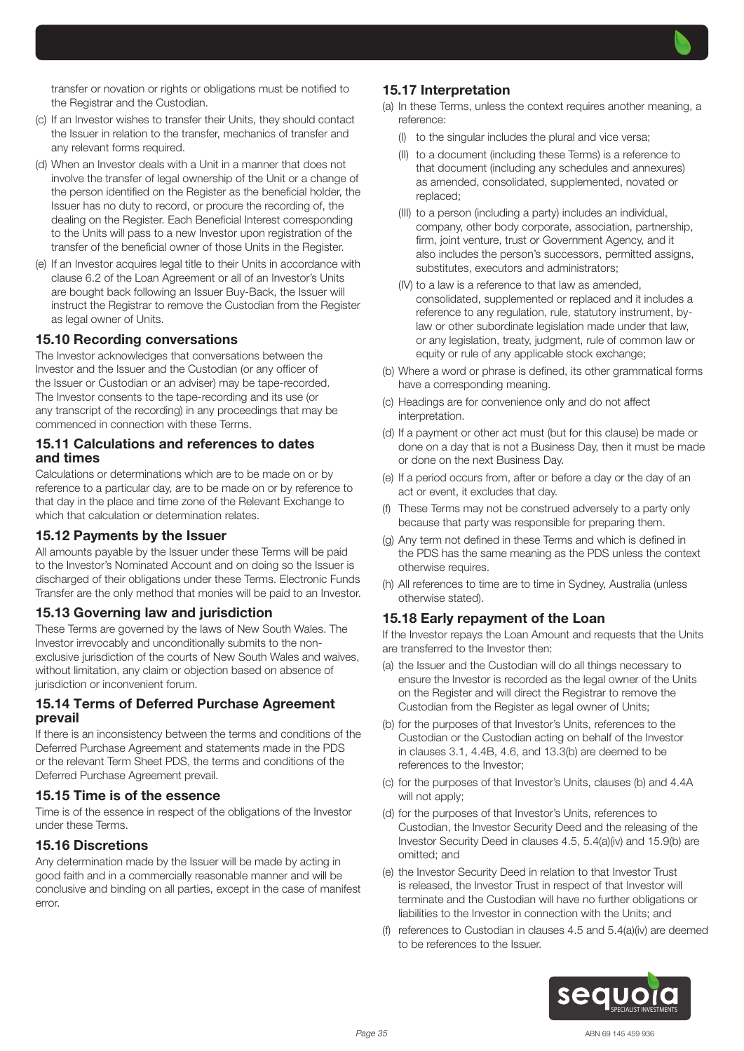transfer or novation or rights or obligations must be notified to the Registrar and the Custodian.

(c) If an Investor wishes to transfer their Units, they should contact the Issuer in relation to the transfer, mechanics of transfer and any relevant forms required.

(d) When an Investor deals with a Unit in a manner that does not involve the transfer of legal ownership of the Unit or a change of the person identified on the Register as the beneficial holder, the Issuer has no duty to record, or procure the recording of, the dealing on the Register. Each Beneficial Interest corresponding to the Units will pass to a new Investor upon registration of the transfer of the beneficial owner of those Units in the Register.

(e) If an Investor acquires legal title to their Units in accordance with clause 6.2 of the Loan Agreement or all of an Investor's Units are bought back following an Issuer Buy-Back, the Issuer will instruct the Registrar to remove the Custodian from the Register as legal owner of Units.

### 15.10 Recording conversations

The Investor acknowledges that conversations between the Investor and the Issuer and the Custodian (or any officer of the Issuer or Custodian or an adviser) may be tape-recorded. The Investor consents to the tape-recording and its use (or any transcript of the recording) in any proceedings that may be commenced in connection with these Terms.

### 15.11 Calculations and references to dates and times

Calculations or determinations which are to be made on or by reference to a particular day, are to be made on or by reference to that day in the place and time zone of the Relevant Exchange to which that calculation or determination relates.

### 15.12 Payments by the Issuer

All amounts payable by the Issuer under these Terms will be paid to the Investor's Nominated Account and on doing so the Issuer is discharged of their obligations under these Terms. Electronic Funds Transfer are the only method that monies will be paid to an Investor.

### 15.13 Governing law and jurisdiction

These Terms are governed by the laws of New South Wales. The Investor irrevocably and unconditionally submits to the non-exclusive jurisdiction of the courts of New South Wales and waives, without limitation, any claim or objection based on absence of jurisdiction or inconvenient forum.

### 15.14 Terms of Deferred Purchase Agreement prevail

If there is an inconsistency between the terms and conditions of the Deferred Purchase Agreement and statements made in the PDS or the relevant Term Sheet PDS, the terms and conditions of the Deferred Purchase Agreement prevail.

### 15.15 Time is of the essence

Time is of the essence in respect of the obligations of the Investor under these Terms.

### 15.16 Discretions

Any determination made by the Issuer will be made by acting in good faith and in a commercially reasonable manner and will be conclusive and binding on all parties, except in the case of manifest error.

### 15.17 Interpretation

(a) In these Terms, unless the context requires another meaning, a reference:

  (I) to the singular includes the plural and vice versa;

  (II) to a document (including these Terms) is a reference to that document (including any schedules and annexures) as amended, consolidated, supplemented, novated or replaced;

  (III) to a person (including a party) includes an individual, company, other body corporate, association, partnership, firm, joint venture, trust or Government Agency, and it also includes the person's successors, permitted assigns, substitutes, executors and administrators;

  (IV) to a law is a reference to that law as amended, consolidated, supplemented or replaced and it includes a reference to any regulation, rule, statutory instrument, by-law or other subordinate legislation made under that law, or any legislation, treaty, judgment, rule of common law or equity or rule of any applicable stock exchange;

(b) Where a word or phrase is defined, its other grammatical forms have a corresponding meaning.

(c) Headings are for convenience only and do not affect interpretation.

(d) If a payment or other act must (but for this clause) be made or done on a day that is not a Business Day, then it must be made or done on the next Business Day.

(e) If a period occurs from, after or before a day or the day of an act or event, it excludes that day.

(f) These Terms may not be construed adversely to a party only because that party was responsible for preparing them.

(g) Any term not defined in these Terms and which is defined in the PDS has the same meaning as the PDS unless the context otherwise requires.

(h) All references to time are to time in Sydney, Australia (unless otherwise stated).

### 15.18 Early repayment of the Loan

If the Investor repays the Loan Amount and requests that the Units are transferred to the Investor then:

(a) the Issuer and the Custodian will do all things necessary to ensure the Investor is recorded as the legal owner of the Units on the Register and will direct the Registrar to remove the Custodian from the Register as legal owner of Units;

(b) for the purposes of that Investor's Units, references to the Custodian or the Custodian acting on behalf of the Investor in clauses 3.1, 4.4B, 4.6, and 13.3(b) are deemed to be references to the Investor;

(c) for the purposes of that Investor's Units, clauses (b) and 4.4A will not apply;

(d) for the purposes of that Investor's Units, references to Custodian, the Investor Security Deed and the releasing of the Investor Security Deed in clauses 4.5, 5.4(a)(iv) and 15.9(b) are omitted; and

(e) the Investor Security Deed in relation to that Investor Trust is released, the Investor Trust in respect of that Investor will terminate and the Custodian will have no further obligations or liabilities to the Investor in connection with the Units; and

(f) references to Custodian in clauses 4.5 and 5.4(a)(iv) are deemed to be references to the Issuer.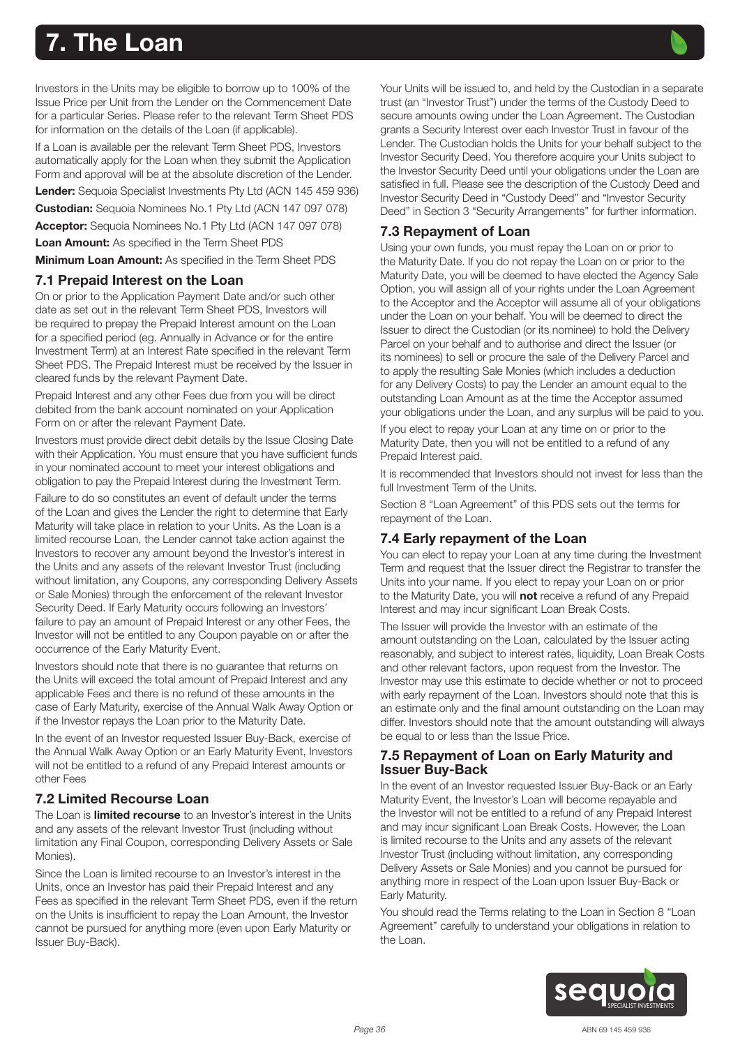# 7. The Loan

Investors in the Units may be eligible to borrow up to 100% of the Issue Price per Unit from the Lender on the Commencement Date for a particular Series. Please refer to the relevant Term Sheet PDS for information on the details of the Loan (if applicable).

If a Loan is available per the relevant Term Sheet PDS, Investors automatically apply for the Loan when they submit the Application Form and approval will be at the absolute discretion of the Lender.

**Lender:** Sequoia Specialist Investments Pty Ltd (ACN 145 459 936)

**Custodian:** Sequoia Nominees No.1 Pty Ltd (ACN 147 097 078)

**Acceptor:** Sequoia Nominees No.1 Pty Ltd (ACN 147 097 078)

**Loan Amount:** As specified in the Term Sheet PDS

**Minimum Loan Amount:** As specified in the Term Sheet PDS

## 7.1 Prepaid Interest on the Loan

On or prior to the Application Payment Date and/or such other date as set out in the relevant Term Sheet PDS, Investors will be required to prepay the Prepaid Interest amount on the Loan for a specified period (eg. Annually in Advance or for the entire Investment Term) at an Interest Rate specified in the relevant Term Sheet PDS. The Prepaid Interest must be received by the Issuer in cleared funds by the relevant Payment Date.

Prepaid Interest and any other Fees due from you will be direct debited from the bank account nominated on your Application Form on or after the relevant Payment Date.

Investors must provide direct debit details by the Issue Closing Date with their Application. You must ensure that you have sufficient funds in your nominated account to meet your interest obligations and obligation to pay the Prepaid Interest during the Investment Term.

Failure to do so constitutes an event of default under the terms of the Loan and gives the Lender the right to determine that Early Maturity will take place in relation to your Units. As the Loan is a limited recourse Loan, the Lender cannot take action against the Investors to recover any amount beyond the Investor's interest in the Units and any assets of the relevant Investor Trust (including without limitation, any Coupons, any corresponding Delivery Assets or Sale Monies) through the enforcement of the relevant Investor Security Deed. If Early Maturity occurs following an Investors' failure to pay an amount of Prepaid Interest or any other Fees, the Investor will not be entitled to any Coupon payable on or after the occurrence of the Early Maturity Event.

Investors should note that there is no guarantee that returns on the Units will exceed the total amount of Prepaid Interest and any applicable Fees and there is no refund of these amounts in the case of Early Maturity, exercise of the Annual Walk Away Option or if the Investor repays the Loan prior to the Maturity Date.

In the event of an Investor requested Issuer Buy-Back, exercise of the Annual Walk Away Option or an Early Maturity Event, Investors will not be entitled to a refund of any Prepaid Interest amounts or other Fees

## 7.2 Limited Recourse Loan

The Loan is **limited recourse** to an Investor's interest in the Units and any assets of the relevant Investor Trust (including without limitation any Final Coupon, corresponding Delivery Assets or Sale Monies).

Since the Loan is limited recourse to an Investor's interest in the Units, once an Investor has paid their Prepaid Interest and any Fees as specified in the relevant Term Sheet PDS, even if the return on the Units is insufficient to repay the Loan Amount, the Investor cannot be pursued for anything more (even upon Early Maturity or Issuer Buy-Back).

Your Units will be issued to, and held by the Custodian in a separate trust (an "Investor Trust") under the terms of the Custody Deed to secure amounts owing under the Loan Agreement. The Custodian grants a Security Interest over each Investor Trust in favour of the Lender. The Custodian holds the Units for your behalf subject to the Investor Security Deed. You therefore acquire your Units subject to the Investor Security Deed until your obligations under the Loan are satisfied in full. Please see the description of the Custody Deed and Investor Security Deed in "Custody Deed" and "Investor Security Deed" in Section 3 "Security Arrangements" for further information.

## 7.3 Repayment of Loan

Using your own funds, you must repay the Loan on or prior to the Maturity Date. If you do not repay the Loan on or prior to the Maturity Date, you will be deemed to have elected the Agency Sale Option, you will assign all of your rights under the Loan Agreement to the Acceptor and the Acceptor will assume all of your obligations under the Loan on your behalf. You will be deemed to direct the Issuer to direct the Custodian (or its nominee) to hold the Delivery Parcel on your behalf and to authorise and direct the Issuer (or its nominees) to sell or procure the sale of the Delivery Parcel and to apply the resulting Sale Monies (which includes a deduction for any Delivery Costs) to pay the Lender an amount equal to the outstanding Loan Amount as at the time the Acceptor assumed your obligations under the Loan, and any surplus will be paid to you.

If you elect to repay your Loan at any time on or prior to the Maturity Date, then you will not be entitled to a refund of any Prepaid Interest paid.

It is recommended that Investors should not invest for less than the full Investment Term of the Units.

Section 8 "Loan Agreement" of this PDS sets out the terms for repayment of the Loan.

## 7.4 Early repayment of the Loan

You can elect to repay your Loan at any time during the Investment Term and request that the Issuer direct the Registrar to transfer the Units into your name. If you elect to repay your Loan on or prior to the Maturity Date, you will **not** receive a refund of any Prepaid Interest and may incur significant Loan Break Costs.

The Issuer will provide the Investor with an estimate of the amount outstanding on the Loan, calculated by the Issuer acting reasonably, and subject to interest rates, liquidity, Loan Break Costs and other relevant factors, upon request from the Investor. The Investor may use this estimate to decide whether or not to proceed with early repayment of the Loan. Investors should note that this is an estimate only and the final amount outstanding on the Loan may differ. Investors should note that the amount outstanding will always be equal to or less than the Issue Price.

## 7.5 Repayment of Loan on Early Maturity and Issuer Buy-Back

In the event of an Investor requested Issuer Buy-Back or an Early Maturity Event, the Investor's Loan will become repayable and the Investor will not be entitled to a refund of any Prepaid Interest and may incur significant Loan Break Costs. However, the Loan is limited recourse to the Units and any assets of the relevant Investor Trust (including without limitation, any corresponding Delivery Assets or Sale Monies) and you cannot be pursued for anything more in respect of the Loan upon Issuer Buy-Back or Early Maturity.

You should read the Terms relating to the Loan in Section 8 "Loan Agreement" carefully to understand your obligations in relation to the Loan.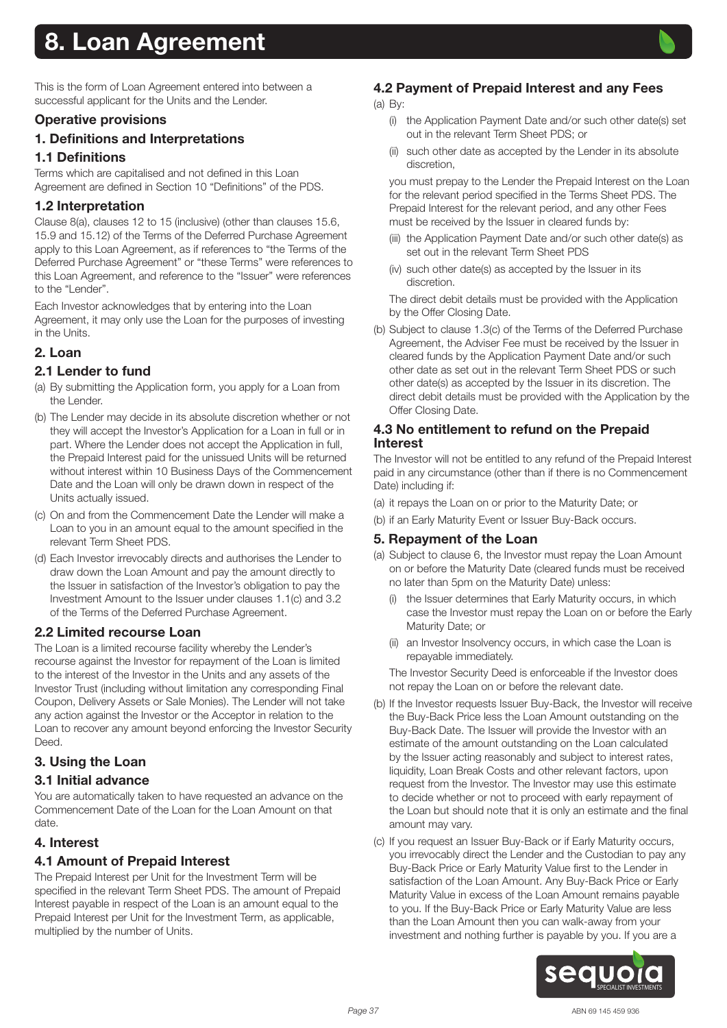# 8. Loan Agreement

This is the form of Loan Agreement entered into between a successful applicant for the Units and the Lender.

### Operative provisions

### 1. Definitions and Interpretations

### 1.1 Definitions

Terms which are capitalised and not defined in this Loan Agreement are defined in Section 10 "Definitions" of the PDS.

### 1.2 Interpretation

Clause 8(a), clauses 12 to 15 (inclusive) (other than clauses 15.6, 15.9 and 15.12) of the Terms of the Deferred Purchase Agreement apply to this Loan Agreement, as if references to "the Terms of the Deferred Purchase Agreement" or "these Terms" were references to this Loan Agreement, and reference to the "Issuer" were references to the "Lender".

Each Investor acknowledges that by entering into the Loan Agreement, it may only use the Loan for the purposes of investing in the Units.

### 2. Loan

### 2.1 Lender to fund

(a) By submitting the Application form, you apply for a Loan from the Lender.

(b) The Lender may decide in its absolute discretion whether or not they will accept the Investor's Application for a Loan in full or in part. Where the Lender does not accept the Application in full, the Prepaid Interest paid for the unissued Units will be returned without interest within 10 Business Days of the Commencement Date and the Loan will only be drawn down in respect of the Units actually issued.

(c) On and from the Commencement Date the Lender will make a Loan to you in an amount equal to the amount specified in the relevant Term Sheet PDS.

(d) Each Investor irrevocably directs and authorises the Lender to draw down the Loan Amount and pay the amount directly to the Issuer in satisfaction of the Investor's obligation to pay the Investment Amount to the Issuer under clauses 1.1(c) and 3.2 of the Terms of the Deferred Purchase Agreement.

### 2.2 Limited recourse Loan

The Loan is a limited recourse facility whereby the Lender's recourse against the Investor for repayment of the Loan is limited to the interest of the Investor in the Units and any assets of the Investor Trust (including without limitation any corresponding Final Coupon, Delivery Assets or Sale Monies). The Lender will not take any action against the Investor or the Acceptor in relation to the Loan to recover any amount beyond enforcing the Investor Security Deed.

### 3. Using the Loan

### 3.1 Initial advance

You are automatically taken to have requested an advance on the Commencement Date of the Loan for the Loan Amount on that date.

### 4. Interest

### 4.1 Amount of Prepaid Interest

The Prepaid Interest per Unit for the Investment Term will be specified in the relevant Term Sheet PDS. The amount of Prepaid Interest payable in respect of the Loan is an amount equal to the Prepaid Interest per Unit for the Investment Term, as applicable, multiplied by the number of Units.

### 4.2 Payment of Prepaid Interest and any Fees

(a) By:

(i) the Application Payment Date and/or such other date(s) set out in the relevant Term Sheet PDS; or

(ii) such other date as accepted by the Lender in its absolute discretion,

you must prepay to the Lender the Prepaid Interest on the Loan for the relevant period specified in the Terms Sheet PDS. The Prepaid Interest for the relevant period, and any other Fees must be received by the Issuer in cleared funds by:

(iii) the Application Payment Date and/or such other date(s) as set out in the relevant Term Sheet PDS

(iv) such other date(s) as accepted by the Issuer in its discretion.

The direct debit details must be provided with the Application by the Offer Closing Date.

(b) Subject to clause 1.3(c) of the Terms of the Deferred Purchase Agreement, the Adviser Fee must be received by the Issuer in cleared funds by the Application Payment Date and/or such other date as set out in the relevant Term Sheet PDS or such other date(s) as accepted by the Issuer in its discretion. The direct debit details must be provided with the Application by the Offer Closing Date.

### 4.3 No entitlement to refund on the Prepaid Interest

The Investor will not be entitled to any refund of the Prepaid Interest paid in any circumstance (other than if there is no Commencement Date) including if:

(a) it repays the Loan on or prior to the Maturity Date; or

(b) if an Early Maturity Event or Issuer Buy-Back occurs.

### 5. Repayment of the Loan

(a) Subject to clause 6, the Investor must repay the Loan Amount on or before the Maturity Date (cleared funds must be received no later than 5pm on the Maturity Date) unless:

(i) the Issuer determines that Early Maturity occurs, in which case the Investor must repay the Loan on or before the Early Maturity Date; or

(ii) an Investor Insolvency occurs, in which case the Loan is repayable immediately.

The Investor Security Deed is enforceable if the Investor does not repay the Loan on or before the relevant date.

(b) If the Investor requests Issuer Buy-Back, the Investor will receive the Buy-Back Price less the Loan Amount outstanding on the Buy-Back Date. The Issuer will provide the Investor with an estimate of the amount outstanding on the Loan calculated by the Issuer acting reasonably and subject to interest rates, liquidity, Loan Break Costs and other relevant factors, upon request from the Investor. The Investor may use this estimate to decide whether or not to proceed with early repayment of the Loan but should note that it is only an estimate and the final amount may vary.

(c) If you request an Issuer Buy-Back or if Early Maturity occurs, you irrevocably direct the Lender and the Custodian to pay any Buy-Back Price or Early Maturity Value first to the Lender in satisfaction of the Loan Amount. Any Buy-Back Price or Early Maturity Value in excess of the Loan Amount remains payable to you. If the Buy-Back Price or Early Maturity Value are less than the Loan Amount then you can walk-away from your investment and nothing further is payable by you. If you are a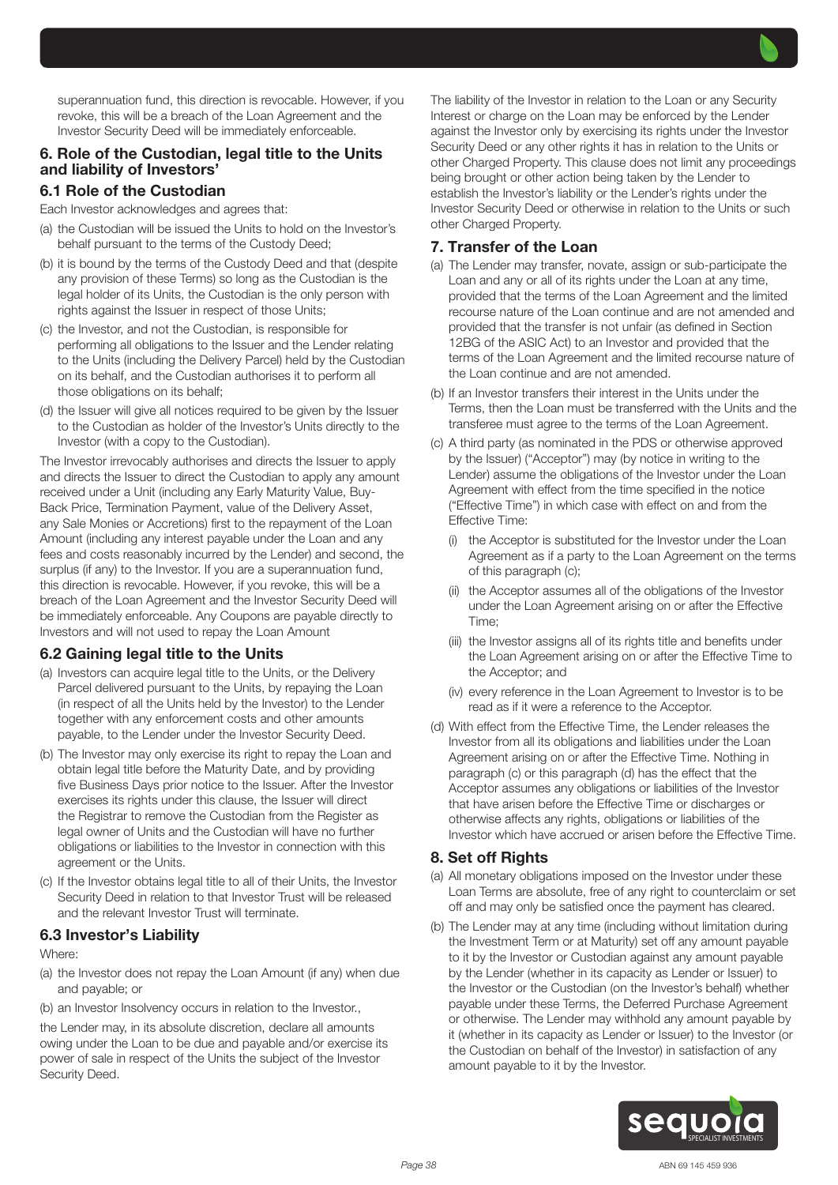superannuation fund, this direction is revocable. However, if you revoke, this will be a breach of the Loan Agreement and the Investor Security Deed will be immediately enforceable.

## 6. Role of the Custodian, legal title to the Units and liability of Investors'

### 6.1 Role of the Custodian

Each Investor acknowledges and agrees that:

(a) the Custodian will be issued the Units to hold on the Investor's behalf pursuant to the terms of the Custody Deed;

(b) it is bound by the terms of the Custody Deed and that (despite any provision of these Terms) so long as the Custodian is the legal holder of its Units, the Custodian is the only person with rights against the Issuer in respect of those Units;

(c) the Investor, and not the Custodian, is responsible for performing all obligations to the Issuer and the Lender relating to the Units (including the Delivery Parcel) held by the Custodian on its behalf, and the Custodian authorises it to perform all those obligations on its behalf;

(d) the Issuer will give all notices required to be given by the Issuer to the Custodian as holder of the Investor's Units directly to the Investor (with a copy to the Custodian).

The Investor irrevocably authorises and directs the Issuer to apply and directs the Issuer to direct the Custodian to apply any amount received under a Unit (including any Early Maturity Value, Buy-Back Price, Termination Payment, value of the Delivery Asset, any Sale Monies or Accretions) first to the repayment of the Loan Amount (including any interest payable under the Loan and any fees and costs reasonably incurred by the Lender) and second, the surplus (if any) to the Investor. If you are a superannuation fund, this direction is revocable. However, if you revoke, this will be a breach of the Loan Agreement and the Investor Security Deed will be immediately enforceable. Any Coupons are payable directly to Investors and will not used to repay the Loan Amount

### 6.2 Gaining legal title to the Units

(a) Investors can acquire legal title to the Units, or the Delivery Parcel delivered pursuant to the Units, by repaying the Loan (in respect of all the Units held by the Investor) to the Lender together with any enforcement costs and other amounts payable, to the Lender under the Investor Security Deed.

(b) The Investor may only exercise its right to repay the Loan and obtain legal title before the Maturity Date, and by providing five Business Days prior notice to the Issuer. After the Investor exercises its rights under this clause, the Issuer will direct the Registrar to remove the Custodian from the Register as legal owner of Units and the Custodian will have no further obligations or liabilities to the Investor in connection with this agreement or the Units.

(c) If the Investor obtains legal title to all of their Units, the Investor Security Deed in relation to that Investor Trust will be released and the relevant Investor Trust will terminate.

### 6.3 Investor's Liability

Where:

(a) the Investor does not repay the Loan Amount (if any) when due and payable; or

(b) an Investor Insolvency occurs in relation to the Investor.,

the Lender may, in its absolute discretion, declare all amounts owing under the Loan to be due and payable and/or exercise its power of sale in respect of the Units the subject of the Investor Security Deed.

The liability of the Investor in relation to the Loan or any Security Interest or charge on the Loan may be enforced by the Lender against the Investor only by exercising its rights under the Investor Security Deed or any other rights it has in relation to the Units or other Charged Property. This clause does not limit any proceedings being brought or other action being taken by the Lender to establish the Investor's liability or the Lender's rights under the Investor Security Deed or otherwise in relation to the Units or such other Charged Property.

## 7. Transfer of the Loan

(a) The Lender may transfer, novate, assign or sub-participate the Loan and any or all of its rights under the Loan at any time, provided that the terms of the Loan Agreement and the limited recourse nature of the Loan continue and are not amended and provided that the transfer is not unfair (as defined in Section 12BG of the ASIC Act) to an Investor and provided that the terms of the Loan Agreement and the limited recourse nature of the Loan continue and are not amended.

(b) If an Investor transfers their interest in the Units under the Terms, then the Loan must be transferred with the Units and the transferee must agree to the terms of the Loan Agreement.

(c) A third party (as nominated in the PDS or otherwise approved by the Issuer) ("Acceptor") may (by notice in writing to the Lender) assume the obligations of the Investor under the Loan Agreement with effect from the time specified in the notice ("Effective Time") in which case with effect on and from the Effective Time:

   (i) the Acceptor is substituted for the Investor under the Loan Agreement as if a party to the Loan Agreement on the terms of this paragraph (c);

   (ii) the Acceptor assumes all of the obligations of the Investor under the Loan Agreement arising on or after the Effective Time;

   (iii) the Investor assigns all of its rights title and benefits under the Loan Agreement arising on or after the Effective Time to the Acceptor; and

   (iv) every reference in the Loan Agreement to Investor is to be read as if it were a reference to the Acceptor.

(d) With effect from the Effective Time, the Lender releases the Investor from all its obligations and liabilities under the Loan Agreement arising on or after the Effective Time. Nothing in paragraph (c) or this paragraph (d) has the effect that the Acceptor assumes any obligations or liabilities of the Investor that have arisen before the Effective Time or discharges or otherwise affects any rights, obligations or liabilities of the Investor which have accrued or arisen before the Effective Time.

## 8. Set off Rights

(a) All monetary obligations imposed on the Investor under these Loan Terms are absolute, free of any right to counterclaim or set off and may only be satisfied once the payment has cleared.

(b) The Lender may at any time (including without limitation during the Investment Term or at Maturity) set off any amount payable to it by the Investor or Custodian against any amount payable by the Lender (whether in its capacity as Lender or Issuer) to the Investor or the Custodian (on the Investor's behalf) whether payable under these Terms, the Deferred Purchase Agreement or otherwise. The Lender may withhold any amount payable by it (whether in its capacity as Lender or Issuer) to the Investor (or the Custodian on behalf of the Investor) in satisfaction of any amount payable to it by the Investor.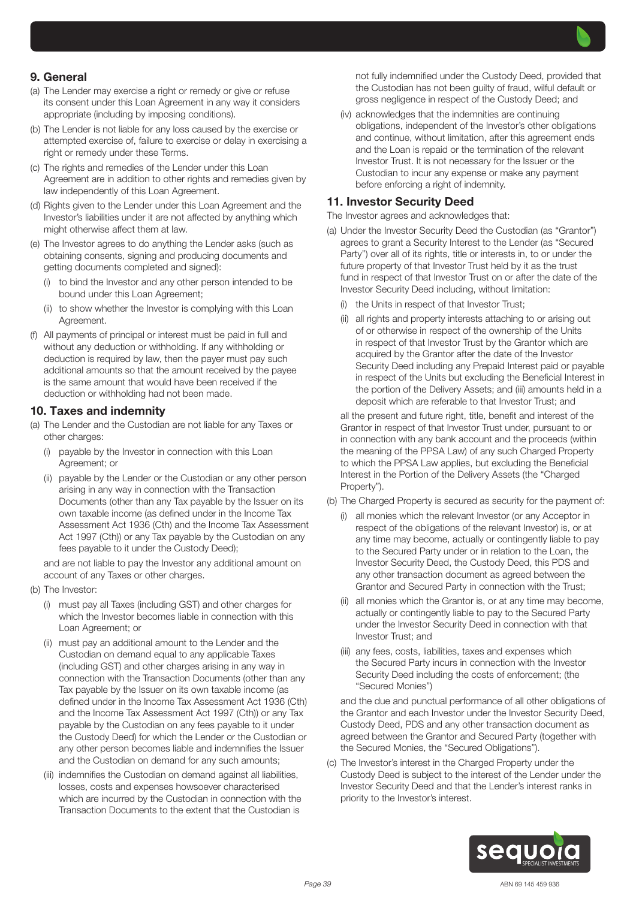## 9. General

(a) The Lender may exercise a right or remedy or give or refuse its consent under this Loan Agreement in any way it considers appropriate (including by imposing conditions).

(b) The Lender is not liable for any loss caused by the exercise or attempted exercise of, failure to exercise or delay in exercising a right or remedy under these Terms.

(c) The rights and remedies of the Lender under this Loan Agreement are in addition to other rights and remedies given by law independently of this Loan Agreement.

(d) Rights given to the Lender under this Loan Agreement and the Investor's liabilities under it are not affected by anything which might otherwise affect them at law.

(e) The Investor agrees to do anything the Lender asks (such as obtaining consents, signing and producing documents and getting documents completed and signed):

   (i) to bind the Investor and any other person intended to be bound under this Loan Agreement;

   (ii) to show whether the Investor is complying with this Loan Agreement.

(f) All payments of principal or interest must be paid in full and without any deduction or withholding. If any withholding or deduction is required by law, then the payer must pay such additional amounts so that the amount received by the payee is the same amount that would have been received if the deduction or withholding had not been made.

## 10. Taxes and indemnity

(a) The Lender and the Custodian are not liable for any Taxes or other charges:

   (i) payable by the Investor in connection with this Loan Agreement; or

   (ii) payable by the Lender or the Custodian or any other person arising in any way in connection with the Transaction Documents (other than any Tax payable by the Issuer on its own taxable income (as defined under in the Income Tax Assessment Act 1936 (Cth) and the Income Tax Assessment Act 1997 (Cth)) or any Tax payable by the Custodian on any fees payable to it under the Custody Deed);

   and are not liable to pay the Investor any additional amount on account of any Taxes or other charges.

(b) The Investor:

   (i) must pay all Taxes (including GST) and other charges for which the Investor becomes liable in connection with this Loan Agreement; or

   (ii) must pay an additional amount to the Lender and the Custodian on demand equal to any applicable Taxes (including GST) and other charges arising in any way in connection with the Transaction Documents (other than any Tax payable by the Issuer on its own taxable income (as defined under in the Income Tax Assessment Act 1936 (Cth) and the Income Tax Assessment Act 1997 (Cth)) or any Tax payable by the Custodian on any fees payable to it under the Custody Deed) for which the Lender or the Custodian or any other person becomes liable and indemnifies the Issuer and the Custodian on demand for any such amounts;

   (iii) indemnifies the Custodian on demand against all liabilities, losses, costs and expenses howsoever characterised which are incurred by the Custodian in connection with the Transaction Documents to the extent that the Custodian is not fully indemnified under the Custody Deed, provided that the Custodian has not been guilty of fraud, wilful default or gross negligence in respect of the Custody Deed; and

   (iv) acknowledges that the indemnities are continuing obligations, independent of the Investor's other obligations and continue, without limitation, after this agreement ends and the Loan is repaid or the termination of the relevant Investor Trust. It is not necessary for the Issuer or the Custodian to incur any expense or make any payment before enforcing a right of indemnity.

## 11. Investor Security Deed

The Investor agrees and acknowledges that:

(a) Under the Investor Security Deed the Custodian (as "Grantor") agrees to grant a Security Interest to the Lender (as "Secured Party") over all of its rights, title or interests in, to or under the future property of that Investor Trust held by it as the trust fund in respect of that Investor Trust on or after the date of the Investor Security Deed including, without limitation:

   (i) the Units in respect of that Investor Trust;

   (ii) all rights and property interests attaching to or arising out of or otherwise in respect of the ownership of the Units in respect of that Investor Trust by the Grantor which are acquired by the Grantor after the date of the Investor Security Deed including any Prepaid Interest paid or payable in respect of the Units but excluding the Beneficial Interest in the portion of the Delivery Assets; and (iii) amounts held in a deposit which are referable to that Investor Trust; and

   all the present and future right, title, benefit and interest of the Grantor in respect of that Investor Trust under, pursuant to or in connection with any bank account and the proceeds (within the meaning of the PPSA Law) of any such Charged Property to which the PPSA Law applies, but excluding the Beneficial Interest in the Portion of the Delivery Assets (the "Charged Property").

(b) The Charged Property is secured as security for the payment of:

   (i) all monies which the relevant Investor (or any Acceptor in respect of the obligations of the relevant Investor) is, or at any time may become, actually or contingently liable to pay to the Secured Party under or in relation to the Loan, the Investor Security Deed, the Custody Deed, this PDS and any other transaction document as agreed between the Grantor and Secured Party in connection with the Trust;

   (ii) all monies which the Grantor is, or at any time may become, actually or contingently liable to pay to the Secured Party under the Investor Security Deed in connection with that Investor Trust; and

   (iii) any fees, costs, liabilities, taxes and expenses which the Secured Party incurs in connection with the Investor Security Deed including the costs of enforcement; (the "Secured Monies")

   and the due and punctual performance of all other obligations of the Grantor and each Investor under the Investor Security Deed, Custody Deed, PDS and any other transaction document as agreed between the Grantor and Secured Party (together with the Secured Monies, the "Secured Obligations").

(c) The Investor's interest in the Charged Property under the Custody Deed is subject to the interest of the Lender under the Investor Security Deed and that the Lender's interest ranks in priority to the Investor's interest.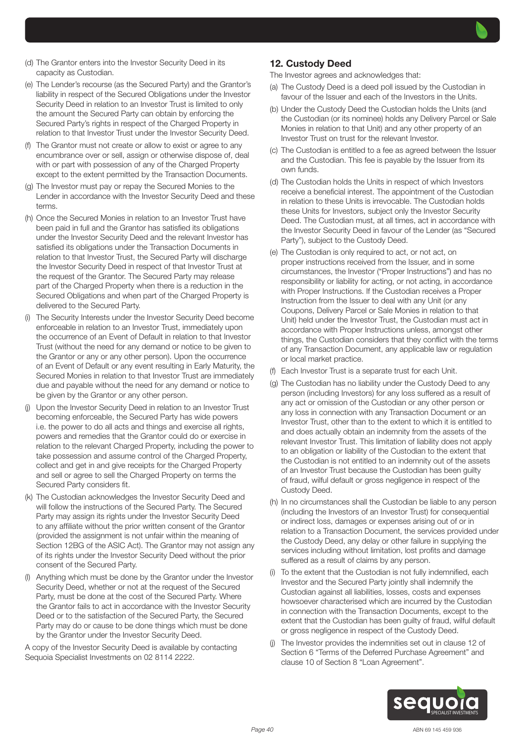(d) The Grantor enters into the Investor Security Deed in its capacity as Custodian.

(e) The Lender's recourse (as the Secured Party) and the Grantor's liability in respect of the Secured Obligations under the Investor Security Deed in relation to an Investor Trust is limited to only the amount the Secured Party can obtain by enforcing the Secured Party's rights in respect of the Charged Property in relation to that Investor Trust under the Investor Security Deed.

(f) The Grantor must not create or allow to exist or agree to any encumbrance over or sell, assign or otherwise dispose of, deal with or part with possession of any of the Charged Property except to the extent permitted by the Transaction Documents.

(g) The Investor must pay or repay the Secured Monies to the Lender in accordance with the Investor Security Deed and these terms.

(h) Once the Secured Monies in relation to an Investor Trust have been paid in full and the Grantor has satisfied its obligations under the Investor Security Deed and the relevant Investor has satisfied its obligations under the Transaction Documents in relation to that Investor Trust, the Secured Party will discharge the Investor Security Deed in respect of that Investor Trust at the request of the Grantor. The Secured Party may release part of the Charged Property when there is a reduction in the Secured Obligations and when part of the Charged Property is delivered to the Secured Party.

(i) The Security Interests under the Investor Security Deed become enforceable in relation to an Investor Trust, immediately upon the occurrence of an Event of Default in relation to that Investor Trust (without the need for any demand or notice to be given to the Grantor or any or any other person). Upon the occurrence of an Event of Default or any event resulting in Early Maturity, the Secured Monies in relation to that Investor Trust are immediately due and payable without the need for any demand or notice to be given by the Grantor or any other person.

(j) Upon the Investor Security Deed in relation to an Investor Trust becoming enforceable, the Secured Party has wide powers i.e. the power to do all acts and things and exercise all rights, powers and remedies that the Grantor could do or exercise in relation to the relevant Charged Property, including the power to take possession and assume control of the Charged Property, collect and get in and give receipts for the Charged Property and sell or agree to sell the Charged Property on terms the Secured Party considers fit.

(k) The Custodian acknowledges the Investor Security Deed and will follow the instructions of the Secured Party. The Secured Party may assign its rights under the Investor Security Deed to any affiliate without the prior written consent of the Grantor (provided the assignment is not unfair within the meaning of Section 12BG of the ASIC Act). The Grantor may not assign any of its rights under the Investor Security Deed without the prior consent of the Secured Party.

(l) Anything which must be done by the Grantor under the Investor Security Deed, whether or not at the request of the Secured Party, must be done at the cost of the Secured Party. Where the Grantor fails to act in accordance with the Investor Security Deed or to the satisfaction of the Secured Party, the Secured Party may do or cause to be done things which must be done by the Grantor under the Investor Security Deed.

A copy of the Investor Security Deed is available by contacting Sequoia Specialist Investments on 02 8114 2222.

## 12. Custody Deed

The Investor agrees and acknowledges that:

(a) The Custody Deed is a deed poll issued by the Custodian in favour of the Issuer and each of the Investors in the Units.

(b) Under the Custody Deed the Custodian holds the Units (and the Custodian (or its nominee) holds any Delivery Parcel or Sale Monies in relation to that Unit) and any other property of an Investor Trust on trust for the relevant Investor.

(c) The Custodian is entitled to a fee as agreed between the Issuer and the Custodian. This fee is payable by the Issuer from its own funds.

(d) The Custodian holds the Units in respect of which Investors receive a beneficial interest. The appointment of the Custodian in relation to these Units is irrevocable. The Custodian holds these Units for Investors, subject only the Investor Security Deed. The Custodian must, at all times, act in accordance with the Investor Security Deed in favour of the Lender (as "Secured Party"), subject to the Custody Deed.

(e) The Custodian is only required to act, or not act, on proper instructions received from the Issuer, and in some circumstances, the Investor ("Proper Instructions") and has no responsibility or liability for acting, or not acting, in accordance with Proper Instructions. If the Custodian receives a Proper Instruction from the Issuer to deal with any Unit (or any Coupons, Delivery Parcel or Sale Monies in relation to that Unit) held under the Investor Trust, the Custodian must act in accordance with Proper Instructions unless, amongst other things, the Custodian considers that they conflict with the terms of any Transaction Document, any applicable law or regulation or local market practice.

(f) Each Investor Trust is a separate trust for each Unit.

(g) The Custodian has no liability under the Custody Deed to any person (including Investors) for any loss suffered as a result of any act or omission of the Custodian or any other person or any loss in connection with any Transaction Document or an Investor Trust, other than to the extent to which it is entitled to and does actually obtain an indemnity from the assets of the relevant Investor Trust. This limitation of liability does not apply to an obligation or liability of the Custodian to the extent that the Custodian is not entitled to an indemnity out of the assets of an Investor Trust because the Custodian has been guilty of fraud, wilful default or gross negligence in respect of the Custody Deed.

(h) In no circumstances shall the Custodian be liable to any person (including the Investors of an Investor Trust) for consequential or indirect loss, damages or expenses arising out of or in relation to a Transaction Document, the services provided under the Custody Deed, any delay or other failure in supplying the services including without limitation, lost profits and damage suffered as a result of claims by any person.

(i) To the extent that the Custodian is not fully indemnified, each Investor and the Secured Party jointly shall indemnify the Custodian against all liabilities, losses, costs and expenses howsoever characterised which are incurred by the Custodian in connection with the Transaction Documents, except to the extent that the Custodian has been guilty of fraud, wilful default or gross negligence in respect of the Custody Deed.

(j) The Investor provides the indemnities set out in clause 12 of Section 6 "Terms of the Deferred Purchase Agreement" and clause 10 of Section 8 "Loan Agreement".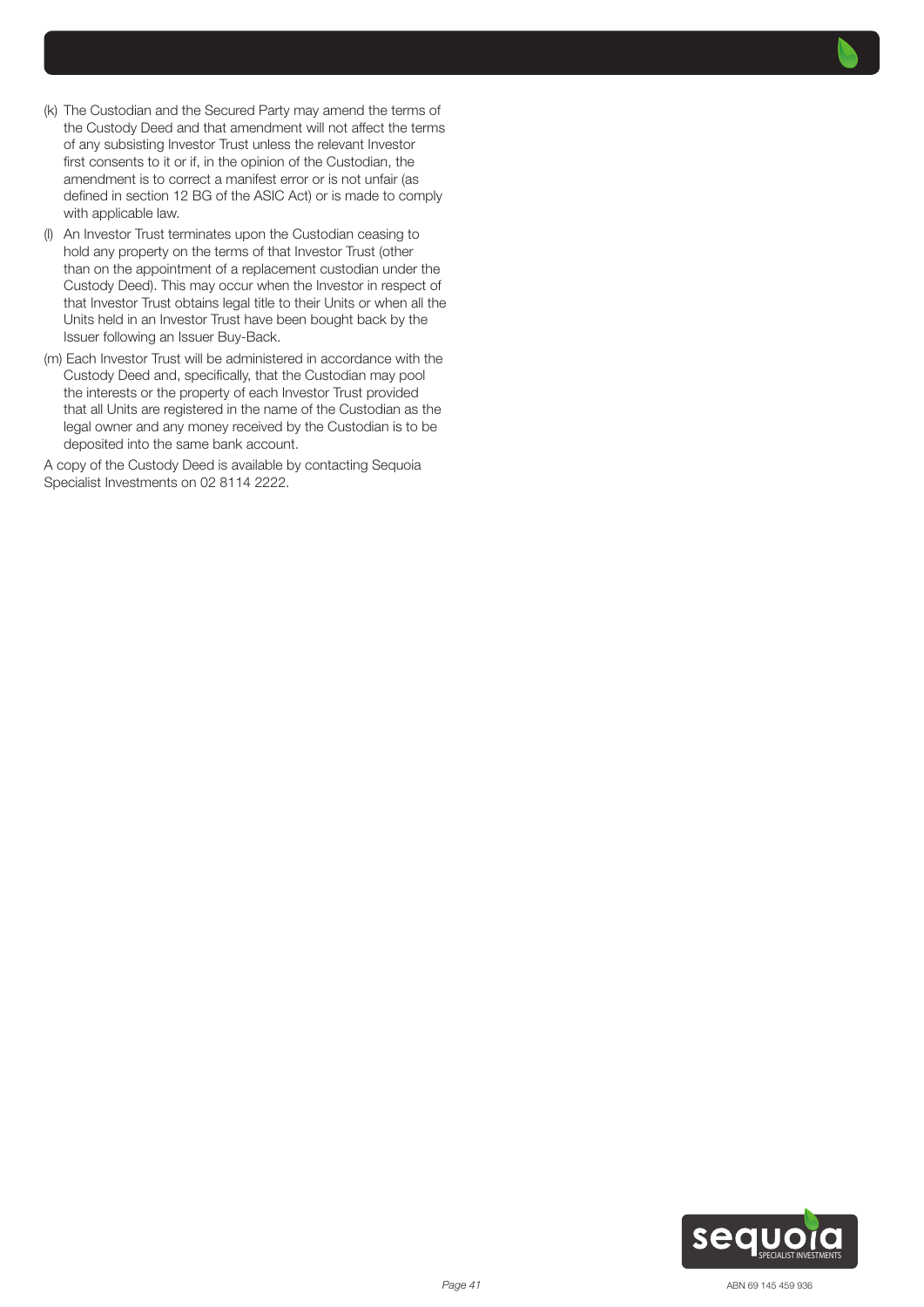(k) The Custodian and the Secured Party may amend the terms of the Custody Deed and that amendment will not affect the terms of any subsisting Investor Trust unless the relevant Investor first consents to it or if, in the opinion of the Custodian, the amendment is to correct a manifest error or is not unfair (as defined in section 12 BG of the ASIC Act) or is made to comply with applicable law.

(l) An Investor Trust terminates upon the Custodian ceasing to hold any property on the terms of that Investor Trust (other than on the appointment of a replacement custodian under the Custody Deed). This may occur when the Investor in respect of that Investor Trust obtains legal title to their Units or when all the Units held in an Investor Trust have been bought back by the Issuer following an Issuer Buy-Back.

(m) Each Investor Trust will be administered in accordance with the Custody Deed and, specifically, that the Custodian may pool the interests or the property of each Investor Trust provided that all Units are registered in the name of the Custodian as the legal owner and any money received by the Custodian is to be deposited into the same bank account.

A copy of the Custody Deed is available by contacting Sequoia Specialist Investments on 02 8114 2222.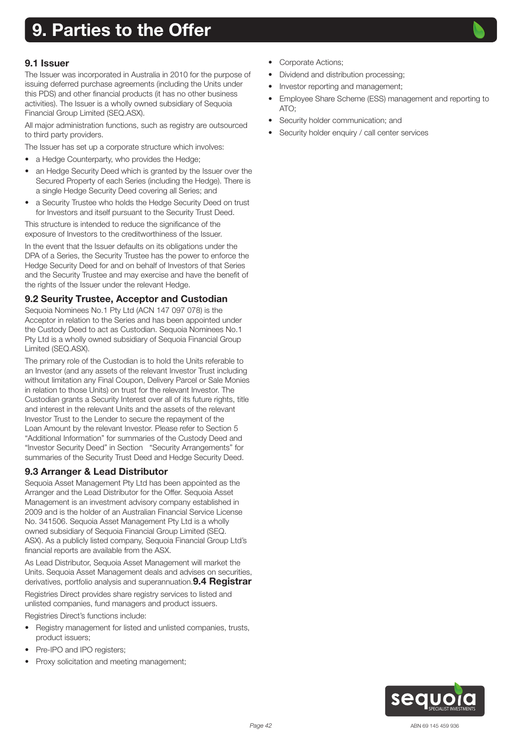# 9. Parties to the Offer

## 9.1 Issuer

The Issuer was incorporated in Australia in 2010 for the purpose of issuing deferred purchase agreements (including the Units under this PDS) and other financial products (it has no other business activities). The Issuer is a wholly owned subsidiary of Sequoia Financial Group Limited (SEQ.ASX).

All major administration functions, such as registry are outsourced to third party providers.

The Issuer has set up a corporate structure which involves:

- a Hedge Counterparty, who provides the Hedge;
- an Hedge Security Deed which is granted by the Issuer over the Secured Property of each Series (including the Hedge). There is a single Hedge Security Deed covering all Series; and
- a Security Trustee who holds the Hedge Security Deed on trust for Investors and itself pursuant to the Security Trust Deed.

This structure is intended to reduce the significance of the exposure of Investors to the creditworthiness of the Issuer.

In the event that the Issuer defaults on its obligations under the DPA of a Series, the Security Trustee has the power to enforce the Hedge Security Deed for and on behalf of Investors of that Series and the Security Trustee and may exercise and have the benefit of the rights of the Issuer under the relevant Hedge.

## 9.2 Seurity Trustee, Acceptor and Custodian

Sequoia Nominees No.1 Pty Ltd (ACN 147 097 078) is the Acceptor in relation to the Series and has been appointed under the Custody Deed to act as Custodian. Sequoia Nominees No.1 Pty Ltd is a wholly owned subsidiary of Sequoia Financial Group Limited (SEQ.ASX).

The primary role of the Custodian is to hold the Units referable to an Investor (and any assets of the relevant Investor Trust including without limitation any Final Coupon, Delivery Parcel or Sale Monies in relation to those Units) on trust for the relevant Investor. The Custodian grants a Security Interest over all of its future rights, title and interest in the relevant Units and the assets of the relevant Investor Trust to the Lender to secure the repayment of the Loan Amount by the relevant Investor. Please refer to Section 5 "Additional Information" for summaries of the Custody Deed and "Investor Security Deed" in Section "Security Arrangements" for summaries of the Security Trust Deed and Hedge Security Deed.

## 9.3 Arranger & Lead Distributor

Sequoia Asset Management Pty Ltd has been appointed as the Arranger and the Lead Distributor for the Offer. Sequoia Asset Management is an investment advisory company established in 2009 and is the holder of an Australian Financial Service License No. 341506. Sequoia Asset Management Pty Ltd is a wholly owned subsidiary of Sequoia Financial Group Limited (SEQ.ASX). As a publicly listed company, Sequoia Financial Group Ltd's financial reports are available from the ASX.

As Lead Distributor, Sequoia Asset Management will market the Units. Sequoia Asset Management deals and advises on securities, derivatives, portfolio analysis and superannuation.

## 9.4 Registrar

Registries Direct provides share registry services to listed and unlisted companies, fund managers and product issuers.

Registries Direct's functions include:

- Registry management for listed and unlisted companies, trusts, product issuers;
- Pre-IPO and IPO registers;
- Proxy solicitation and meeting management;
- Corporate Actions;
- Dividend and distribution processing;
- Investor reporting and management;
- Employee Share Scheme (ESS) management and reporting to ATO;
- Security holder communication; and
- Security holder enquiry / call center services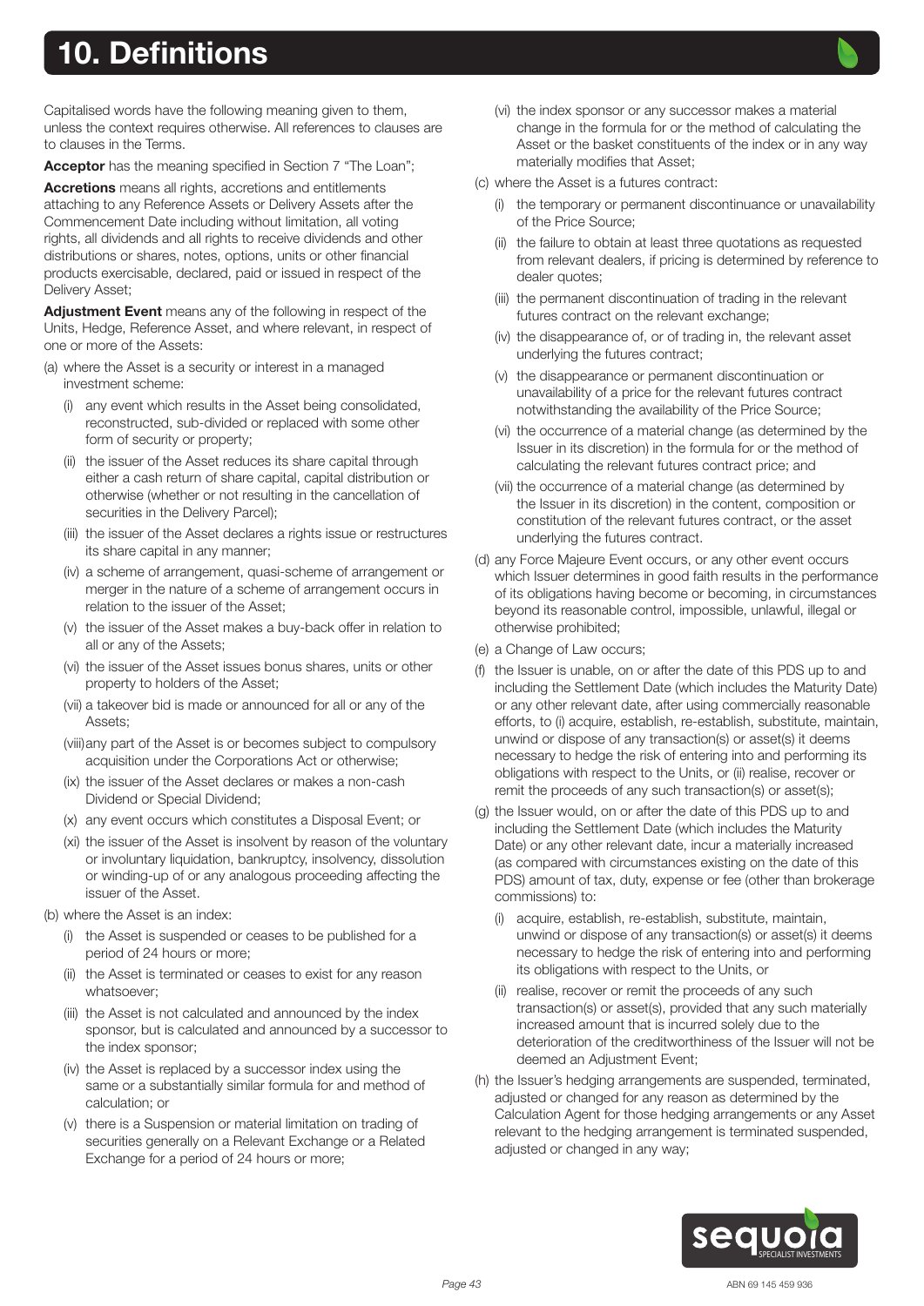# 10. Definitions

Capitalised words have the following meaning given to them, unless the context requires otherwise. All references to clauses are to clauses in the Terms.

**Acceptor** has the meaning specified in Section 7 "The Loan";

**Accretions** means all rights, accretions and entitlements attaching to any Reference Assets or Delivery Assets after the Commencement Date including without limitation, all voting rights, all dividends and all rights to receive dividends and other distributions or shares, notes, options, units or other financial products exercisable, declared, paid or issued in respect of the Delivery Asset;

**Adjustment Event** means any of the following in respect of the Units, Hedge, Reference Asset, and where relevant, in respect of one or more of the Assets:

(a) where the Asset is a security or interest in a managed investment scheme:

  (i) any event which results in the Asset being consolidated, reconstructed, sub-divided or replaced with some other form of security or property;

  (ii) the issuer of the Asset reduces its share capital through either a cash return of share capital, capital distribution or otherwise (whether or not resulting in the cancellation of securities in the Delivery Parcel);

  (iii) the issuer of the Asset declares a rights issue or restructures its share capital in any manner;

  (iv) a scheme of arrangement, quasi-scheme of arrangement or merger in the nature of a scheme of arrangement occurs in relation to the issuer of the Asset;

  (v) the issuer of the Asset makes a buy-back offer in relation to all or any of the Assets;

  (vi) the issuer of the Asset issues bonus shares, units or other property to holders of the Asset;

  (vii) a takeover bid is made or announced for all or any of the Assets;

  (viii) any part of the Asset is or becomes subject to compulsory acquisition under the Corporations Act or otherwise;

  (ix) the issuer of the Asset declares or makes a non-cash Dividend or Special Dividend;

  (x) any event occurs which constitutes a Disposal Event; or

  (xi) the issuer of the Asset is insolvent by reason of the voluntary or involuntary liquidation, bankruptcy, insolvency, dissolution or winding-up of or any analogous proceeding affecting the issuer of the Asset.

(b) where the Asset is an index:

  (i) the Asset is suspended or ceases to be published for a period of 24 hours or more;

  (ii) the Asset is terminated or ceases to exist for any reason whatsoever;

  (iii) the Asset is not calculated and announced by the index sponsor, but is calculated and announced by a successor to the index sponsor;

  (iv) the Asset is replaced by a successor index using the same or a substantially similar formula for and method of calculation; or

  (v) there is a Suspension or material limitation on trading of securities generally on a Relevant Exchange or a Related Exchange for a period of 24 hours or more;

  (vi) the index sponsor or any successor makes a material change in the formula for or the method of calculating the Asset or the basket constituents of the index or in any way materially modifies that Asset;

(c) where the Asset is a futures contract:

  (i) the temporary or permanent discontinuance or unavailability of the Price Source;

  (ii) the failure to obtain at least three quotations as requested from relevant dealers, if pricing is determined by reference to dealer quotes;

  (iii) the permanent discontinuation of trading in the relevant futures contract on the relevant exchange;

  (iv) the disappearance of, or of trading in, the relevant asset underlying the futures contract;

  (v) the disappearance or permanent discontinuation or unavailability of a price for the relevant futures contract notwithstanding the availability of the Price Source;

  (vi) the occurrence of a material change (as determined by the Issuer in its discretion) in the formula for or the method of calculating the relevant futures contract price; and

  (vii) the occurrence of a material change (as determined by the Issuer in its discretion) in the content, composition or constitution of the relevant futures contract, or the asset underlying the futures contract.

(d) any Force Majeure Event occurs, or any other event occurs which Issuer determines in good faith results in the performance of its obligations having become or becoming, in circumstances beyond its reasonable control, impossible, unlawful, illegal or otherwise prohibited;

(e) a Change of Law occurs;

(f) the Issuer is unable, on or after the date of this PDS up to and including the Settlement Date (which includes the Maturity Date) or any other relevant date, after using commercially reasonable efforts, to (i) acquire, establish, re-establish, substitute, maintain, unwind or dispose of any transaction(s) or asset(s) it deems necessary to hedge the risk of entering into and performing its obligations with respect to the Units, or (ii) realise, recover or remit the proceeds of any such transaction(s) or asset(s);

(g) the Issuer would, on or after the date of this PDS up to and including the Settlement Date (which includes the Maturity Date) or any other relevant date, incur a materially increased (as compared with circumstances existing on the date of this PDS) amount of tax, duty, expense or fee (other than brokerage commissions) to:

  (i) acquire, establish, re-establish, substitute, maintain, unwind or dispose of any transaction(s) or asset(s) it deems necessary to hedge the risk of entering into and performing its obligations with respect to the Units, or

  (ii) realise, recover or remit the proceeds of any such transaction(s) or asset(s), provided that any such materially increased amount that is incurred solely due to the deterioration of the creditworthiness of the Issuer will not be deemed an Adjustment Event;

(h) the Issuer's hedging arrangements are suspended, terminated, adjusted or changed for any reason as determined by the Calculation Agent for those hedging arrangements or any Asset relevant to the hedging arrangement is terminated suspended, adjusted or changed in any way;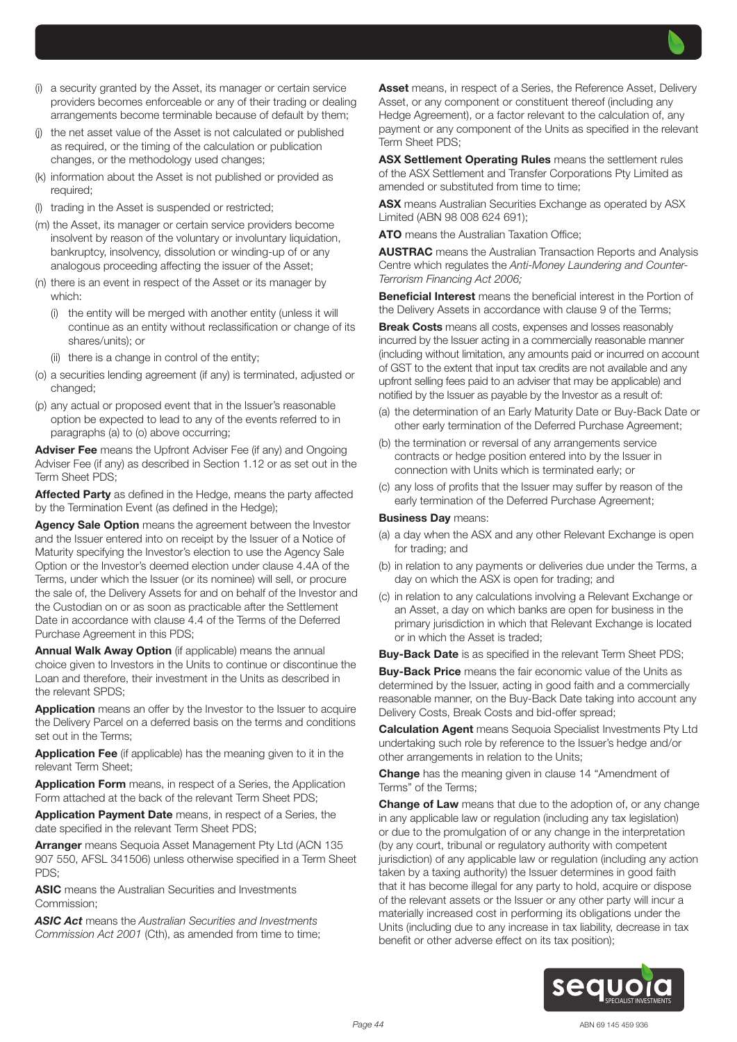(i) a security granted by the Asset, its manager or certain service providers becomes enforceable or any of their trading or dealing arrangements become terminable because of default by them;

(j) the net asset value of the Asset is not calculated or published as required, or the timing of the calculation or publication changes, or the methodology used changes;

(k) information about the Asset is not published or provided as required;

(l) trading in the Asset is suspended or restricted;

(m) the Asset, its manager or certain service providers become insolvent by reason of the voluntary or involuntary liquidation, bankruptcy, insolvency, dissolution or winding-up of or any analogous proceeding affecting the issuer of the Asset;

(n) there is an event in respect of the Asset or its manager by which:

  (i) the entity will be merged with another entity (unless it will continue as an entity without reclassification or change of its shares/units); or

  (ii) there is a change in control of the entity;

(o) a securities lending agreement (if any) is terminated, adjusted or changed;

(p) any actual or proposed event that in the Issuer's reasonable option be expected to lead to any of the events referred to in paragraphs (a) to (o) above occurring;

**Adviser Fee** means the Upfront Adviser Fee (if any) and Ongoing Adviser Fee (if any) as described in Section 1.12 or as set out in the Term Sheet PDS;

**Affected Party** as defined in the Hedge, means the party affected by the Termination Event (as defined in the Hedge);

**Agency Sale Option** means the agreement between the Investor and the Issuer entered into on receipt by the Issuer of a Notice of Maturity specifying the Investor's election to use the Agency Sale Option or the Investor's deemed election under clause 4.4A of the Terms, under which the Issuer (or its nominee) will sell, or procure the sale of, the Delivery Assets for and on behalf of the Investor and the Custodian on or as soon as practicable after the Settlement Date in accordance with clause 4.4 of the Terms of the Deferred Purchase Agreement in this PDS;

**Annual Walk Away Option** (if applicable) means the annual choice given to Investors in the Units to continue or discontinue the Loan and therefore, their investment in the Units as described in the relevant SPDS;

**Application** means an offer by the Investor to the Issuer to acquire the Delivery Parcel on a deferred basis on the terms and conditions set out in the Terms;

**Application Fee** (if applicable) has the meaning given to it in the relevant Term Sheet;

**Application Form** means, in respect of a Series, the Application Form attached at the back of the relevant Term Sheet PDS;

**Application Payment Date** means, in respect of a Series, the date specified in the relevant Term Sheet PDS;

**Arranger** means Sequoia Asset Management Pty Ltd (ACN 135 907 550, AFSL 341506) unless otherwise specified in a Term Sheet PDS;

**ASIC** means the Australian Securities and Investments Commission;

***ASIC Act*** means the *Australian Securities and Investments Commission Act 2001* (Cth), as amended from time to time;

**Asset** means, in respect of a Series, the Reference Asset, Delivery Asset, or any component or constituent thereof (including any Hedge Agreement), or a factor relevant to the calculation of, any payment or any component of the Units as specified in the relevant Term Sheet PDS;

**ASX Settlement Operating Rules** means the settlement rules of the ASX Settlement and Transfer Corporations Pty Limited as amended or substituted from time to time;

**ASX** means Australian Securities Exchange as operated by ASX Limited (ABN 98 008 624 691);

**ATO** means the Australian Taxation Office;

**AUSTRAC** means the Australian Transaction Reports and Analysis Centre which regulates the *Anti-Money Laundering and Counter-Terrorism Financing Act 2006;*

**Beneficial Interest** means the beneficial interest in the Portion of the Delivery Assets in accordance with clause 9 of the Terms;

**Break Costs** means all costs, expenses and losses reasonably incurred by the Issuer acting in a commercially reasonable manner (including without limitation, any amounts paid or incurred on account of GST to the extent that input tax credits are not available and any upfront selling fees paid to an adviser that may be applicable) and notified by the Issuer as payable by the Investor as a result of:

(a) the determination of an Early Maturity Date or Buy-Back Date or other early termination of the Deferred Purchase Agreement;

(b) the termination or reversal of any arrangements service contracts or hedge position entered into by the Issuer in connection with Units which is terminated early; or

(c) any loss of profits that the Issuer may suffer by reason of the early termination of the Deferred Purchase Agreement;

**Business Day** means:

(a) a day when the ASX and any other Relevant Exchange is open for trading; and

(b) in relation to any payments or deliveries due under the Terms, a day on which the ASX is open for trading; and

(c) in relation to any calculations involving a Relevant Exchange or an Asset, a day on which banks are open for business in the primary jurisdiction in which that Relevant Exchange is located or in which the Asset is traded;

**Buy-Back Date** is as specified in the relevant Term Sheet PDS;

**Buy-Back Price** means the fair economic value of the Units as determined by the Issuer, acting in good faith and a commercially reasonable manner, on the Buy-Back Date taking into account any Delivery Costs, Break Costs and bid-offer spread;

**Calculation Agent** means Sequoia Specialist Investments Pty Ltd undertaking such role by reference to the Issuer's hedge and/or other arrangements in relation to the Units;

**Change** has the meaning given in clause 14 "Amendment of Terms" of the Terms;

**Change of Law** means that due to the adoption of, or any change in any applicable law or regulation (including any tax legislation) or due to the promulgation of or any change in the interpretation (by any court, tribunal or regulatory authority with competent jurisdiction) of any applicable law or regulation (including any action taken by a taxing authority) the Issuer determines in good faith that it has become illegal for any party to hold, acquire or dispose of the relevant assets or the Issuer or any other party will incur a materially increased cost in performing its obligations under the Units (including due to any increase in tax liability, decrease in tax benefit or other adverse effect on its tax position);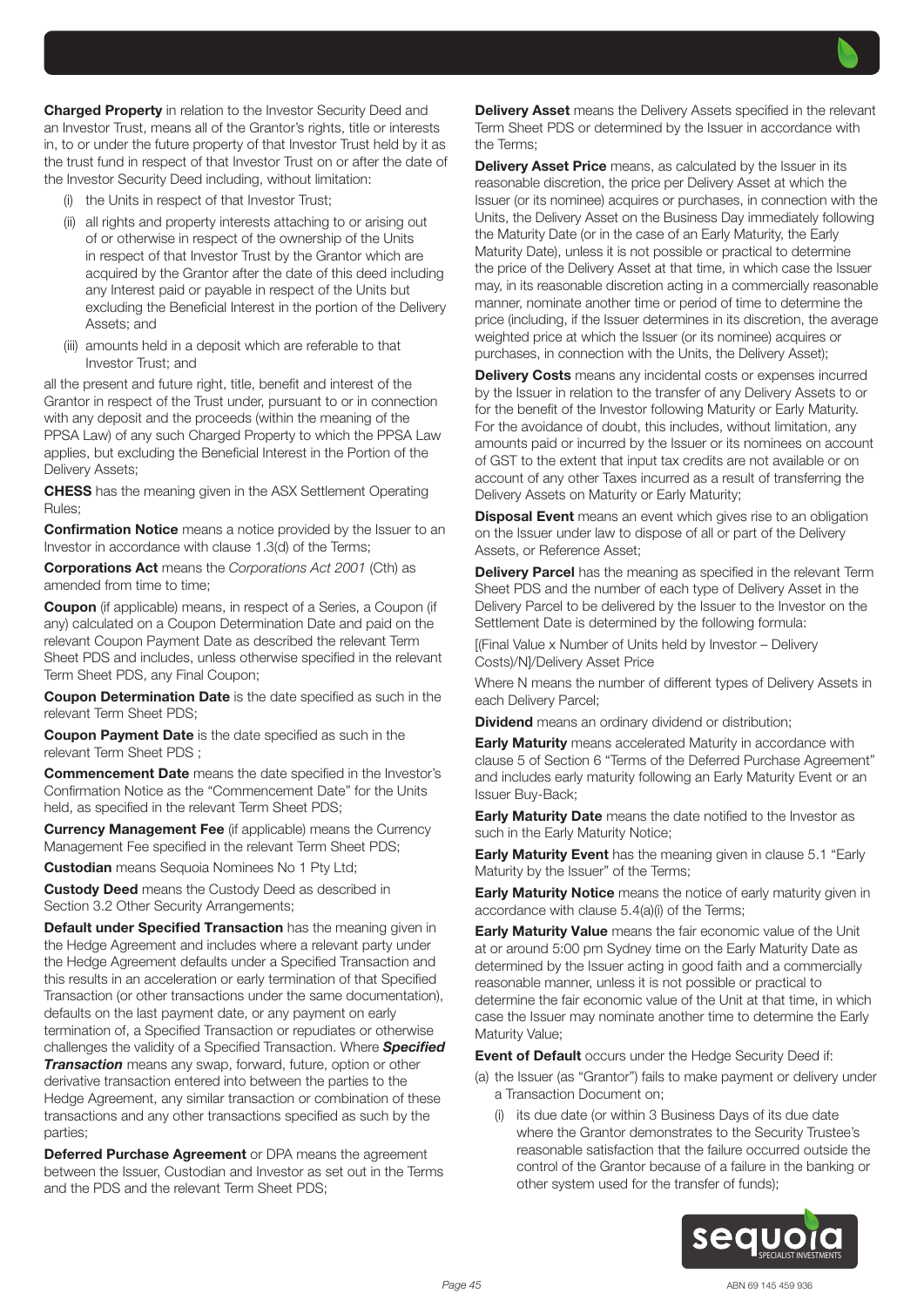**Charged Property** in relation to the Investor Security Deed and an Investor Trust, means all of the Grantor's rights, title or interests in, to or under the future property of that Investor Trust held by it as the trust fund in respect of that Investor Trust on or after the date of the Investor Security Deed including, without limitation:

(i) the Units in respect of that Investor Trust;

(ii) all rights and property interests attaching to or arising out of or otherwise in respect of the ownership of the Units in respect of that Investor Trust by the Grantor which are acquired by the Grantor after the date of this deed including any Interest paid or payable in respect of the Units but excluding the Beneficial Interest in the portion of the Delivery Assets; and

(iii) amounts held in a deposit which are referable to that Investor Trust; and

all the present and future right, title, benefit and interest of the Grantor in respect of the Trust under, pursuant to or in connection with any deposit and the proceeds (within the meaning of the PPSA Law) of any such Charged Property to which the PPSA Law applies, but excluding the Beneficial Interest in the Portion of the Delivery Assets;

**CHESS** has the meaning given in the ASX Settlement Operating Rules;

**Confirmation Notice** means a notice provided by the Issuer to an Investor in accordance with clause 1.3(d) of the Terms;

**Corporations Act** means the *Corporations Act 2001* (Cth) as amended from time to time;

**Coupon** (if applicable) means, in respect of a Series, a Coupon (if any) calculated on a Coupon Determination Date and paid on the relevant Coupon Payment Date as described the relevant Term Sheet PDS and includes, unless otherwise specified in the relevant Term Sheet PDS, any Final Coupon;

**Coupon Determination Date** is the date specified as such in the relevant Term Sheet PDS;

**Coupon Payment Date** is the date specified as such in the relevant Term Sheet PDS ;

**Commencement Date** means the date specified in the Investor's Confirmation Notice as the "Commencement Date" for the Units held, as specified in the relevant Term Sheet PDS;

**Currency Management Fee** (if applicable) means the Currency Management Fee specified in the relevant Term Sheet PDS;

**Custodian** means Sequoia Nominees No 1 Pty Ltd;

**Custody Deed** means the Custody Deed as described in Section 3.2 Other Security Arrangements;

**Default under Specified Transaction** has the meaning given in the Hedge Agreement and includes where a relevant party under the Hedge Agreement defaults under a Specified Transaction and this results in an acceleration or early termination of that Specified Transaction (or other transactions under the same documentation), defaults on the last payment date, or any payment on early termination of, a Specified Transaction or repudiates or otherwise challenges the validity of a Specified Transaction. Where ***Specified Transaction*** means any swap, forward, future, option or other derivative transaction entered into between the parties to the Hedge Agreement, any similar transaction or combination of these transactions and any other transactions specified as such by the parties;

**Deferred Purchase Agreement** or DPA means the agreement between the Issuer, Custodian and Investor as set out in the Terms and the PDS and the relevant Term Sheet PDS;

**Delivery Asset** means the Delivery Assets specified in the relevant Term Sheet PDS or determined by the Issuer in accordance with the Terms;

**Delivery Asset Price** means, as calculated by the Issuer in its reasonable discretion, the price per Delivery Asset at which the Issuer (or its nominee) acquires or purchases, in connection with the Units, the Delivery Asset on the Business Day immediately following the Maturity Date (or in the case of an Early Maturity, the Early Maturity Date), unless it is not possible or practical to determine the price of the Delivery Asset at that time, in which case the Issuer may, in its reasonable discretion acting in a commercially reasonable manner, nominate another time or period of time to determine the price (including, if the Issuer determines in its discretion, the average weighted price at which the Issuer (or its nominee) acquires or purchases, in connection with the Units, the Delivery Asset);

**Delivery Costs** means any incidental costs or expenses incurred by the Issuer in relation to the transfer of any Delivery Assets to or for the benefit of the Investor following Maturity or Early Maturity. For the avoidance of doubt, this includes, without limitation, any amounts paid or incurred by the Issuer or its nominees on account of GST to the extent that input tax credits are not available or on account of any other Taxes incurred as a result of transferring the Delivery Assets on Maturity or Early Maturity;

**Disposal Event** means an event which gives rise to an obligation on the Issuer under law to dispose of all or part of the Delivery Assets, or Reference Asset;

**Delivery Parcel** has the meaning as specified in the relevant Term Sheet PDS and the number of each type of Delivery Asset in the Delivery Parcel to be delivered by the Issuer to the Investor on the Settlement Date is determined by the following formula:

[(Final Value x Number of Units held by Investor – Delivery Costs)/N]/Delivery Asset Price

Where N means the number of different types of Delivery Assets in each Delivery Parcel;

**Dividend** means an ordinary dividend or distribution;

**Early Maturity** means accelerated Maturity in accordance with clause 5 of Section 6 "Terms of the Deferred Purchase Agreement" and includes early maturity following an Early Maturity Event or an Issuer Buy-Back;

**Early Maturity Date** means the date notified to the Investor as such in the Early Maturity Notice;

**Early Maturity Event** has the meaning given in clause 5.1 "Early Maturity by the Issuer" of the Terms;

**Early Maturity Notice** means the notice of early maturity given in accordance with clause 5.4(a)(i) of the Terms;

**Early Maturity Value** means the fair economic value of the Unit at or around 5:00 pm Sydney time on the Early Maturity Date as determined by the Issuer acting in good faith and a commercially reasonable manner, unless it is not possible or practical to determine the fair economic value of the Unit at that time, in which case the Issuer may nominate another time to determine the Early Maturity Value;

**Event of Default** occurs under the Hedge Security Deed if:

(a) the Issuer (as "Grantor") fails to make payment or delivery under a Transaction Document on;

   (i) its due date (or within 3 Business Days of its due date where the Grantor demonstrates to the Security Trustee's reasonable satisfaction that the failure occurred outside the control of the Grantor because of a failure in the banking or other system used for the transfer of funds);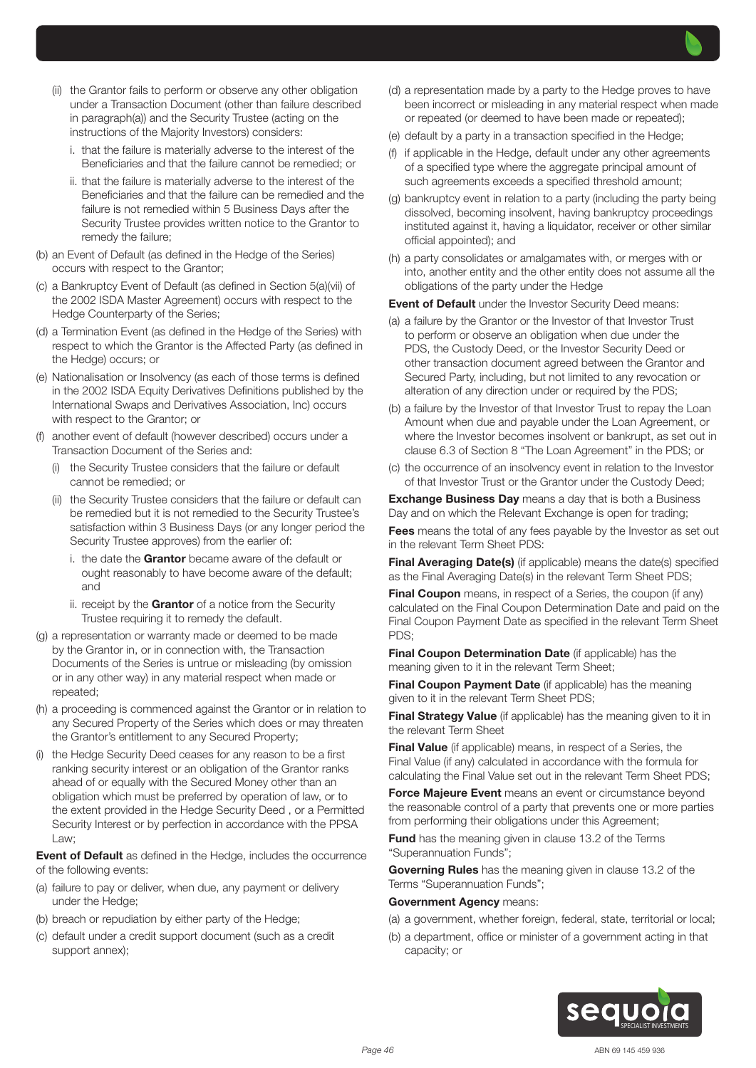(ii) the Grantor fails to perform or observe any other obligation under a Transaction Document (other than failure described in paragraph(a)) and the Security Trustee (acting on the instructions of the Majority Investors) considers:

i. that the failure is materially adverse to the interest of the Beneficiaries and that the failure cannot be remedied; or

ii. that the failure is materially adverse to the interest of the Beneficiaries and that the failure can be remedied and the failure is not remedied within 5 Business Days after the Security Trustee provides written notice to the Grantor to remedy the failure;

(b) an Event of Default (as defined in the Hedge of the Series) occurs with respect to the Grantor;

(c) a Bankruptcy Event of Default (as defined in Section 5(a)(vii) of the 2002 ISDA Master Agreement) occurs with respect to the Hedge Counterparty of the Series;

(d) a Termination Event (as defined in the Hedge of the Series) with respect to which the Grantor is the Affected Party (as defined in the Hedge) occurs; or

(e) Nationalisation or Insolvency (as each of those terms is defined in the 2002 ISDA Equity Derivatives Definitions published by the International Swaps and Derivatives Association, Inc) occurs with respect to the Grantor; or

(f) another event of default (however described) occurs under a Transaction Document of the Series and:

(i) the Security Trustee considers that the failure or default cannot be remedied; or

(ii) the Security Trustee considers that the failure or default can be remedied but it is not remedied to the Security Trustee's satisfaction within 3 Business Days (or any longer period the Security Trustee approves) from the earlier of:

i. the date the **Grantor** became aware of the default or ought reasonably to have become aware of the default; and

ii. receipt by the **Grantor** of a notice from the Security Trustee requiring it to remedy the default.

(g) a representation or warranty made or deemed to be made by the Grantor in, or in connection with, the Transaction Documents of the Series is untrue or misleading (by omission or in any other way) in any material respect when made or repeated;

(h) a proceeding is commenced against the Grantor or in relation to any Secured Property of the Series which does or may threaten the Grantor's entitlement to any Secured Property;

(i) the Hedge Security Deed ceases for any reason to be a first ranking security interest or an obligation of the Grantor ranks ahead of or equally with the Secured Money other than an obligation which must be preferred by operation of law, or to the extent provided in the Hedge Security Deed , or a Permitted Security Interest or by perfection in accordance with the PPSA Law;

**Event of Default** as defined in the Hedge, includes the occurrence of the following events:

(a) failure to pay or deliver, when due, any payment or delivery under the Hedge;

(b) breach or repudiation by either party of the Hedge;

(c) default under a credit support document (such as a credit support annex);

(d) a representation made by a party to the Hedge proves to have been incorrect or misleading in any material respect when made or repeated (or deemed to have been made or repeated);

(e) default by a party in a transaction specified in the Hedge;

(f) if applicable in the Hedge, default under any other agreements of a specified type where the aggregate principal amount of such agreements exceeds a specified threshold amount;

(g) bankruptcy event in relation to a party (including the party being dissolved, becoming insolvent, having bankruptcy proceedings instituted against it, having a liquidator, receiver or other similar official appointed); and

(h) a party consolidates or amalgamates with, or merges with or into, another entity and the other entity does not assume all the obligations of the party under the Hedge

**Event of Default** under the Investor Security Deed means:

(a) a failure by the Grantor or the Investor of that Investor Trust to perform or observe an obligation when due under the PDS, the Custody Deed, or the Investor Security Deed or other transaction document agreed between the Grantor and Secured Party, including, but not limited to any revocation or alteration of any direction under or required by the PDS;

(b) a failure by the Investor of that Investor Trust to repay the Loan Amount when due and payable under the Loan Agreement, or where the Investor becomes insolvent or bankrupt, as set out in clause 6.3 of Section 8 "The Loan Agreement" in the PDS; or

(c) the occurrence of an insolvency event in relation to the Investor of that Investor Trust or the Grantor under the Custody Deed;

**Exchange Business Day** means a day that is both a Business Day and on which the Relevant Exchange is open for trading;

**Fees** means the total of any fees payable by the Investor as set out in the relevant Term Sheet PDS:

**Final Averaging Date(s)** (if applicable) means the date(s) specified as the Final Averaging Date(s) in the relevant Term Sheet PDS;

**Final Coupon** means, in respect of a Series, the coupon (if any) calculated on the Final Coupon Determination Date and paid on the Final Coupon Payment Date as specified in the relevant Term Sheet PDS;

**Final Coupon Determination Date** (if applicable) has the meaning given to it in the relevant Term Sheet;

**Final Coupon Payment Date** (if applicable) has the meaning given to it in the relevant Term Sheet PDS;

**Final Strategy Value** (if applicable) has the meaning given to it in the relevant Term Sheet

**Final Value** (if applicable) means, in respect of a Series, the Final Value (if any) calculated in accordance with the formula for calculating the Final Value set out in the relevant Term Sheet PDS;

**Force Majeure Event** means an event or circumstance beyond the reasonable control of a party that prevents one or more parties from performing their obligations under this Agreement;

**Fund** has the meaning given in clause 13.2 of the Terms "Superannuation Funds";

**Governing Rules** has the meaning given in clause 13.2 of the Terms "Superannuation Funds";

**Government Agency** means:

(a) a government, whether foreign, federal, state, territorial or local;

(b) a department, office or minister of a government acting in that capacity; or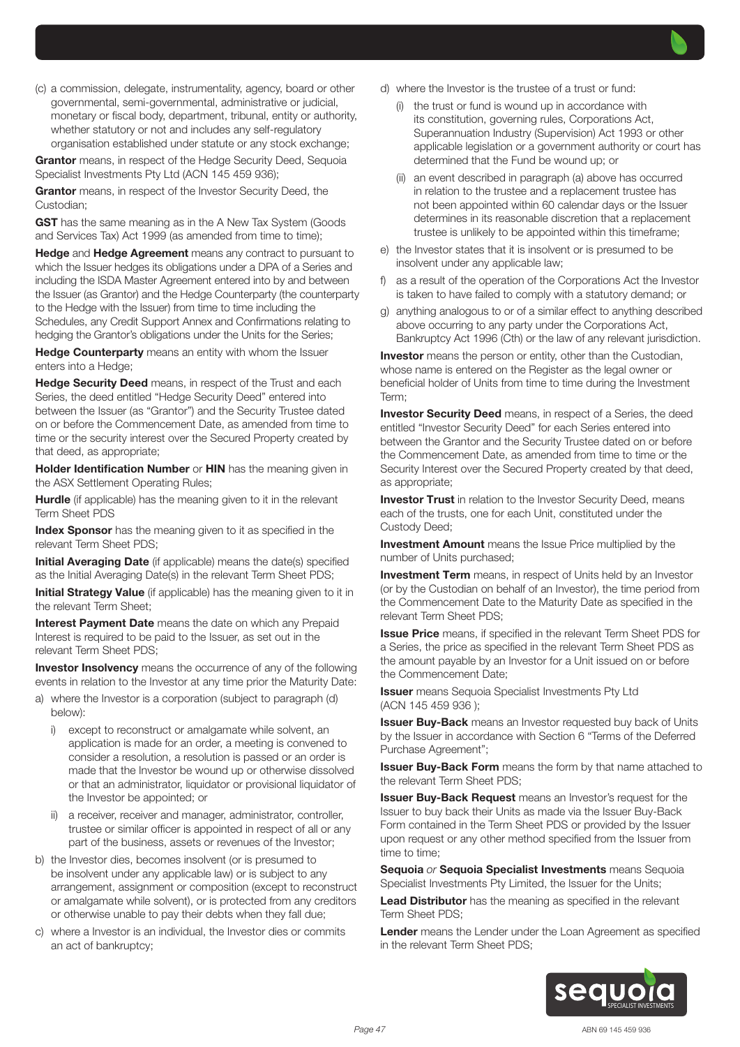(c) a commission, delegate, instrumentality, agency, board or other governmental, semi-governmental, administrative or judicial, monetary or fiscal body, department, tribunal, entity or authority, whether statutory or not and includes any self-regulatory organisation established under statute or any stock exchange;

**Grantor** means, in respect of the Hedge Security Deed, Sequoia Specialist Investments Pty Ltd (ACN 145 459 936);

**Grantor** means, in respect of the Investor Security Deed, the Custodian;

**GST** has the same meaning as in the A New Tax System (Goods and Services Tax) Act 1999 (as amended from time to time);

**Hedge** and **Hedge Agreement** means any contract to pursuant to which the Issuer hedges its obligations under a DPA of a Series and including the ISDA Master Agreement entered into by and between the Issuer (as Grantor) and the Hedge Counterparty (the counterparty to the Hedge with the Issuer) from time to time including the Schedules, any Credit Support Annex and Confirmations relating to hedging the Grantor's obligations under the Units for the Series;

**Hedge Counterparty** means an entity with whom the Issuer enters into a Hedge;

**Hedge Security Deed** means, in respect of the Trust and each Series, the deed entitled "Hedge Security Deed" entered into between the Issuer (as "Grantor") and the Security Trustee dated on or before the Commencement Date, as amended from time to time or the security interest over the Secured Property created by that deed, as appropriate;

**Holder Identification Number** or **HIN** has the meaning given in the ASX Settlement Operating Rules;

**Hurdle** (if applicable) has the meaning given to it in the relevant Term Sheet PDS

**Index Sponsor** has the meaning given to it as specified in the relevant Term Sheet PDS;

**Initial Averaging Date** (if applicable) means the date(s) specified as the Initial Averaging Date(s) in the relevant Term Sheet PDS;

**Initial Strategy Value** (if applicable) has the meaning given to it in the relevant Term Sheet;

**Interest Payment Date** means the date on which any Prepaid Interest is required to be paid to the Issuer, as set out in the relevant Term Sheet PDS;

**Investor Insolvency** means the occurrence of any of the following events in relation to the Investor at any time prior the Maturity Date:

a) where the Investor is a corporation (subject to paragraph (d) below):
   i) except to reconstruct or amalgamate while solvent, an application is made for an order, a meeting is convened to consider a resolution, a resolution is passed or an order is made that the Investor be wound up or otherwise dissolved or that an administrator, liquidator or provisional liquidator of the Investor be appointed; or
   ii) a receiver, receiver and manager, administrator, controller, trustee or similar officer is appointed in respect of all or any part of the business, assets or revenues of the Investor;
b) the Investor dies, becomes insolvent (or is presumed to be insolvent under any applicable law) or is subject to any arrangement, assignment or composition (except to reconstruct or amalgamate while solvent), or is protected from any creditors or otherwise unable to pay their debts when they fall due;
c) where a Investor is an individual, the Investor dies or commits an act of bankruptcy;
d) where the Investor is the trustee of a trust or fund:
   (i) the trust or fund is wound up in accordance with its constitution, governing rules, Corporations Act, Superannuation Industry (Supervision) Act 1993 or other applicable legislation or a government authority or court has determined that the Fund be wound up; or
   (ii) an event described in paragraph (a) above has occurred in relation to the trustee and a replacement trustee has not been appointed within 60 calendar days or the Issuer determines in its reasonable discretion that a replacement trustee is unlikely to be appointed within this timeframe;
e) the Investor states that it is insolvent or is presumed to be insolvent under any applicable law;
f) as a result of the operation of the Corporations Act the Investor is taken to have failed to comply with a statutory demand; or
g) anything analogous to or of a similar effect to anything described above occurring to any party under the Corporations Act, Bankruptcy Act 1996 (Cth) or the law of any relevant jurisdiction.

**Investor** means the person or entity, other than the Custodian, whose name is entered on the Register as the legal owner or beneficial holder of Units from time to time during the Investment Term;

**Investor Security Deed** means, in respect of a Series, the deed entitled "Investor Security Deed" for each Series entered into between the Grantor and the Security Trustee dated on or before the Commencement Date, as amended from time to time or the Security Interest over the Secured Property created by that deed, as appropriate;

**Investor Trust** in relation to the Investor Security Deed, means each of the trusts, one for each Unit, constituted under the Custody Deed;

**Investment Amount** means the Issue Price multiplied by the number of Units purchased;

**Investment Term** means, in respect of Units held by an Investor (or by the Custodian on behalf of an Investor), the time period from the Commencement Date to the Maturity Date as specified in the relevant Term Sheet PDS;

**Issue Price** means, if specified in the relevant Term Sheet PDS for a Series, the price as specified in the relevant Term Sheet PDS as the amount payable by an Investor for a Unit issued on or before the Commencement Date;

**Issuer** means Sequoia Specialist Investments Pty Ltd (ACN 145 459 936 );

**Issuer Buy-Back** means an Investor requested buy back of Units by the Issuer in accordance with Section 6 "Terms of the Deferred Purchase Agreement";

**Issuer Buy-Back Form** means the form by that name attached to the relevant Term Sheet PDS;

**Issuer Buy-Back Request** means an Investor's request for the Issuer to buy back their Units as made via the Issuer Buy-Back Form contained in the Term Sheet PDS or provided by the Issuer upon request or any other method specified from the Issuer from time to time;

**Sequoia** *or* **Sequoia Specialist Investments** means Sequoia Specialist Investments Pty Limited, the Issuer for the Units;

**Lead Distributor** has the meaning as specified in the relevant Term Sheet PDS;

**Lender** means the Lender under the Loan Agreement as specified in the relevant Term Sheet PDS;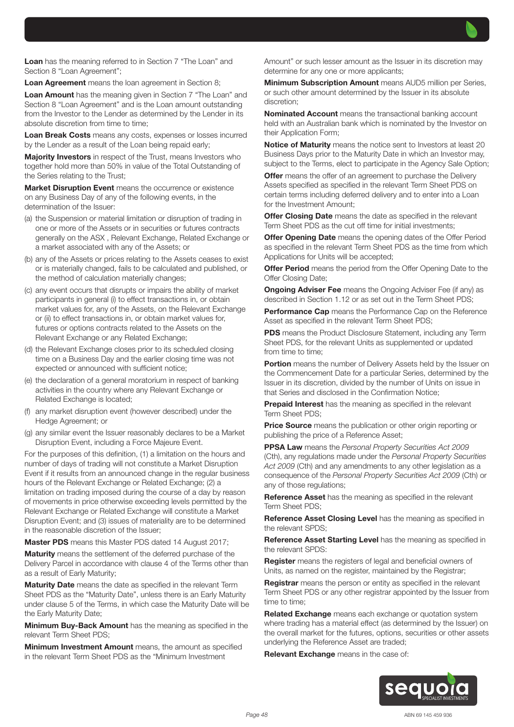**Loan** has the meaning referred to in Section 7 "The Loan" and Section 8 "Loan Agreement";

**Loan Agreement** means the loan agreement in Section 8;

**Loan Amount** has the meaning given in Section 7 "The Loan" and Section 8 "Loan Agreement" and is the Loan amount outstanding from the Investor to the Lender as determined by the Lender in its absolute discretion from time to time;

**Loan Break Costs** means any costs, expenses or losses incurred by the Lender as a result of the Loan being repaid early;

**Majority Investors** in respect of the Trust, means Investors who together hold more than 50% in value of the Total Outstanding of the Series relating to the Trust;

**Market Disruption Event** means the occurrence or existence on any Business Day of any of the following events, in the determination of the Issuer:

(a) the Suspension or material limitation or disruption of trading in one or more of the Assets or in securities or futures contracts generally on the ASX , Relevant Exchange, Related Exchange or a market associated with any of the Assets; or

(b) any of the Assets or prices relating to the Assets ceases to exist or is materially changed, fails to be calculated and published, or the method of calculation materially changes;

(c) any event occurs that disrupts or impairs the ability of market participants in general (i) to effect transactions in, or obtain market values for, any of the Assets, on the Relevant Exchange or (ii) to effect transactions in, or obtain market values for, futures or options contracts related to the Assets on the Relevant Exchange or any Related Exchange;

(d) the Relevant Exchange closes prior to its scheduled closing time on a Business Day and the earlier closing time was not expected or announced with sufficient notice;

(e) the declaration of a general moratorium in respect of banking activities in the country where any Relevant Exchange or Related Exchange is located;

(f) any market disruption event (however described) under the Hedge Agreement; or

(g) any similar event the Issuer reasonably declares to be a Market Disruption Event, including a Force Majeure Event.

For the purposes of this definition, (1) a limitation on the hours and number of days of trading will not constitute a Market Disruption Event if it results from an announced change in the regular business hours of the Relevant Exchange or Related Exchange; (2) a limitation on trading imposed during the course of a day by reason of movements in price otherwise exceeding levels permitted by the Relevant Exchange or Related Exchange will constitute a Market Disruption Event; and (3) issues of materiality are to be determined in the reasonable discretion of the Issuer;

**Master PDS** means this Master PDS dated 14 August 2017;

**Maturity** means the settlement of the deferred purchase of the Delivery Parcel in accordance with clause 4 of the Terms other than as a result of Early Maturity;

**Maturity Date** means the date as specified in the relevant Term Sheet PDS as the "Maturity Date", unless there is an Early Maturity under clause 5 of the Terms, in which case the Maturity Date will be the Early Maturity Date;

**Minimum Buy-Back Amount** has the meaning as specified in the relevant Term Sheet PDS;

**Minimum Investment Amount** means, the amount as specified in the relevant Term Sheet PDS as the "Minimum Investment Amount" or such lesser amount as the Issuer in its discretion may determine for any one or more applicants;

**Minimum Subscription Amount** means AUD5 million per Series, or such other amount determined by the Issuer in its absolute discretion;

**Nominated Account** means the transactional banking account held with an Australian bank which is nominated by the Investor on their Application Form;

**Notice of Maturity** means the notice sent to Investors at least 20 Business Days prior to the Maturity Date in which an Investor may, subject to the Terms, elect to participate in the Agency Sale Option;

**Offer** means the offer of an agreement to purchase the Delivery Assets specified as specified in the relevant Term Sheet PDS on certain terms including deferred delivery and to enter into a Loan for the Investment Amount;

**Offer Closing Date** means the date as specified in the relevant Term Sheet PDS as the cut off time for initial investments;

**Offer Opening Date** means the opening dates of the Offer Period as specified in the relevant Term Sheet PDS as the time from which Applications for Units will be accepted;

**Offer Period** means the period from the Offer Opening Date to the Offer Closing Date;

**Ongoing Adviser Fee** means the Ongoing Adviser Fee (if any) as described in Section 1.12 or as set out in the Term Sheet PDS;

**Performance Cap** means the Performance Cap on the Reference Asset as specified in the relevant Term Sheet PDS;

**PDS** means the Product Disclosure Statement, including any Term Sheet PDS, for the relevant Units as supplemented or updated from time to time;

**Portion** means the number of Delivery Assets held by the Issuer on the Commencement Date for a particular Series, determined by the Issuer in its discretion, divided by the number of Units on issue in that Series and disclosed in the Confirmation Notice;

**Prepaid Interest** has the meaning as specified in the relevant Term Sheet PDS;

**Price Source** means the publication or other origin reporting or publishing the price of a Reference Asset;

**PPSA Law** means the *Personal Property Securities Act 2009* (Cth), any regulations made under the *Personal Property Securities Act 2009* (Cth) and any amendments to any other legislation as a consequence of the *Personal Property Securities Act 2009* (Cth) or any of those regulations;

**Reference Asset** has the meaning as specified in the relevant Term Sheet PDS;

**Reference Asset Closing Level** has the meaning as specified in the relevant SPDS;

**Reference Asset Starting Level** has the meaning as specified in the relevant SPDS:

**Register** means the registers of legal and beneficial owners of Units, as named on the register, maintained by the Registrar;

**Registrar** means the person or entity as specified in the relevant Term Sheet PDS or any other registrar appointed by the Issuer from time to time;

**Related Exchange** means each exchange or quotation system where trading has a material effect (as determined by the Issuer) on the overall market for the futures, options, securities or other assets underlying the Reference Asset are traded;

**Relevant Exchange** means in the case of: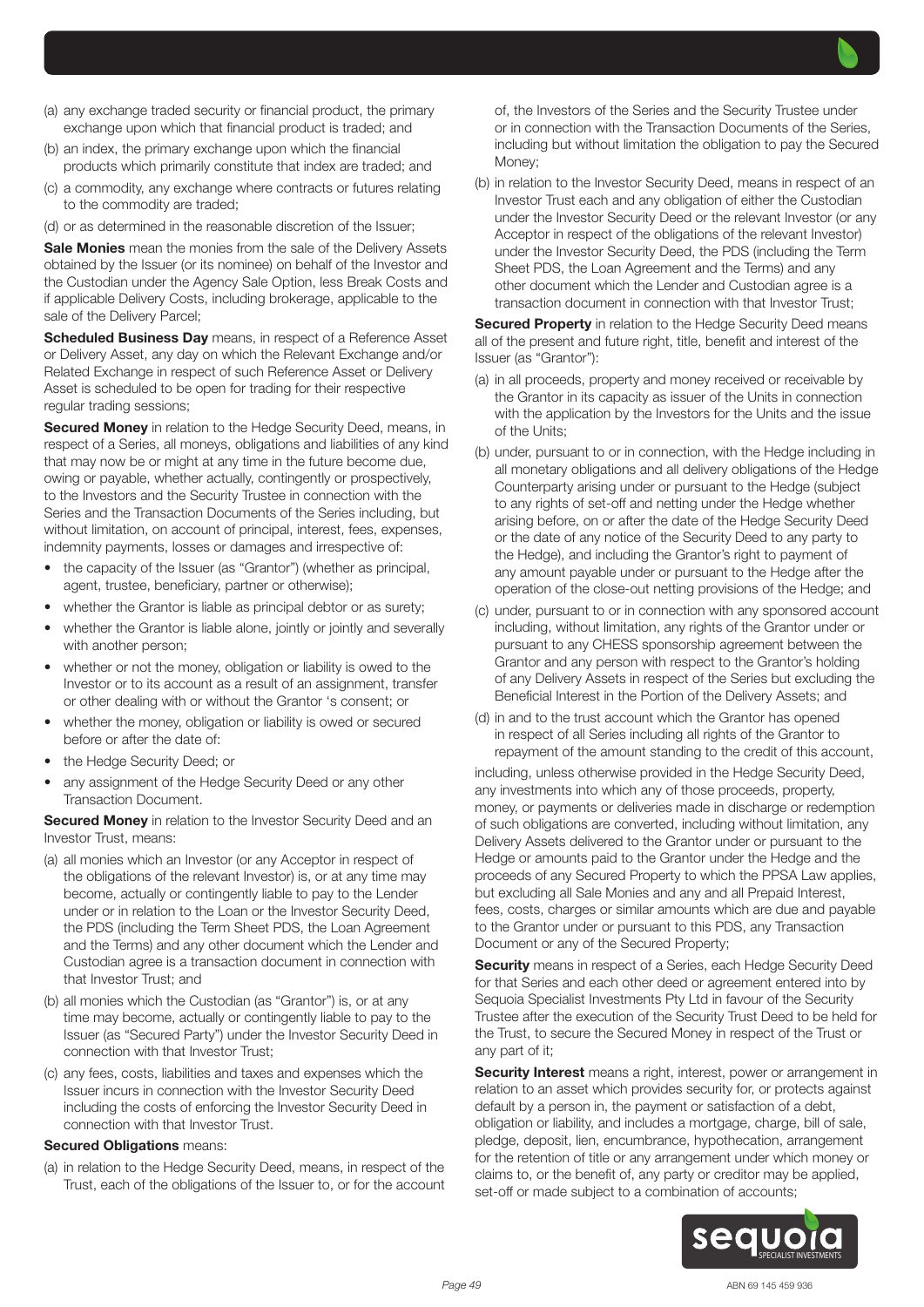(a) any exchange traded security or financial product, the primary exchange upon which that financial product is traded; and

(b) an index, the primary exchange upon which the financial products which primarily constitute that index are traded; and

(c) a commodity, any exchange where contracts or futures relating to the commodity are traded;

(d) or as determined in the reasonable discretion of the Issuer;

**Sale Monies** mean the monies from the sale of the Delivery Assets obtained by the Issuer (or its nominee) on behalf of the Investor and the Custodian under the Agency Sale Option, less Break Costs and if applicable Delivery Costs, including brokerage, applicable to the sale of the Delivery Parcel;

**Scheduled Business Day** means, in respect of a Reference Asset or Delivery Asset, any day on which the Relevant Exchange and/or Related Exchange in respect of such Reference Asset or Delivery Asset is scheduled to be open for trading for their respective regular trading sessions;

**Secured Money** in relation to the Hedge Security Deed, means, in respect of a Series, all moneys, obligations and liabilities of any kind that may now be or might at any time in the future become due, owing or payable, whether actually, contingently or prospectively, to the Investors and the Security Trustee in connection with the Series and the Transaction Documents of the Series including, but without limitation, on account of principal, interest, fees, expenses, indemnity payments, losses or damages and irrespective of:

- the capacity of the Issuer (as "Grantor") (whether as principal, agent, trustee, beneficiary, partner or otherwise);
- whether the Grantor is liable as principal debtor or as surety;
- whether the Grantor is liable alone, jointly or jointly and severally with another person;
- whether or not the money, obligation or liability is owed to the Investor or to its account as a result of an assignment, transfer or other dealing with or without the Grantor 's consent; or
- whether the money, obligation or liability is owed or secured before or after the date of:
- the Hedge Security Deed; or
- any assignment of the Hedge Security Deed or any other Transaction Document.

**Secured Money** in relation to the Investor Security Deed and an Investor Trust, means:

(a) all monies which an Investor (or any Acceptor in respect of the obligations of the relevant Investor) is, or at any time may become, actually or contingently liable to pay to the Lender under or in relation to the Loan or the Investor Security Deed, the PDS (including the Term Sheet PDS, the Loan Agreement and the Terms) and any other document which the Lender and Custodian agree is a transaction document in connection with that Investor Trust; and

(b) all monies which the Custodian (as "Grantor") is, or at any time may become, actually or contingently liable to pay to the Issuer (as "Secured Party") under the Investor Security Deed in connection with that Investor Trust;

(c) any fees, costs, liabilities and taxes and expenses which the Issuer incurs in connection with the Investor Security Deed including the costs of enforcing the Investor Security Deed in connection with that Investor Trust.

**Secured Obligations** means:

(a) in relation to the Hedge Security Deed, means, in respect of the Trust, each of the obligations of the Issuer to, or for the account of, the Investors of the Series and the Security Trustee under or in connection with the Transaction Documents of the Series, including but without limitation the obligation to pay the Secured Money;

(b) in relation to the Investor Security Deed, means in respect of an Investor Trust each and any obligation of either the Custodian under the Investor Security Deed or the relevant Investor (or any Acceptor in respect of the obligations of the relevant Investor) under the Investor Security Deed, the PDS (including the Term Sheet PDS, the Loan Agreement and the Terms) and any other document which the Lender and Custodian agree is a transaction document in connection with that Investor Trust;

**Secured Property** in relation to the Hedge Security Deed means all of the present and future right, title, benefit and interest of the Issuer (as "Grantor"):

(a) in all proceeds, property and money received or receivable by the Grantor in its capacity as issuer of the Units in connection with the application by the Investors for the Units and the issue of the Units;

(b) under, pursuant to or in connection, with the Hedge including in all monetary obligations and all delivery obligations of the Hedge Counterparty arising under or pursuant to the Hedge (subject to any rights of set-off and netting under the Hedge whether arising before, on or after the date of the Hedge Security Deed or the date of any notice of the Security Deed to any party to the Hedge), and including the Grantor's right to payment of any amount payable under or pursuant to the Hedge after the operation of the close-out netting provisions of the Hedge; and

(c) under, pursuant to or in connection with any sponsored account including, without limitation, any rights of the Grantor under or pursuant to any CHESS sponsorship agreement between the Grantor and any person with respect to the Grantor's holding of any Delivery Assets in respect of the Series but excluding the Beneficial Interest in the Portion of the Delivery Assets; and

(d) in and to the trust account which the Grantor has opened in respect of all Series including all rights of the Grantor to repayment of the amount standing to the credit of this account,

including, unless otherwise provided in the Hedge Security Deed, any investments into which any of those proceeds, property, money, or payments or deliveries made in discharge or redemption of such obligations are converted, including without limitation, any Delivery Assets delivered to the Grantor under or pursuant to the Hedge or amounts paid to the Grantor under the Hedge and the proceeds of any Secured Property to which the PPSA Law applies, but excluding all Sale Monies and any and all Prepaid Interest, fees, costs, charges or similar amounts which are due and payable to the Grantor under or pursuant to this PDS, any Transaction Document or any of the Secured Property;

**Security** means in respect of a Series, each Hedge Security Deed for that Series and each other deed or agreement entered into by Sequoia Specialist Investments Pty Ltd in favour of the Security Trustee after the execution of the Security Trust Deed to be held for the Trust, to secure the Secured Money in respect of the Trust or any part of it;

**Security Interest** means a right, interest, power or arrangement in relation to an asset which provides security for, or protects against default by a person in, the payment or satisfaction of a debt, obligation or liability, and includes a mortgage, charge, bill of sale, pledge, deposit, lien, encumbrance, hypothecation, arrangement for the retention of title or any arrangement under which money or claims to, or the benefit of, any party or creditor may be applied, set-off or made subject to a combination of accounts;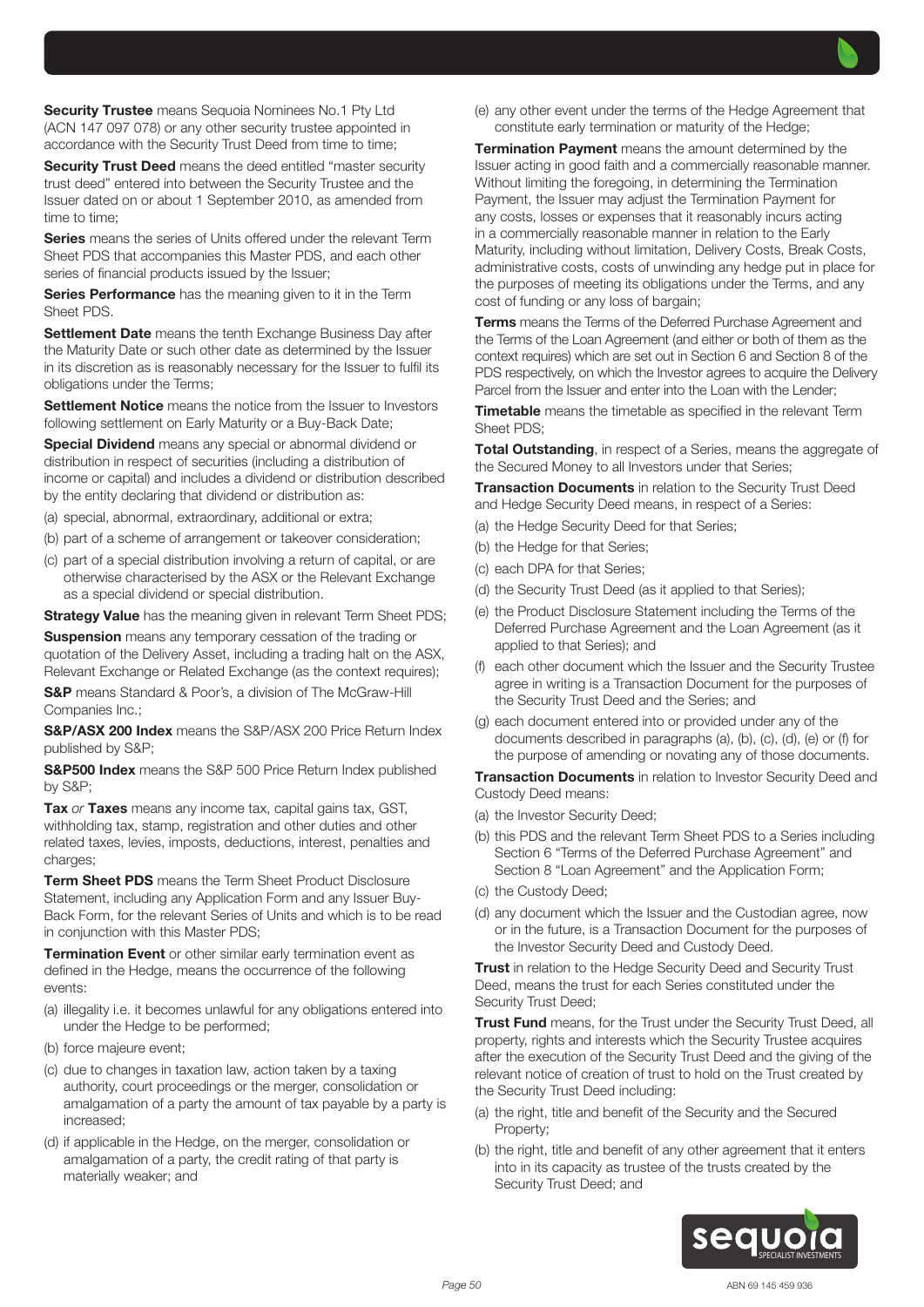**Security Trustee** means Sequoia Nominees No.1 Pty Ltd (ACN 147 097 078) or any other security trustee appointed in accordance with the Security Trust Deed from time to time;

**Security Trust Deed** means the deed entitled "master security trust deed" entered into between the Security Trustee and the Issuer dated on or about 1 September 2010, as amended from time to time;

**Series** means the series of Units offered under the relevant Term Sheet PDS that accompanies this Master PDS, and each other series of financial products issued by the Issuer;

**Series Performance** has the meaning given to it in the Term Sheet PDS.

**Settlement Date** means the tenth Exchange Business Day after the Maturity Date or such other date as determined by the Issuer in its discretion as is reasonably necessary for the Issuer to fulfil its obligations under the Terms;

**Settlement Notice** means the notice from the Issuer to Investors following settlement on Early Maturity or a Buy-Back Date;

**Special Dividend** means any special or abnormal dividend or distribution in respect of securities (including a distribution of income or capital) and includes a dividend or distribution described by the entity declaring that dividend or distribution as:

(a) special, abnormal, extraordinary, additional or extra;

(b) part of a scheme of arrangement or takeover consideration;

(c) part of a special distribution involving a return of capital, or are otherwise characterised by the ASX or the Relevant Exchange as a special dividend or special distribution.

**Strategy Value** has the meaning given in relevant Term Sheet PDS;

**Suspension** means any temporary cessation of the trading or quotation of the Delivery Asset, including a trading halt on the ASX, Relevant Exchange or Related Exchange (as the context requires);

**S&P** means Standard & Poor's, a division of The McGraw-Hill Companies Inc.;

**S&P/ASX 200 Index** means the S&P/ASX 200 Price Return Index published by S&P;

**S&P500 Index** means the S&P 500 Price Return Index published by S&P;

**Tax** *or* **Taxes** means any income tax, capital gains tax, GST, withholding tax, stamp, registration and other duties and other related taxes, levies, imposts, deductions, interest, penalties and charges;

**Term Sheet PDS** means the Term Sheet Product Disclosure Statement, including any Application Form and any Issuer Buy-Back Form, for the relevant Series of Units and which is to be read in conjunction with this Master PDS;

**Termination Event** or other similar early termination event as defined in the Hedge, means the occurrence of the following events:

(a) illegality i.e. it becomes unlawful for any obligations entered into under the Hedge to be performed;

(b) force majeure event;

(c) due to changes in taxation law, action taken by a taxing authority, court proceedings or the merger, consolidation or amalgamation of a party the amount of tax payable by a party is increased;

(d) if applicable in the Hedge, on the merger, consolidation or amalgamation of a party, the credit rating of that party is materially weaker; and

(e) any other event under the terms of the Hedge Agreement that constitute early termination or maturity of the Hedge;

**Termination Payment** means the amount determined by the Issuer acting in good faith and a commercially reasonable manner. Without limiting the foregoing, in determining the Termination Payment, the Issuer may adjust the Termination Payment for any costs, losses or expenses that it reasonably incurs acting in a commercially reasonable manner in relation to the Early Maturity, including without limitation, Delivery Costs, Break Costs, administrative costs, costs of unwinding any hedge put in place for the purposes of meeting its obligations under the Terms, and any cost of funding or any loss of bargain;

**Terms** means the Terms of the Deferred Purchase Agreement and the Terms of the Loan Agreement (and either or both of them as the context requires) which are set out in Section 6 and Section 8 of the PDS respectively, on which the Investor agrees to acquire the Delivery Parcel from the Issuer and enter into the Loan with the Lender;

**Timetable** means the timetable as specified in the relevant Term Sheet PDS;

**Total Outstanding**, in respect of a Series, means the aggregate of the Secured Money to all Investors under that Series;

**Transaction Documents** in relation to the Security Trust Deed and Hedge Security Deed means, in respect of a Series:

(a) the Hedge Security Deed for that Series;

(b) the Hedge for that Series;

(c) each DPA for that Series;

(d) the Security Trust Deed (as it applied to that Series);

(e) the Product Disclosure Statement including the Terms of the Deferred Purchase Agreement and the Loan Agreement (as it applied to that Series); and

(f) each other document which the Issuer and the Security Trustee agree in writing is a Transaction Document for the purposes of the Security Trust Deed and the Series; and

(g) each document entered into or provided under any of the documents described in paragraphs (a), (b), (c), (d), (e) or (f) for the purpose of amending or novating any of those documents.

**Transaction Documents** in relation to Investor Security Deed and Custody Deed means:

(a) the Investor Security Deed;

(b) this PDS and the relevant Term Sheet PDS to a Series including Section 6 "Terms of the Deferred Purchase Agreement" and Section 8 "Loan Agreement" and the Application Form;

(c) the Custody Deed;

(d) any document which the Issuer and the Custodian agree, now or in the future, is a Transaction Document for the purposes of the Investor Security Deed and Custody Deed.

**Trust** in relation to the Hedge Security Deed and Security Trust Deed, means the trust for each Series constituted under the Security Trust Deed;

**Trust Fund** means, for the Trust under the Security Trust Deed, all property, rights and interests which the Security Trustee acquires after the execution of the Security Trust Deed and the giving of the relevant notice of creation of trust to hold on the Trust created by the Security Trust Deed including:

(a) the right, title and benefit of the Security and the Secured Property;

(b) the right, title and benefit of any other agreement that it enters into in its capacity as trustee of the trusts created by the Security Trust Deed; and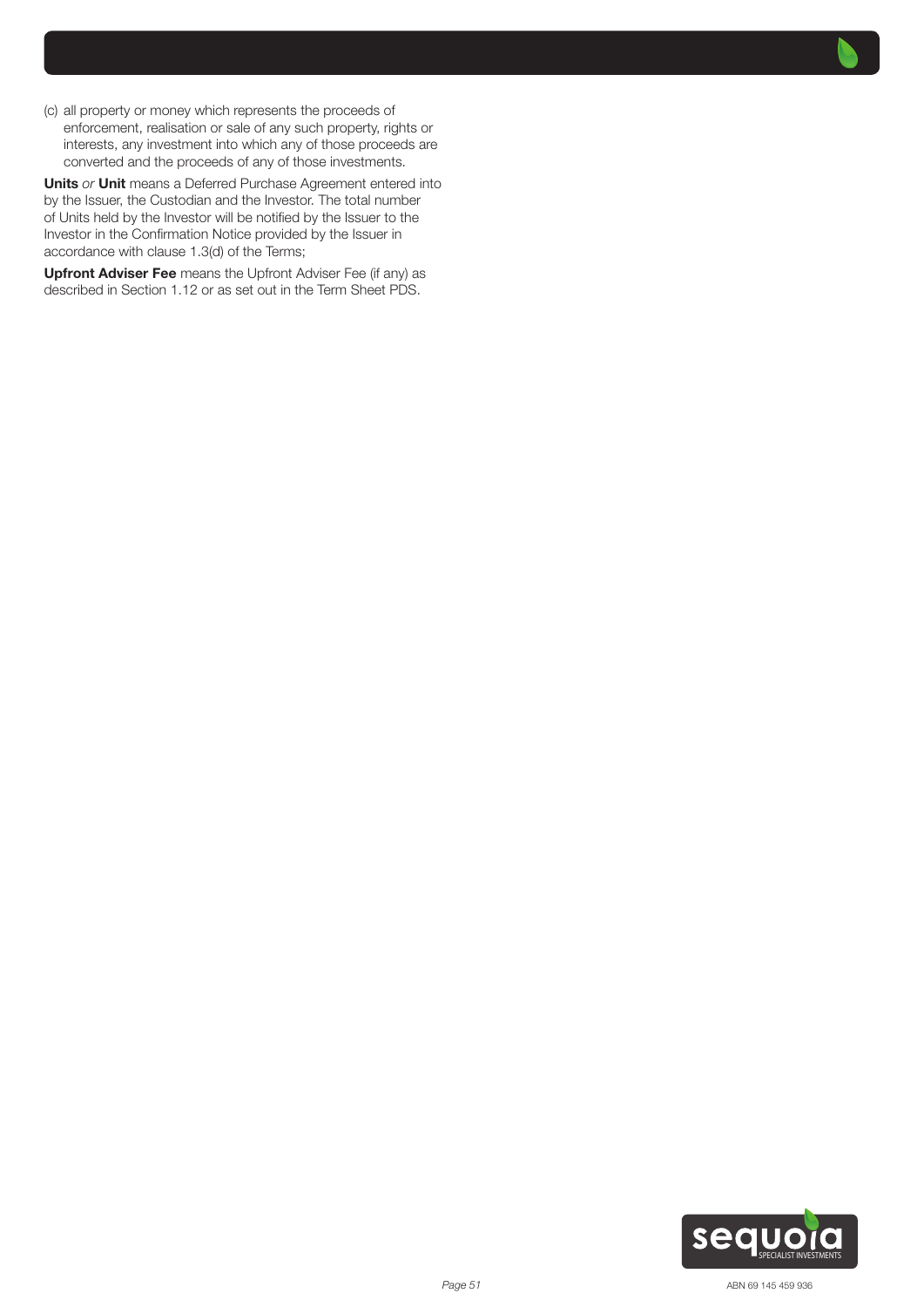(c) all property or money which represents the proceeds of enforcement, realisation or sale of any such property, rights or interests, any investment into which any of those proceeds are converted and the proceeds of any of those investments.

**Units** *or* **Unit** means a Deferred Purchase Agreement entered into by the Issuer, the Custodian and the Investor. The total number of Units held by the Investor will be notified by the Issuer to the Investor in the Confirmation Notice provided by the Issuer in accordance with clause 1.3(d) of the Terms;

**Upfront Adviser Fee** means the Upfront Adviser Fee (if any) as described in Section 1.12 or as set out in the Term Sheet PDS.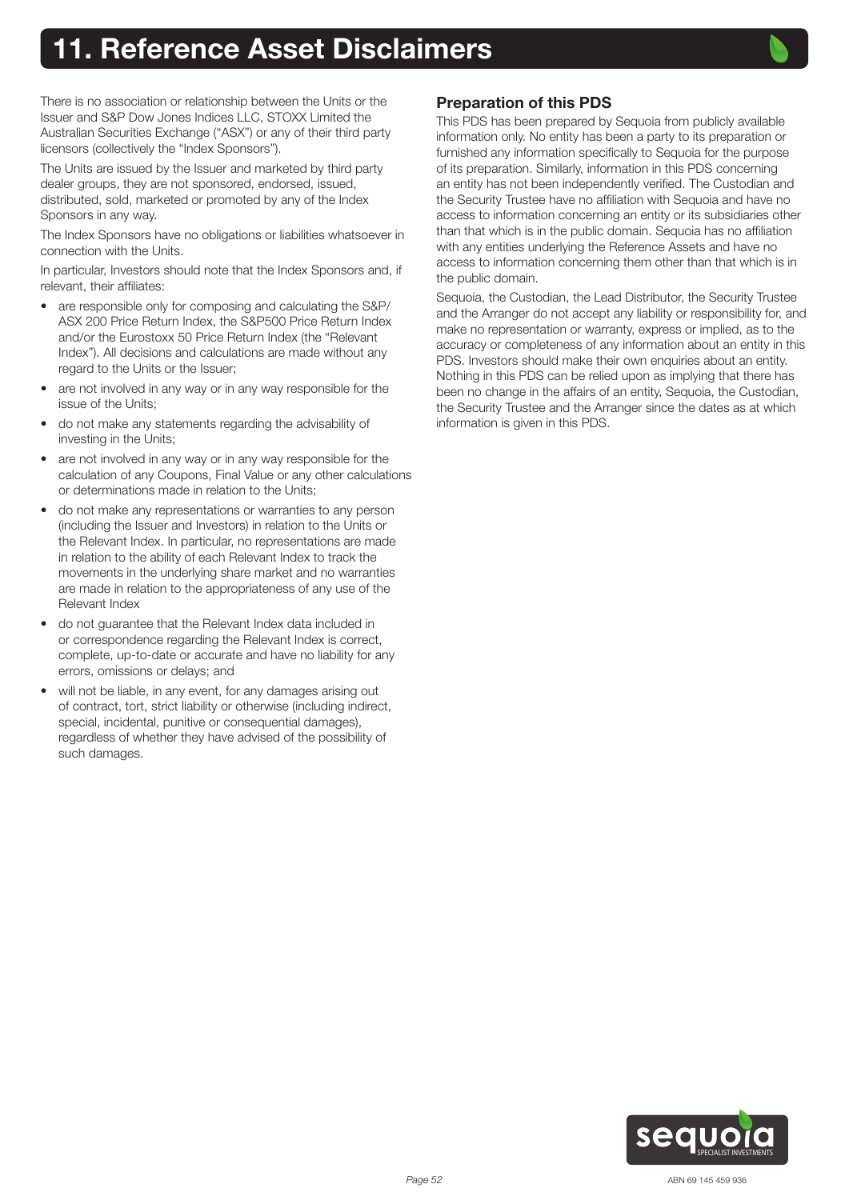# 11. Reference Asset Disclaimers

There is no association or relationship between the Units or the Issuer and S&P Dow Jones Indices LLC, STOXX Limited the Australian Securities Exchange ("ASX") or any of their third party licensors (collectively the "Index Sponsors").

The Units are issued by the Issuer and marketed by third party dealer groups, they are not sponsored, endorsed, issued, distributed, sold, marketed or promoted by any of the Index Sponsors in any way.

The Index Sponsors have no obligations or liabilities whatsoever in connection with the Units.

In particular, Investors should note that the Index Sponsors and, if relevant, their affiliates:

- are responsible only for composing and calculating the S&P/ASX 200 Price Return Index, the S&P500 Price Return Index and/or the Eurostoxx 50 Price Return Index (the "Relevant Index"). All decisions and calculations are made without any regard to the Units or the Issuer;
- are not involved in any way or in any way responsible for the issue of the Units;
- do not make any statements regarding the advisability of investing in the Units;
- are not involved in any way or in any way responsible for the calculation of any Coupons, Final Value or any other calculations or determinations made in relation to the Units;
- do not make any representations or warranties to any person (including the Issuer and Investors) in relation to the Units or the Relevant Index. In particular, no representations are made in relation to the ability of each Relevant Index to track the movements in the underlying share market and no warranties are made in relation to the appropriateness of any use of the Relevant Index
- do not guarantee that the Relevant Index data included in or correspondence regarding the Relevant Index is correct, complete, up-to-date or accurate and have no liability for any errors, omissions or delays; and
- will not be liable, in any event, for any damages arising out of contract, tort, strict liability or otherwise (including indirect, special, incidental, punitive or consequential damages), regardless of whether they have advised of the possibility of such damages.

## Preparation of this PDS

This PDS has been prepared by Sequoia from publicly available information only. No entity has been a party to its preparation or furnished any information specifically to Sequoia for the purpose of its preparation. Similarly, information in this PDS concerning an entity has not been independently verified. The Custodian and the Security Trustee have no affiliation with Sequoia and have no access to information concerning an entity or its subsidiaries other than that which is in the public domain. Sequoia has no affiliation with any entities underlying the Reference Assets and have no access to information concerning them other than that which is in the public domain.

Sequoia, the Custodian, the Lead Distributor, the Security Trustee and the Arranger do not accept any liability or responsibility for, and make no representation or warranty, express or implied, as to the accuracy or completeness of any information about an entity in this PDS. Investors should make their own enquiries about an entity. Nothing in this PDS can be relied upon as implying that there has been no change in the affairs of an entity, Sequoia, the Custodian, the Security Trustee and the Arranger since the dates as at which information is given in this PDS.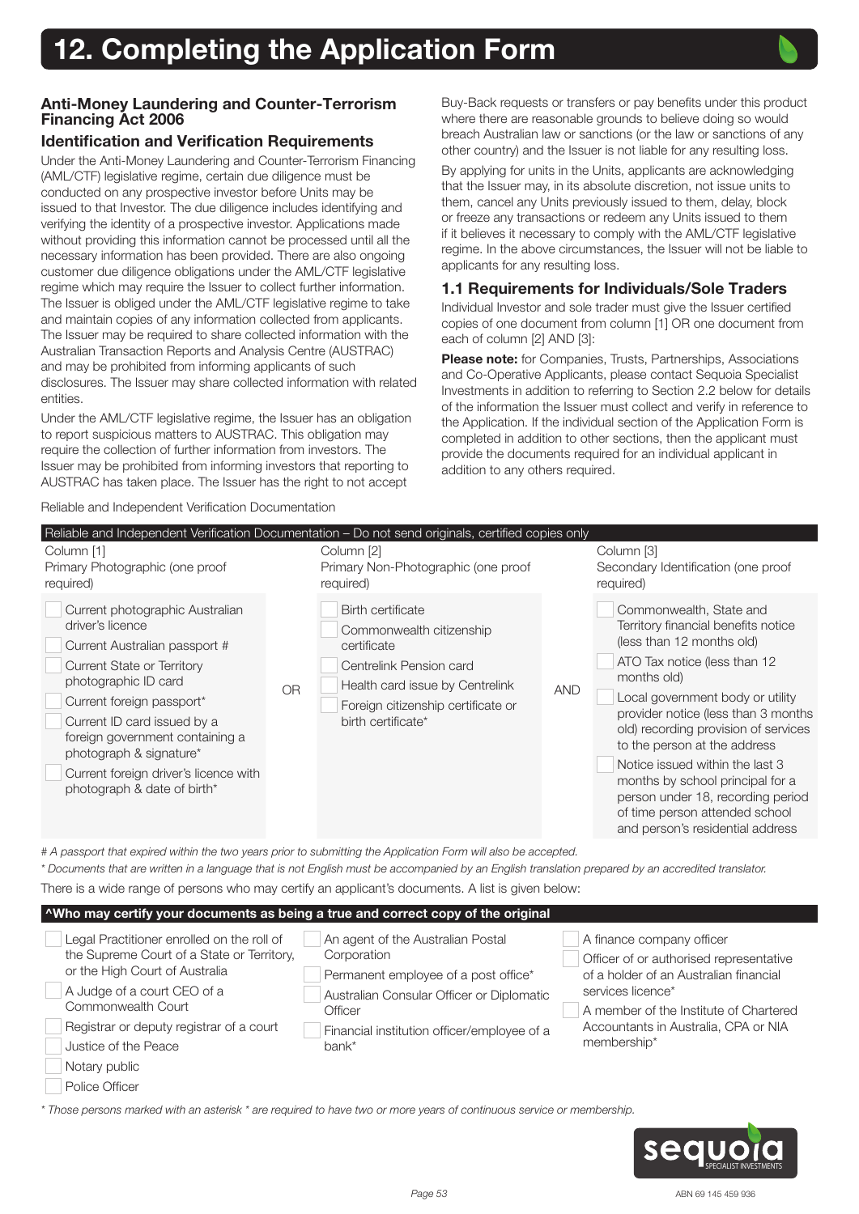# 12. Completing the Application Form

### Anti-Money Laundering and Counter-Terrorism Financing Act 2006

### Identification and Verification Requirements

Under the Anti-Money Laundering and Counter-Terrorism Financing (AML/CTF) legislative regime, certain due diligence must be conducted on any prospective investor before Units may be issued to that Investor. The due diligence includes identifying and verifying the identity of a prospective investor. Applications made without providing this information cannot be processed until all the necessary information has been provided. There are also ongoing customer due diligence obligations under the AML/CTF legislative regime which may require the Issuer to collect further information. The Issuer is obliged under the AML/CTF legislative regime to take and maintain copies of any information collected from applicants. The Issuer may be required to share collected information with the Australian Transaction Reports and Analysis Centre (AUSTRAC) and may be prohibited from informing applicants of such disclosures. The Issuer may share collected information with related entities.

Under the AML/CTF legislative regime, the Issuer has an obligation to report suspicious matters to AUSTRAC. This obligation may require the collection of further information from investors. The Issuer may be prohibited from informing investors that reporting to AUSTRAC has taken place. The Issuer has the right to not accept Buy-Back requests or transfers or pay benefits under this product where there are reasonable grounds to believe doing so would breach Australian law or sanctions (or the law or sanctions of any other country) and the Issuer is not liable for any resulting loss.

By applying for units in the Units, applicants are acknowledging that the Issuer may, in its absolute discretion, not issue units to them, cancel any Units previously issued to them, delay, block or freeze any transactions or redeem any Units issued to them if it believes it necessary to comply with the AML/CTF legislative regime. In the above circumstances, the Issuer will not be liable to applicants for any resulting loss.

### 1.1 Requirements for Individuals/Sole Traders

Individual Investor and sole trader must give the Issuer certified copies of one document from column [1] OR one document from each of column [2] AND [3]:

**Please note:** for Companies, Trusts, Partnerships, Associations and Co-Operative Applicants, please contact Sequoia Specialist Investments in addition to referring to Section 2.2 below for details of the information the Issuer must collect and verify in reference to the Application. If the individual section of the Application Form is completed in addition to other sections, then the applicant must provide the documents required for an individual applicant in addition to any others required.

Reliable and Independent Verification Documentation

| Reliable and Independent Verification Documentation – Do not send originals, certified copies only | | | | |
|---|---|---|---|---|
| Column [1]<br>Primary Photographic (one proof required) | | Column [2]<br>Primary Non-Photographic (one proof required) | | Column [3]<br>Secondary Identification (one proof required) |
| ☐ Current photographic Australian driver's licence<br>☐ Current Australian passport #<br>☐ Current State or Territory photographic ID card<br>☐ Current foreign passport*<br>☐ Current ID card issued by a foreign government containing a photograph & signature*<br>☐ Current foreign driver's licence with photograph & date of birth* | OR | ☐ Birth certificate<br>☐ Commonwealth citizenship certificate<br>☐ Centrelink Pension card<br>☐ Health card issue by Centrelink<br>☐ Foreign citizenship certificate or birth certificate* | AND | ☐ Commonwealth, State and Territory financial benefits notice (less than 12 months old)<br>☐ ATO Tax notice (less than 12 months old)<br>☐ Local government body or utility provider notice (less than 3 months old) recording provision of services to the person at the address<br>☐ Notice issued within the last 3 months by school principal for a person under 18, recording period of time person attended school and person's residential address |

*# A passport that expired within the two years prior to submitting the Application Form will also be accepted.*

*\* Documents that are written in a language that is not English must be accompanied by an English translation prepared by an accredited translator.*

There is a wide range of persons who may certify an applicant's documents. A list is given below:

| ^Who may certify your documents as being a true and correct copy of the original | | |
|---|---|---|
| ☐ Legal Practitioner enrolled on the roll of the Supreme Court of a State or Territory, or the High Court of Australia<br>☐ A Judge of a court CEO of a Commonwealth Court<br>☐ Registrar or deputy registrar of a court<br>☐ Justice of the Peace<br>☐ Notary public<br>☐ Police Officer | ☐ An agent of the Australian Postal Corporation<br>☐ Permanent employee of a post office*<br>☐ Australian Consular Officer or Diplomatic Officer<br>☐ Financial institution officer/employee of a bank* | ☐ A finance company officer<br>☐ Officer of or authorised representative of a holder of an Australian financial services licence*<br>☐ A member of the Institute of Chartered Accountants in Australia, CPA or NIA membership* |

*\* Those persons marked with an asterisk \* are required to have two or more years of continuous service or membership.*

ABN 69 145 459 936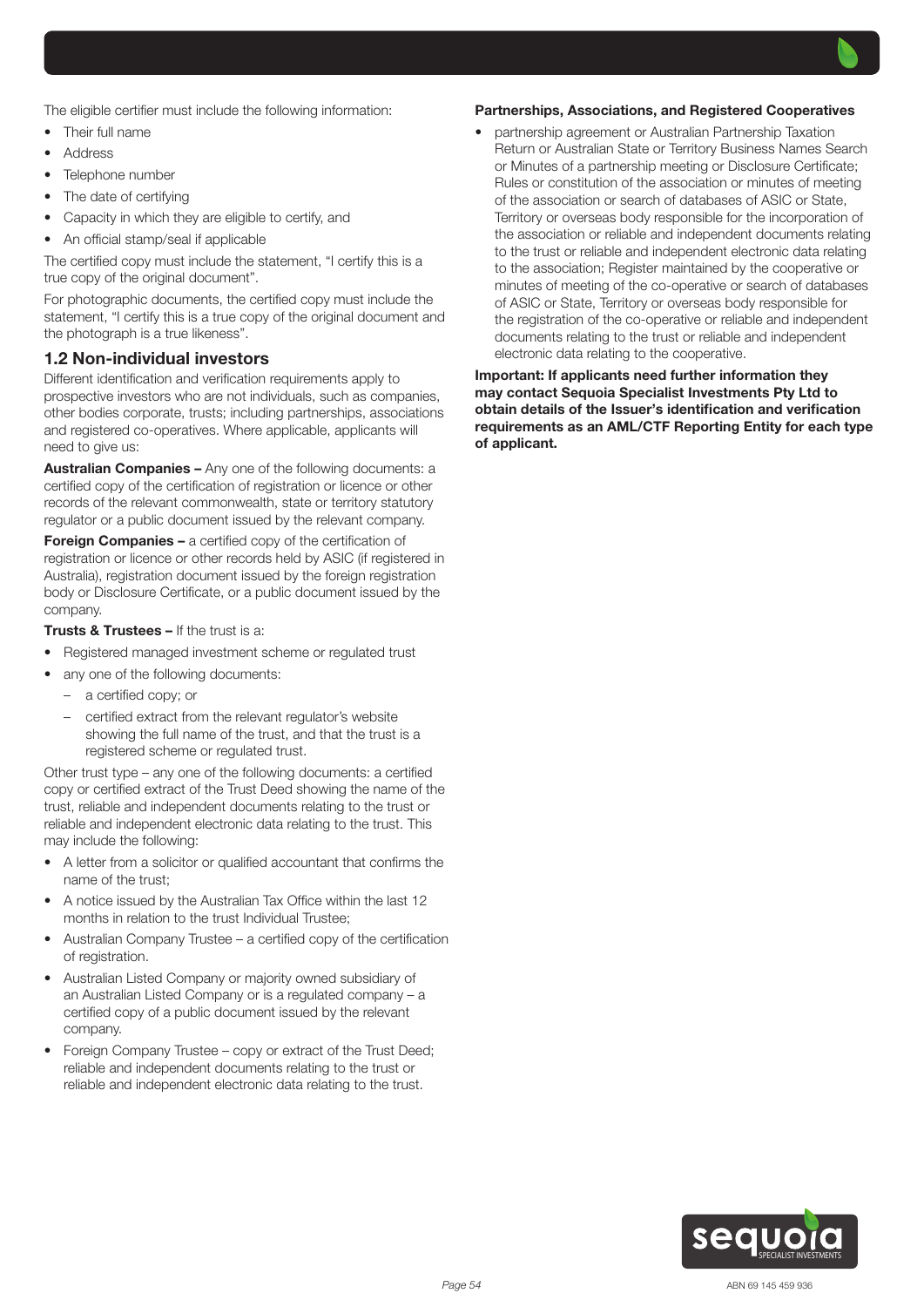The eligible certifier must include the following information:

- Their full name
- Address
- Telephone number
- The date of certifying
- Capacity in which they are eligible to certify, and
- An official stamp/seal if applicable

The certified copy must include the statement, "I certify this is a true copy of the original document".

For photographic documents, the certified copy must include the statement, "I certify this is a true copy of the original document and the photograph is a true likeness".

## 1.2 Non-individual investors

Different identification and verification requirements apply to prospective investors who are not individuals, such as companies, other bodies corporate, trusts; including partnerships, associations and registered co-operatives. Where applicable, applicants will need to give us:

**Australian Companies –** Any one of the following documents: a certified copy of the certification of registration or licence or other records of the relevant commonwealth, state or territory statutory regulator or a public document issued by the relevant company.

**Foreign Companies –** a certified copy of the certification of registration or licence or other records held by ASIC (if registered in Australia), registration document issued by the foreign registration body or Disclosure Certificate, or a public document issued by the company.

**Trusts & Trustees –** If the trust is a:

- Registered managed investment scheme or regulated trust
- any one of the following documents:
  - a certified copy; or
  - certified extract from the relevant regulator's website showing the full name of the trust, and that the trust is a registered scheme or regulated trust.

Other trust type – any one of the following documents: a certified copy or certified extract of the Trust Deed showing the name of the trust, reliable and independent documents relating to the trust or reliable and independent electronic data relating to the trust. This may include the following:

- A letter from a solicitor or qualified accountant that confirms the name of the trust;
- A notice issued by the Australian Tax Office within the last 12 months in relation to the trust Individual Trustee;
- Australian Company Trustee – a certified copy of the certification of registration.
- Australian Listed Company or majority owned subsidiary of an Australian Listed Company or is a regulated company – a certified copy of a public document issued by the relevant company.
- Foreign Company Trustee – copy or extract of the Trust Deed; reliable and independent documents relating to the trust or reliable and independent electronic data relating to the trust.

**Partnerships, Associations, and Registered Cooperatives**

- partnership agreement or Australian Partnership Taxation Return or Australian State or Territory Business Names Search or Minutes of a partnership meeting or Disclosure Certificate; Rules or constitution of the association or minutes of meeting of the association or search of databases of ASIC or State, Territory or overseas body responsible for the incorporation of the association or reliable and independent documents relating to the trust or reliable and independent electronic data relating to the association; Register maintained by the cooperative or minutes of meeting of the co-operative or search of databases of ASIC or State, Territory or overseas body responsible for the registration of the co-operative or reliable and independent documents relating to the trust or reliable and independent electronic data relating to the cooperative.

**Important: If applicants need further information they may contact Sequoia Specialist Investments Pty Ltd to obtain details of the Issuer's identification and verification requirements as an AML/CTF Reporting Entity for each type of applicant.**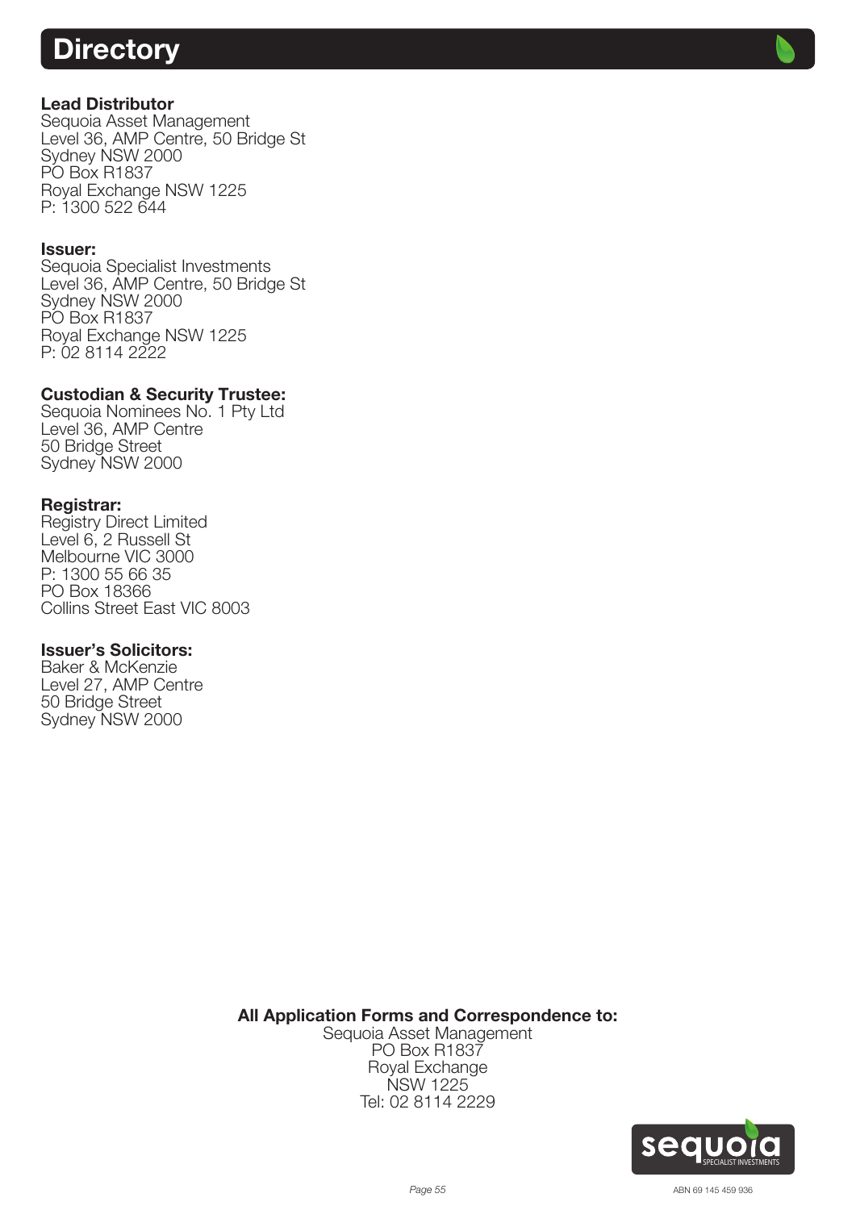# Directory

**Lead Distributor**
Sequoia Asset Management
Level 36, AMP Centre, 50 Bridge St
Sydney NSW 2000
PO Box R1837
Royal Exchange NSW 1225
P: 1300 522 644

**Issuer:**
Sequoia Specialist Investments
Level 36, AMP Centre, 50 Bridge St
Sydney NSW 2000
PO Box R1837
Royal Exchange NSW 1225
P: 02 8114 2222

**Custodian & Security Trustee:**
Sequoia Nominees No. 1 Pty Ltd
Level 36, AMP Centre
50 Bridge Street
Sydney NSW 2000

**Registrar:**
Registry Direct Limited
Level 6, 2 Russell St
Melbourne VIC 3000
P: 1300 55 66 35
PO Box 18366
Collins Street East VIC 8003

**Issuer's Solicitors:**
Baker & McKenzie
Level 27, AMP Centre
50 Bridge Street
Sydney NSW 2000

**All Application Forms and Correspondence to:**
Sequoia Asset Management
PO Box R1837
Royal Exchange
NSW 1225
Tel: 02 8114 2229

sequoia SPECIALIST INVESTMENTS

ABN 69 145 459 936